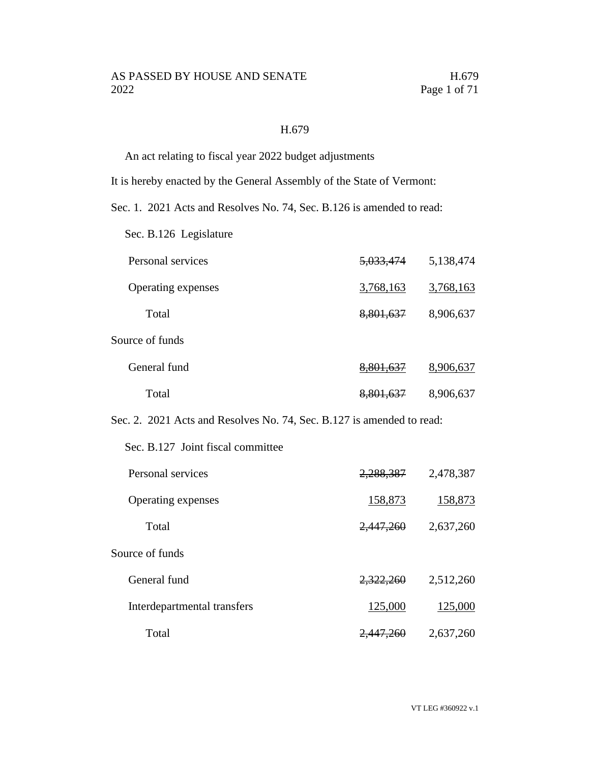# H.679

An act relating to fiscal year 2022 budget adjustments

It is hereby enacted by the General Assembly of the State of Vermont:

Sec. 1. 2021 Acts and Resolves No. 74, Sec. B.126 is amended to read:

Sec. B.126 Legislature

| | | |
|---|---|---|
| Personal services | ~~5,033,474~~ | 5,138,474 |
| Operating expenses | 3,768,163 | 3,768,163 |
| Total | ~~8,801,637~~ | 8,906,637 |
| Source of funds | | |
| General fund | ~~8,801,637~~ | 8,906,637 |
| Total | ~~8,801,637~~ | 8,906,637 |

Sec. 2. 2021 Acts and Resolves No. 74, Sec. B.127 is amended to read:

Sec. B.127 Joint fiscal committee

| | | |
|---|---|---|
| Personal services | ~~2,288,387~~ | 2,478,387 |
| Operating expenses | 158,873 | 158,873 |
| Total | ~~2,447,260~~ | 2,637,260 |
| Source of funds | | |
| General fund | ~~2,322,260~~ | 2,512,260 |
| Interdepartmental transfers | 125,000 | 125,000 |
| Total | ~~2,447,260~~ | 2,637,260 |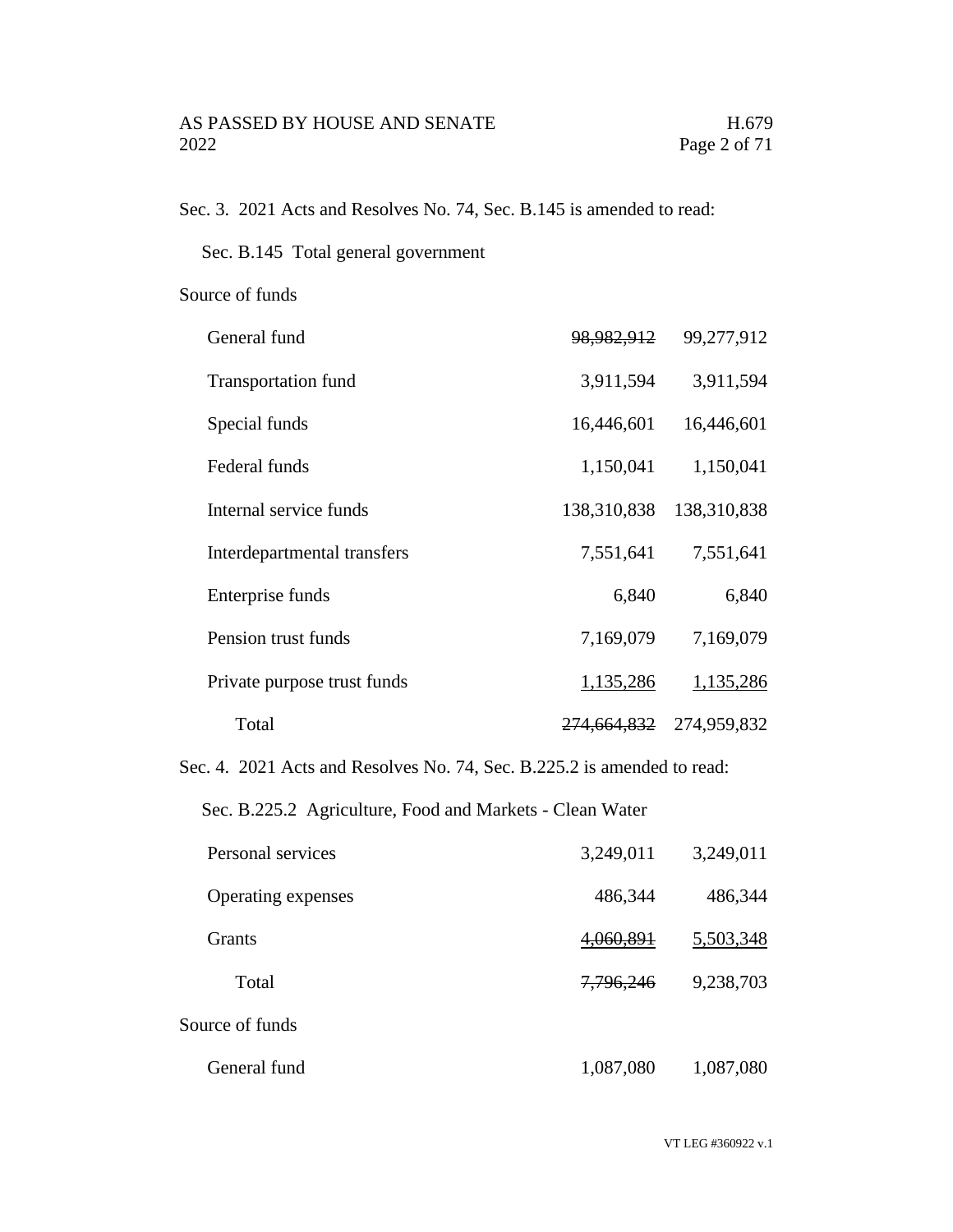Sec. 3. 2021 Acts and Resolves No. 74, Sec. B.145 is amended to read:

Sec. B.145 Total general government

Source of funds

| | | |
|---|---|---|
| General fund | ~~98,982,912~~ | 99,277,912 |
| Transportation fund | 3,911,594 | 3,911,594 |
| Special funds | 16,446,601 | 16,446,601 |
| Federal funds | 1,150,041 | 1,150,041 |
| Internal service funds | 138,310,838 | 138,310,838 |
| Interdepartmental transfers | 7,551,641 | 7,551,641 |
| Enterprise funds | 6,840 | 6,840 |
| Pension trust funds | 7,169,079 | 7,169,079 |
| Private purpose trust funds | 1,135,286 | 1,135,286 |
| Total | ~~274,664,832~~ | 274,959,832 |

Sec. 4. 2021 Acts and Resolves No. 74, Sec. B.225.2 is amended to read:

Sec. B.225.2 Agriculture, Food and Markets - Clean Water

| | | |
|---|---|---|
| Personal services | 3,249,011 | 3,249,011 |
| Operating expenses | 486,344 | 486,344 |
| Grants | ~~4,060,891~~ | 5,503,348 |
| Total | ~~7,796,246~~ | 9,238,703 |

Source of funds

| | | |
|---|---|---|
| General fund | 1,087,080 | 1,087,080 |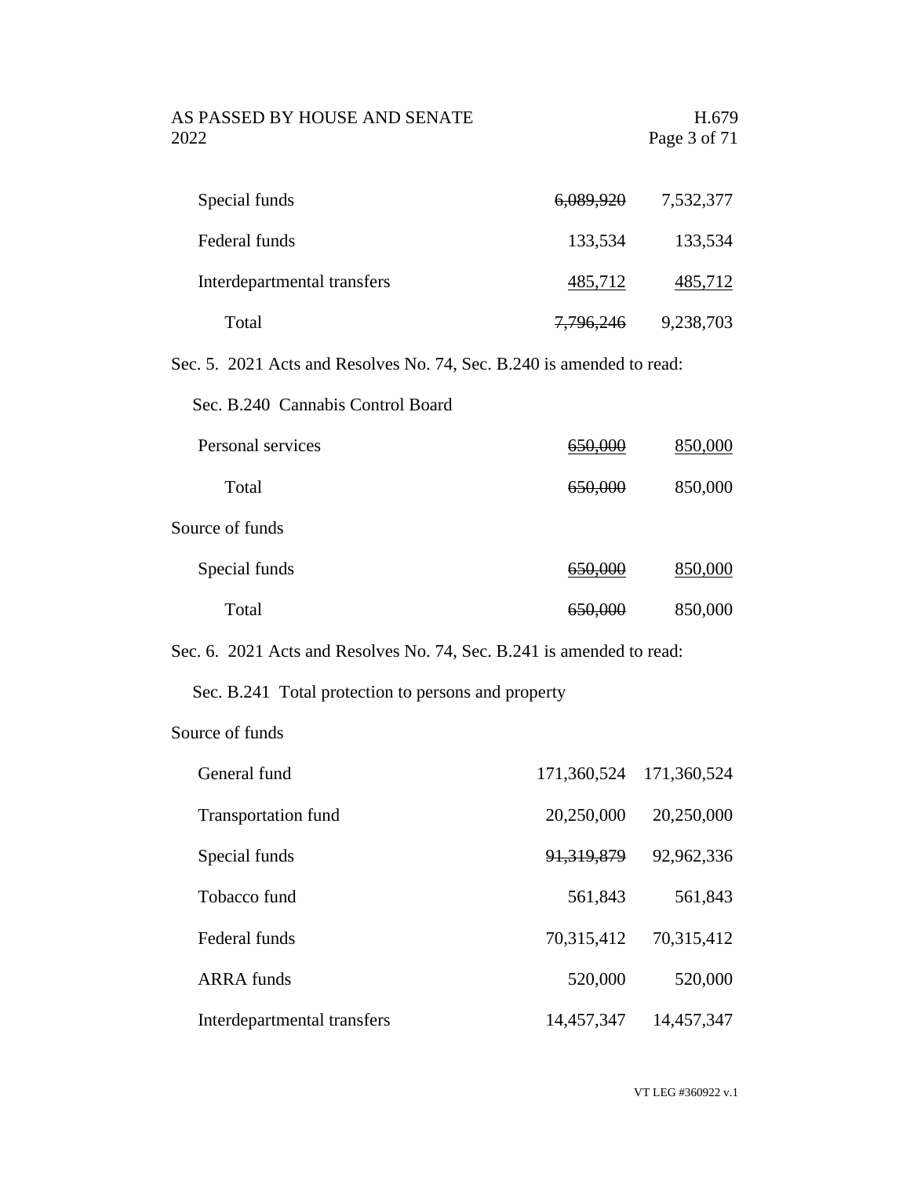| | | |
|---|---|---|
| Special funds | ~~6,089,920~~ | 7,532,377 |
| Federal funds | 133,534 | 133,534 |
| Interdepartmental transfers | 485,712 | 485,712 |
| Total | ~~7,796,246~~ | 9,238,703 |

Sec. 5. 2021 Acts and Resolves No. 74, Sec. B.240 is amended to read:

Sec. B.240 Cannabis Control Board

| | | |
|---|---|---|
| Personal services | ~~650,000~~ | 850,000 |
| Total | ~~650,000~~ | 850,000 |
| Source of funds | | |
| Special funds | ~~650,000~~ | 850,000 |
| Total | ~~650,000~~ | 850,000 |

Sec. 6. 2021 Acts and Resolves No. 74, Sec. B.241 is amended to read:

Sec. B.241 Total protection to persons and property

| | | |
|---|---|---|
| Source of funds | | |
| General fund | 171,360,524 | 171,360,524 |
| Transportation fund | 20,250,000 | 20,250,000 |
| Special funds | ~~91,319,879~~ | 92,962,336 |
| Tobacco fund | 561,843 | 561,843 |
| Federal funds | 70,315,412 | 70,315,412 |
| ARRA funds | 520,000 | 520,000 |
| Interdepartmental transfers | 14,457,347 | 14,457,347 |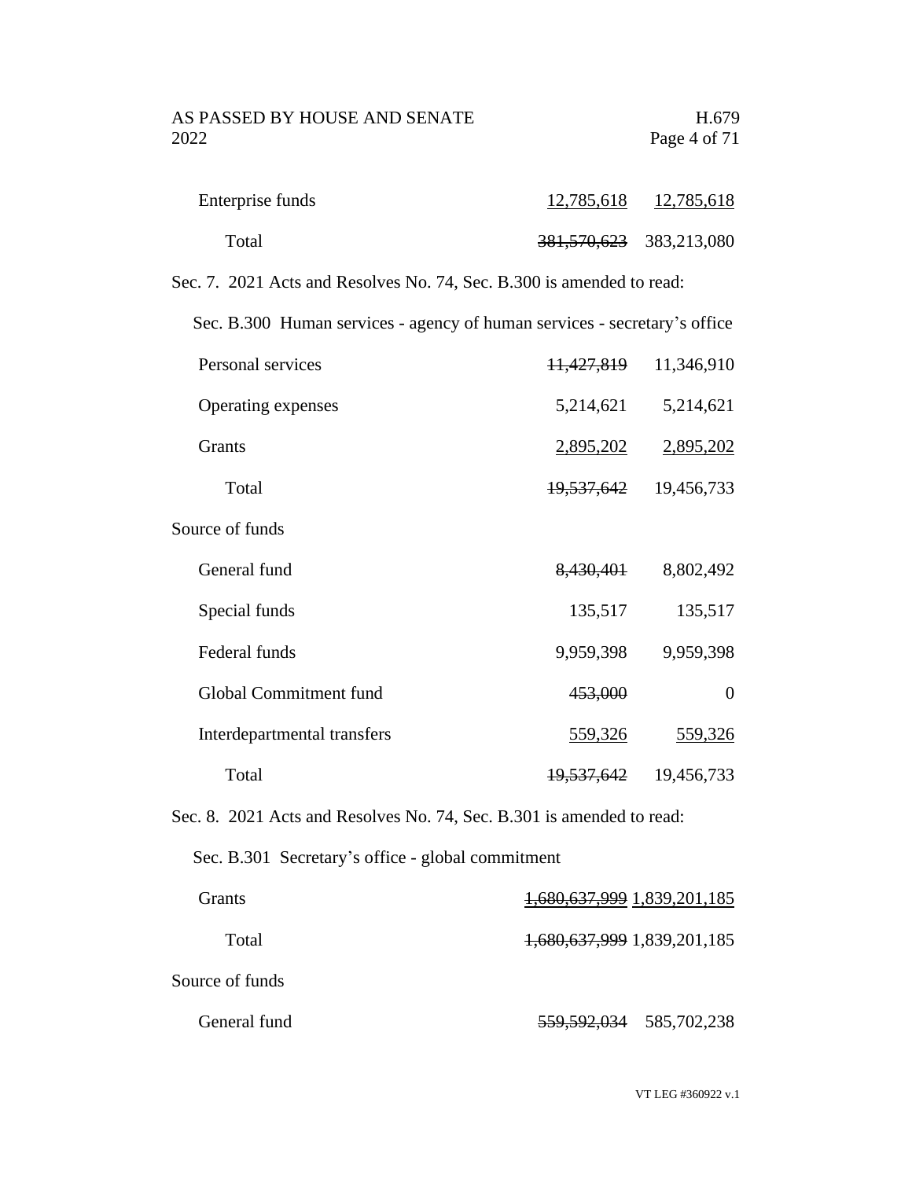| | | |
|---|---|---|
| Enterprise funds | <u>12,785,618</u> | <u>12,785,618</u> |
| Total | ~~381,570,623~~ | 383,213,080 |

Sec. 7. 2021 Acts and Resolves No. 74, Sec. B.300 is amended to read:

Sec. B.300 Human services - agency of human services - secretary's office

| | | |
|---|---|---|
| Personal services | ~~11,427,819~~ | 11,346,910 |
| Operating expenses | 5,214,621 | 5,214,621 |
| Grants | <u>2,895,202</u> | <u>2,895,202</u> |
| Total | ~~19,537,642~~ | 19,456,733 |
| Source of funds | | |
| General fund | ~~8,430,401~~ | 8,802,492 |
| Special funds | 135,517 | 135,517 |
| Federal funds | 9,959,398 | 9,959,398 |
| Global Commitment fund | ~~453,000~~ | 0 |
| Interdepartmental transfers | <u>559,326</u> | <u>559,326</u> |
| Total | ~~19,537,642~~ | 19,456,733 |

Sec. 8. 2021 Acts and Resolves No. 74, Sec. B.301 is amended to read:

Sec. B.301 Secretary's office - global commitment

| | | |
|---|---|---|
| Grants | <u>~~1,680,637,999~~</u> | <u>1,839,201,185</u> |
| Total | ~~1,680,637,999~~ | 1,839,201,185 |
| Source of funds | | |
| General fund | ~~559,592,034~~ | 585,702,238 |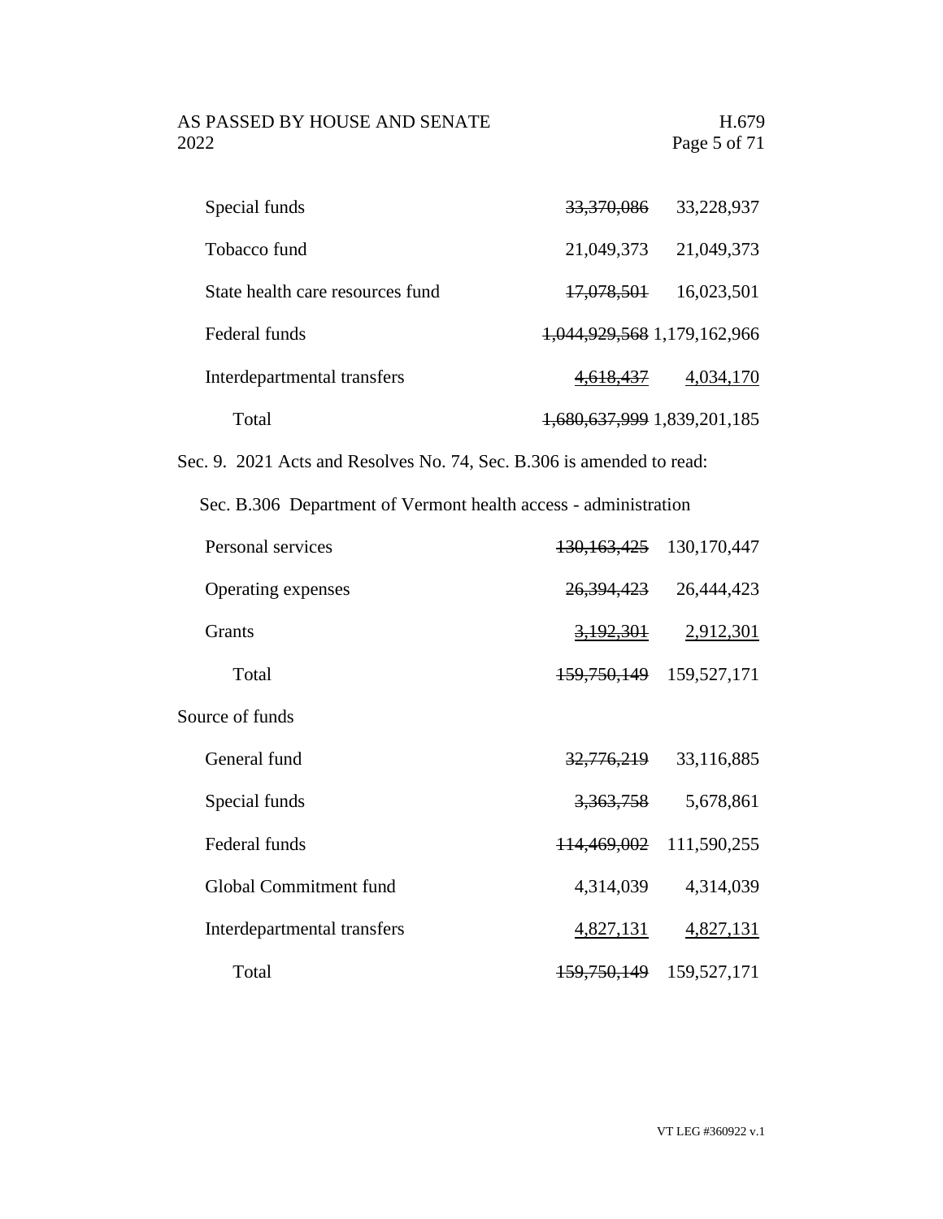| | | |
|---|---|---|
| Special funds | ~~33,370,086~~ | 33,228,937 |
| Tobacco fund | 21,049,373 | 21,049,373 |
| State health care resources fund | ~~17,078,501~~ | 16,023,501 |
| Federal funds | ~~1,044,929,568~~ | 1,179,162,966 |
| Interdepartmental transfers | ~~4,618,437~~ | 4,034,170 |
| Total | ~~1,680,637,999~~ | 1,839,201,185 |

Sec. 9. 2021 Acts and Resolves No. 74, Sec. B.306 is amended to read:

Sec. B.306 Department of Vermont health access - administration

| | | |
|---|---|---|
| Personal services | ~~130,163,425~~ | 130,170,447 |
| Operating expenses | ~~26,394,423~~ | 26,444,423 |
| Grants | ~~3,192,301~~ | 2,912,301 |
| Total | ~~159,750,149~~ | 159,527,171 |
| Source of funds | | |
| General fund | ~~32,776,219~~ | 33,116,885 |
| Special funds | ~~3,363,758~~ | 5,678,861 |
| Federal funds | ~~114,469,002~~ | 111,590,255 |
| Global Commitment fund | 4,314,039 | 4,314,039 |
| Interdepartmental transfers | 4,827,131 | 4,827,131 |
| Total | ~~159,750,149~~ | 159,527,171 |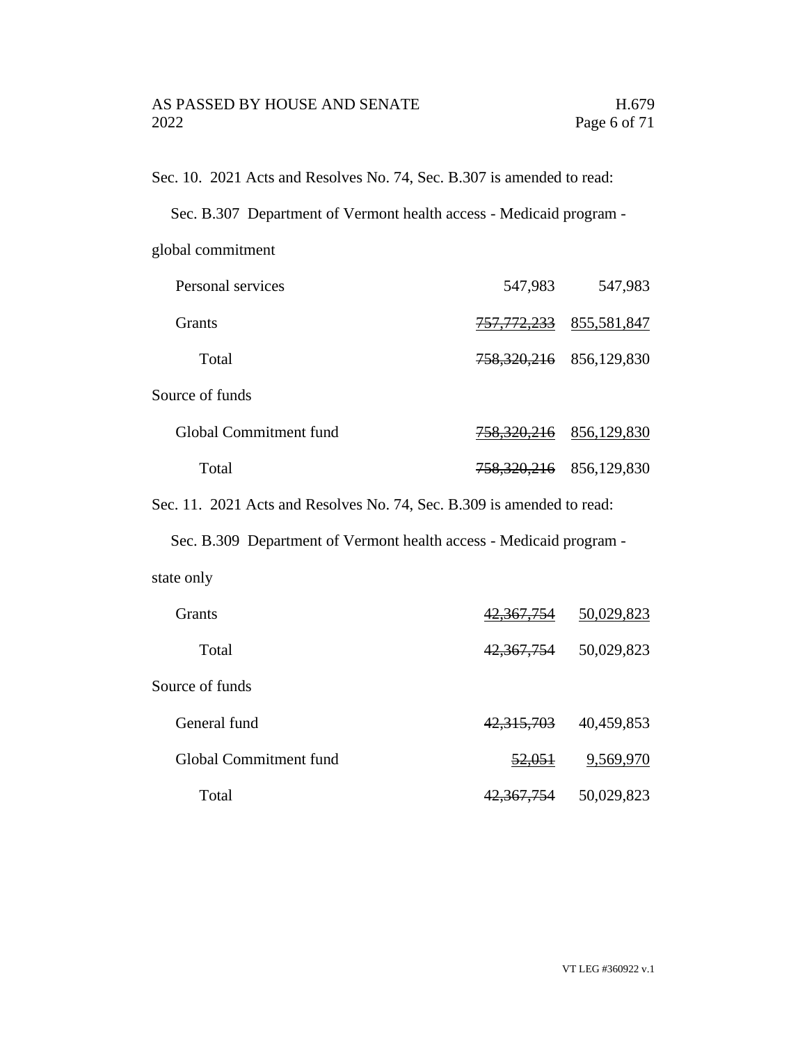Sec. 10. 2021 Acts and Resolves No. 74, Sec. B.307 is amended to read:

Sec. B.307 Department of Vermont health access - Medicaid program - global commitment

| | | |
|---|---|---|
| Personal services | 547,983 | 547,983 |
| Grants | ~~757,772,233~~ | 855,581,847 |
| Total | ~~758,320,216~~ | 856,129,830 |
| Source of funds | | |
| Global Commitment fund | ~~758,320,216~~ | 856,129,830 |
| Total | ~~758,320,216~~ | 856,129,830 |

Sec. 11. 2021 Acts and Resolves No. 74, Sec. B.309 is amended to read:

Sec. B.309 Department of Vermont health access - Medicaid program - state only

| | | |
|---|---|---|
| Grants | ~~42,367,754~~ | 50,029,823 |
| Total | ~~42,367,754~~ | 50,029,823 |
| Source of funds | | |
| General fund | ~~42,315,703~~ | 40,459,853 |
| Global Commitment fund | ~~52,051~~ | 9,569,970 |
| Total | ~~42,367,754~~ | 50,029,823 |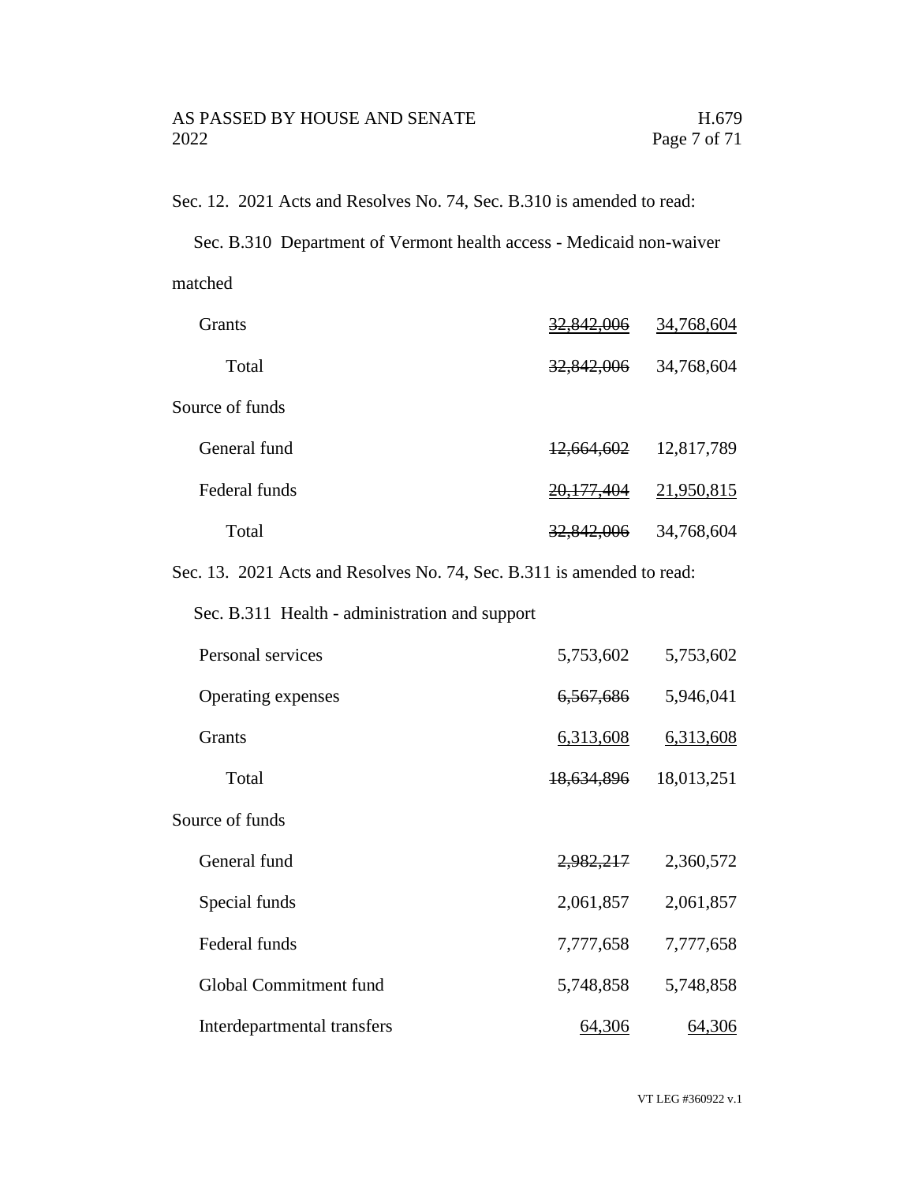Sec. 12. 2021 Acts and Resolves No. 74, Sec. B.310 is amended to read:

Sec. B.310 Department of Vermont health access - Medicaid non-waiver matched

| | | |
|---|---|---|
| Grants | ~~32,842,006~~ | 34,768,604 |
| Total | ~~32,842,006~~ | 34,768,604 |
| Source of funds | | |
| General fund | ~~12,664,602~~ | 12,817,789 |
| Federal funds | ~~20,177,404~~ | 21,950,815 |
| Total | ~~32,842,006~~ | 34,768,604 |

Sec. 13. 2021 Acts and Resolves No. 74, Sec. B.311 is amended to read:

Sec. B.311 Health - administration and support

| | | |
|---|---|---|
| Personal services | 5,753,602 | 5,753,602 |
| Operating expenses | ~~6,567,686~~ | 5,946,041 |
| Grants | 6,313,608 | 6,313,608 |
| Total | ~~18,634,896~~ | 18,013,251 |
| Source of funds | | |
| General fund | ~~2,982,217~~ | 2,360,572 |
| Special funds | 2,061,857 | 2,061,857 |
| Federal funds | 7,777,658 | 7,777,658 |
| Global Commitment fund | 5,748,858 | 5,748,858 |
| Interdepartmental transfers | 64,306 | 64,306 |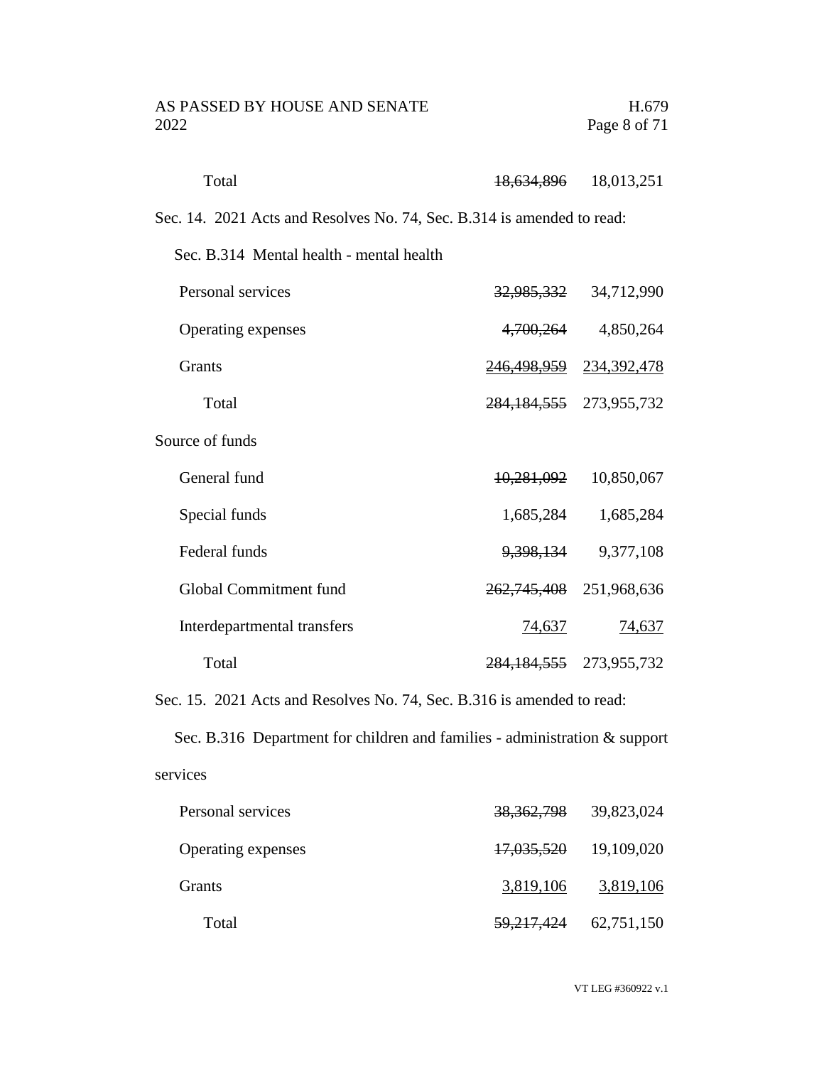| | | |
|---|---|---|
| Total | ~~18,634,896~~ | 18,013,251 |

Sec. 14. 2021 Acts and Resolves No. 74, Sec. B.314 is amended to read:

Sec. B.314 Mental health - mental health

| | | |
|---|---|---|
| Personal services | ~~32,985,332~~ | 34,712,990 |
| Operating expenses | ~~4,700,264~~ | 4,850,264 |
| Grants | ~~246,498,959~~ | 234,392,478 |
| Total | ~~284,184,555~~ | 273,955,732 |
| Source of funds | | |
| General fund | ~~10,281,092~~ | 10,850,067 |
| Special funds | 1,685,284 | 1,685,284 |
| Federal funds | ~~9,398,134~~ | 9,377,108 |
| Global Commitment fund | ~~262,745,408~~ | 251,968,636 |
| Interdepartmental transfers | 74,637 | 74,637 |
| Total | ~~284,184,555~~ | 273,955,732 |

Sec. 15. 2021 Acts and Resolves No. 74, Sec. B.316 is amended to read:

Sec. B.316 Department for children and families - administration & support services

| | | |
|---|---|---|
| Personal services | ~~38,362,798~~ | 39,823,024 |
| Operating expenses | ~~17,035,520~~ | 19,109,020 |
| Grants | 3,819,106 | 3,819,106 |
| Total | ~~59,217,424~~ | 62,751,150 |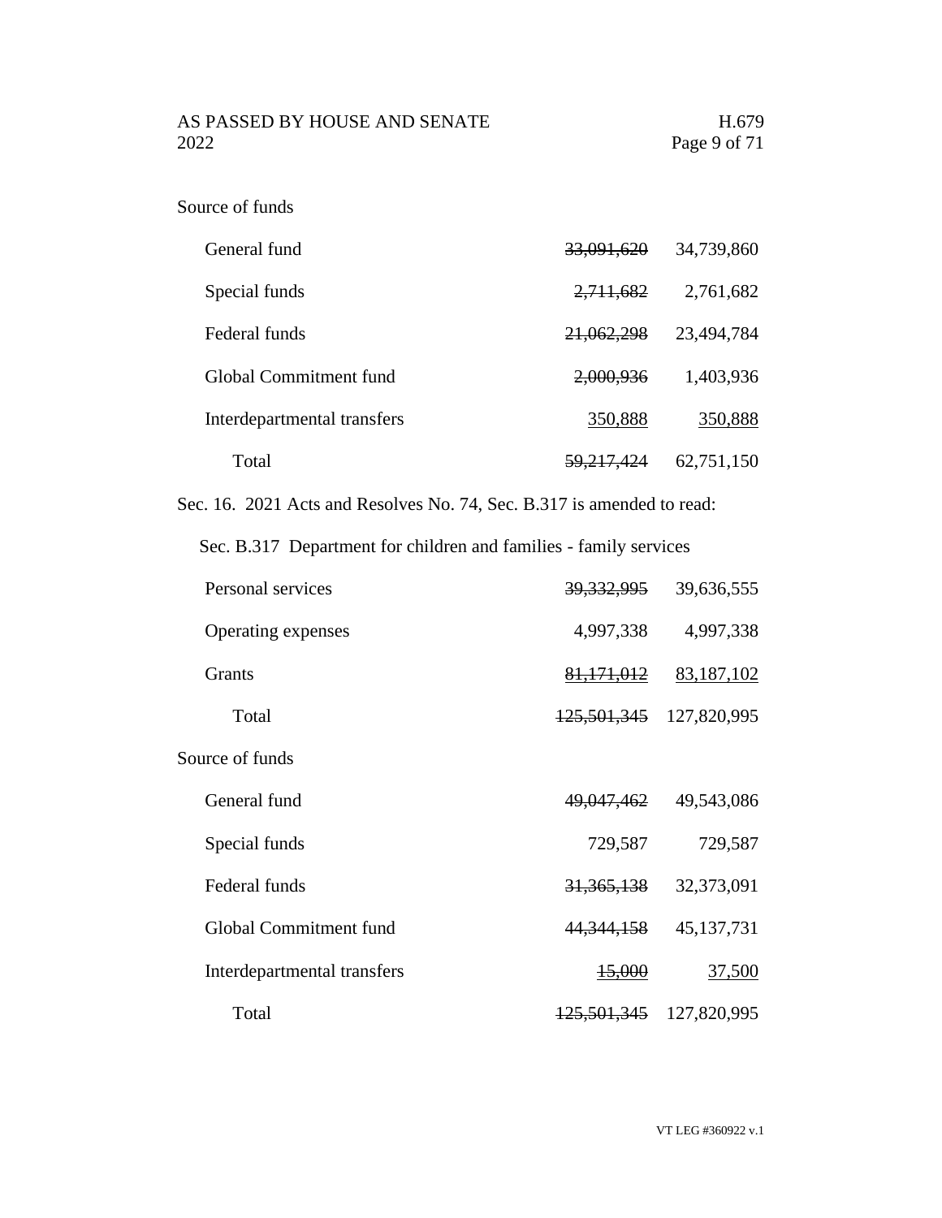Source of funds

| | | |
|---|---|---|
| General fund | ~~33,091,620~~ | 34,739,860 |
| Special funds | ~~2,711,682~~ | 2,761,682 |
| Federal funds | ~~21,062,298~~ | 23,494,784 |
| Global Commitment fund | ~~2,000,936~~ | 1,403,936 |
| Interdepartmental transfers | 350,888 | 350,888 |
| Total | ~~59,217,424~~ | 62,751,150 |

Sec. 16. 2021 Acts and Resolves No. 74, Sec. B.317 is amended to read:

Sec. B.317 Department for children and families - family services

| | | |
|---|---|---|
| Personal services | ~~39,332,995~~ | 39,636,555 |
| Operating expenses | 4,997,338 | 4,997,338 |
| Grants | ~~81,171,012~~ | 83,187,102 |
| Total | ~~125,501,345~~ | 127,820,995 |

Source of funds

| | | |
|---|---|---|
| General fund | ~~49,047,462~~ | 49,543,086 |
| Special funds | 729,587 | 729,587 |
| Federal funds | ~~31,365,138~~ | 32,373,091 |
| Global Commitment fund | ~~44,344,158~~ | 45,137,731 |
| Interdepartmental transfers | ~~15,000~~ | 37,500 |
| Total | ~~125,501,345~~ | 127,820,995 |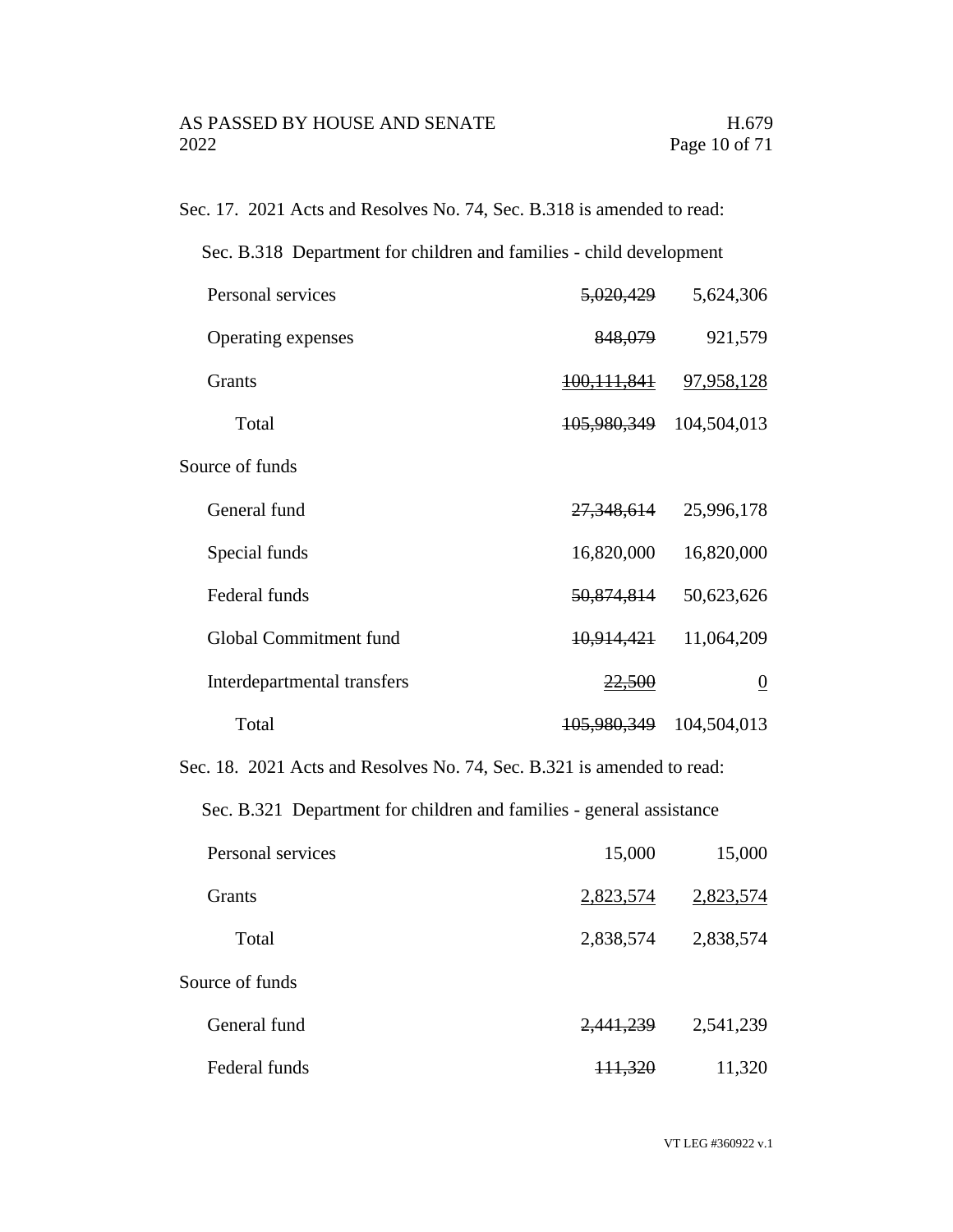Sec. 17. 2021 Acts and Resolves No. 74, Sec. B.318 is amended to read:

Sec. B.318 Department for children and families - child development

| | | |
|---|---|---|
| Personal services | ~~5,020,429~~ | 5,624,306 |
| Operating expenses | ~~848,079~~ | 921,579 |
| Grants | ~~100,111,841~~ | 97,958,128 |
| Total | ~~105,980,349~~ | 104,504,013 |
| Source of funds | | |
| General fund | ~~27,348,614~~ | 25,996,178 |
| Special funds | 16,820,000 | 16,820,000 |
| Federal funds | ~~50,874,814~~ | 50,623,626 |
| Global Commitment fund | ~~10,914,421~~ | 11,064,209 |
| Interdepartmental transfers | ~~22,500~~ | 0 |
| Total | ~~105,980,349~~ | 104,504,013 |

Sec. 18. 2021 Acts and Resolves No. 74, Sec. B.321 is amended to read:

Sec. B.321 Department for children and families - general assistance

| | | |
|---|---|---|
| Personal services | 15,000 | 15,000 |
| Grants | 2,823,574 | 2,823,574 |
| Total | 2,838,574 | 2,838,574 |
| Source of funds | | |
| General fund | ~~2,441,239~~ | 2,541,239 |
| Federal funds | ~~111,320~~ | 11,320 |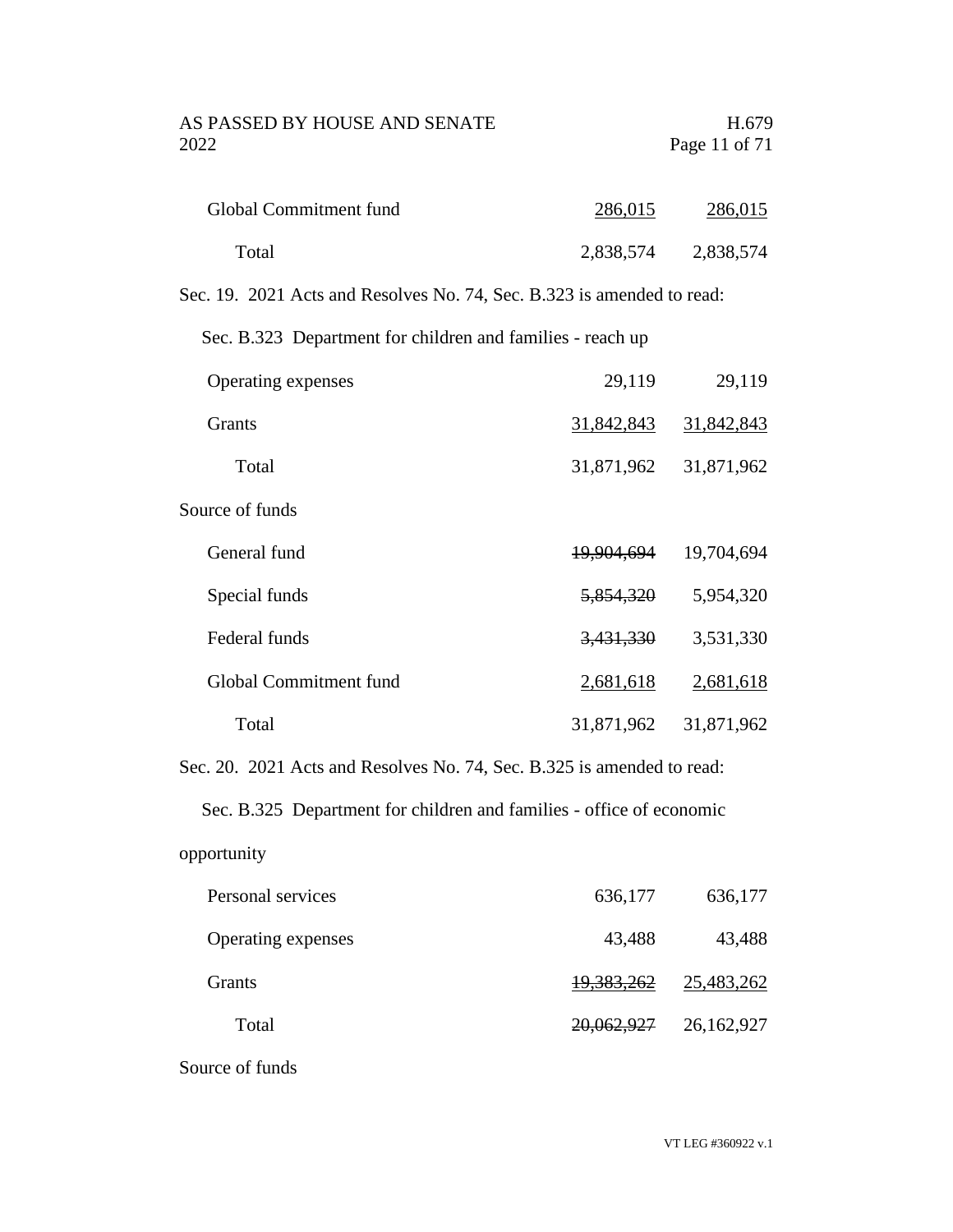| | | |
|---|---|---|
| Global Commitment fund | 286,015 | 286,015 |
| Total | 2,838,574 | 2,838,574 |

Sec. 19. 2021 Acts and Resolves No. 74, Sec. B.323 is amended to read:

Sec. B.323 Department for children and families - reach up

| | | |
|---|---|---|
| Operating expenses | 29,119 | 29,119 |
| Grants | 31,842,843 | 31,842,843 |
| Total | 31,871,962 | 31,871,962 |
| **Source of funds** | | |
| General fund | ~~19,904,694~~ | 19,704,694 |
| Special funds | ~~5,854,320~~ | 5,954,320 |
| Federal funds | ~~3,431,330~~ | 3,531,330 |
| Global Commitment fund | 2,681,618 | 2,681,618 |
| Total | 31,871,962 | 31,871,962 |

Sec. 20. 2021 Acts and Resolves No. 74, Sec. B.325 is amended to read:

Sec. B.325 Department for children and families - office of economic opportunity

| | | |
|---|---|---|
| Personal services | 636,177 | 636,177 |
| Operating expenses | 43,488 | 43,488 |
| Grants | ~~19,383,262~~ | 25,483,262 |
| Total | ~~20,062,927~~ | 26,162,927 |

Source of funds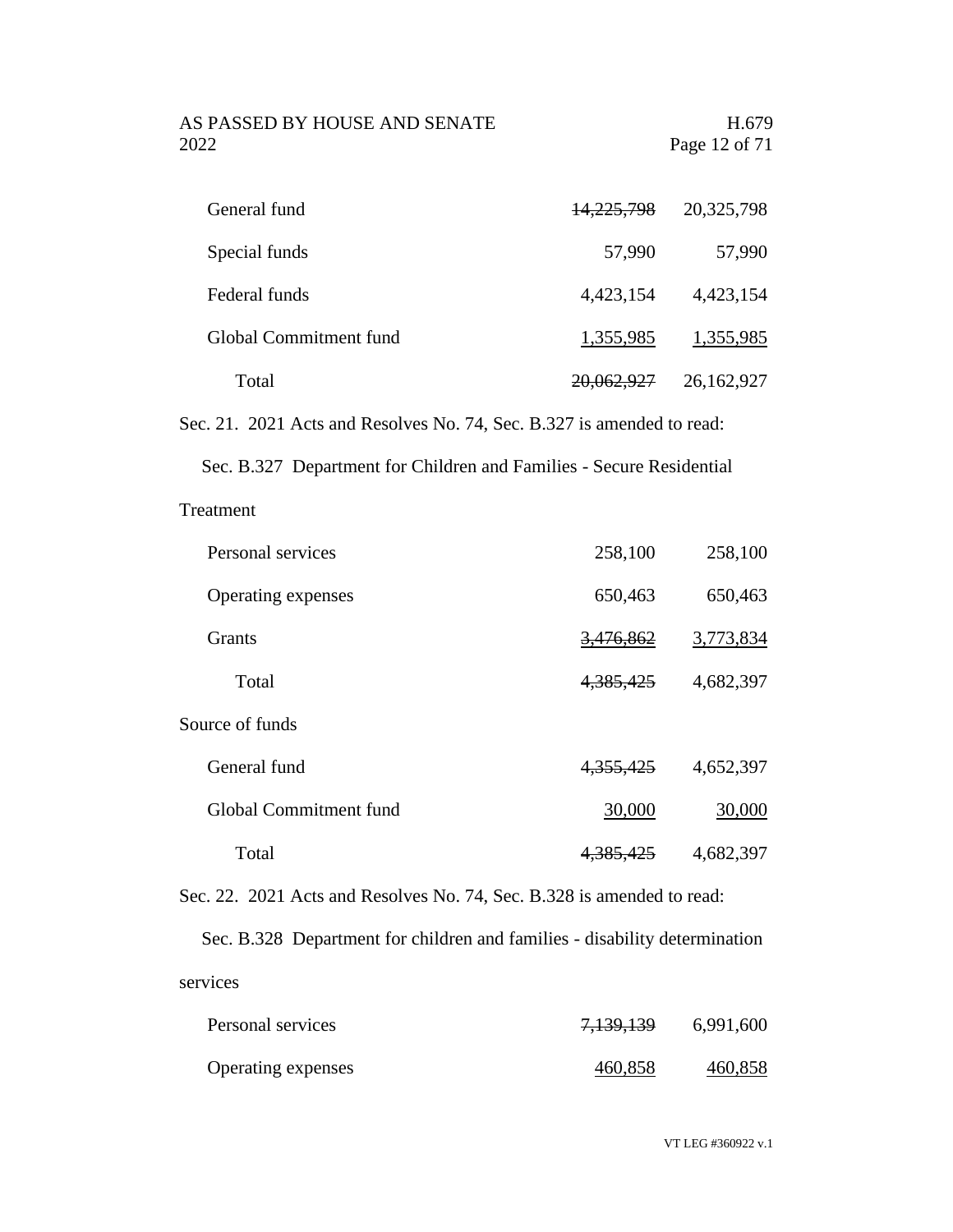| | | |
|---|---|---|
| General fund | ~~14,225,798~~ | 20,325,798 |
| Special funds | 57,990 | 57,990 |
| Federal funds | 4,423,154 | 4,423,154 |
| Global Commitment fund | 1,355,985 | 1,355,985 |
| Total | ~~20,062,927~~ | 26,162,927 |

Sec. 21. 2021 Acts and Resolves No. 74, Sec. B.327 is amended to read:

Sec. B.327 Department for Children and Families - Secure Residential Treatment

| | | |
|---|---|---|
| Personal services | 258,100 | 258,100 |
| Operating expenses | 650,463 | 650,463 |
| Grants | ~~3,476,862~~ | 3,773,834 |
| Total | ~~4,385,425~~ | 4,682,397 |

Source of funds

| | | |
|---|---|---|
| General fund | ~~4,355,425~~ | 4,652,397 |
| Global Commitment fund | 30,000 | 30,000 |
| Total | ~~4,385,425~~ | 4,682,397 |

Sec. 22. 2021 Acts and Resolves No. 74, Sec. B.328 is amended to read:

Sec. B.328 Department for children and families - disability determination services

| | | |
|---|---|---|
| Personal services | ~~7,139,139~~ | 6,991,600 |
| Operating expenses | 460,858 | 460,858 |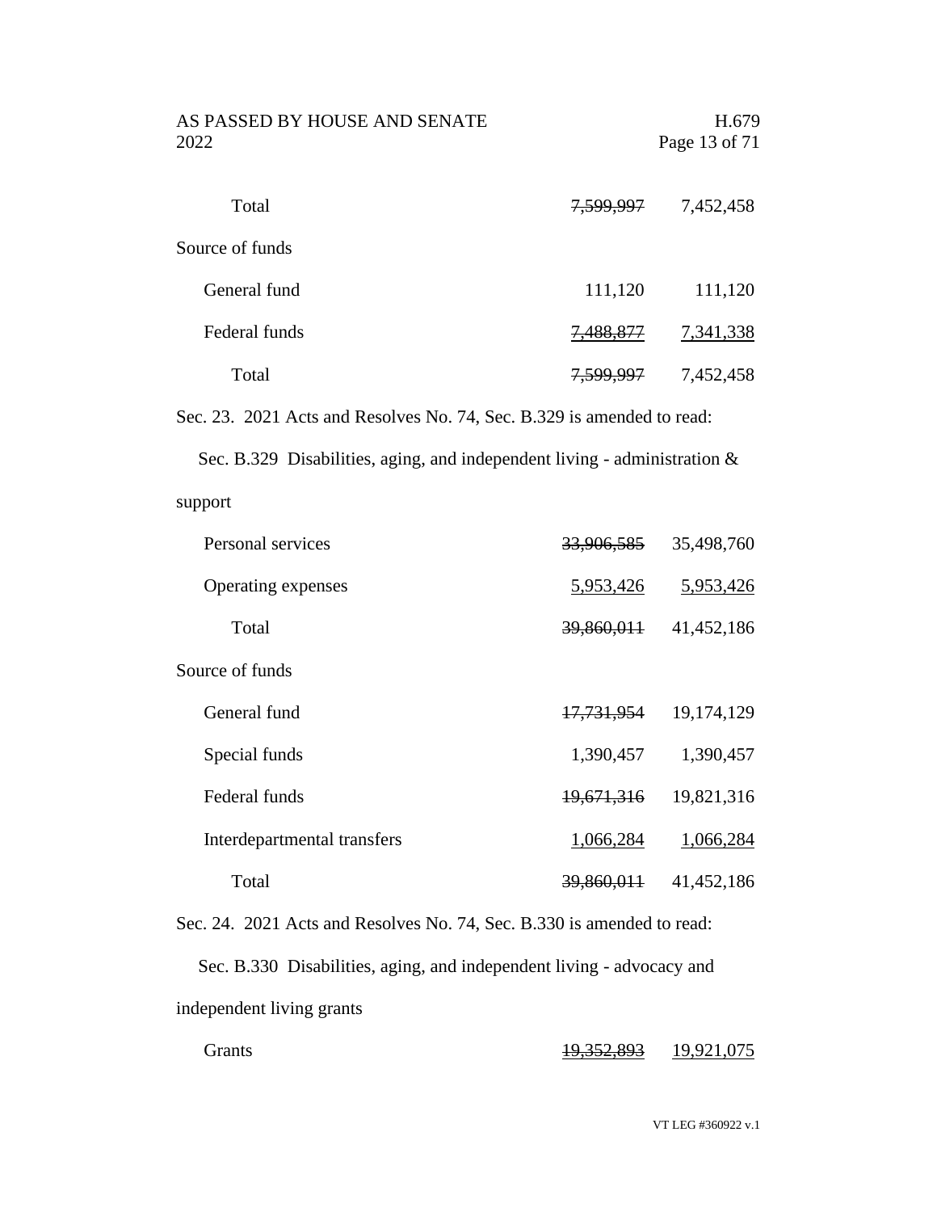| | | |
|---|---|---|
| Total | ~~7,599,997~~ | 7,452,458 |
| Source of funds | | |
| General fund | 111,120 | 111,120 |
| Federal funds | ~~7,488,877~~ | 7,341,338 |
| Total | ~~7,599,997~~ | 7,452,458 |

Sec. 23. 2021 Acts and Resolves No. 74, Sec. B.329 is amended to read:

Sec. B.329 Disabilities, aging, and independent living - administration & support

| | | |
|---|---|---|
| Personal services | ~~33,906,585~~ | 35,498,760 |
| Operating expenses | 5,953,426 | 5,953,426 |
| Total | ~~39,860,011~~ | 41,452,186 |
| Source of funds | | |
| General fund | ~~17,731,954~~ | 19,174,129 |
| Special funds | 1,390,457 | 1,390,457 |
| Federal funds | ~~19,671,316~~ | 19,821,316 |
| Interdepartmental transfers | 1,066,284 | 1,066,284 |
| Total | ~~39,860,011~~ | 41,452,186 |

Sec. 24. 2021 Acts and Resolves No. 74, Sec. B.330 is amended to read:

Sec. B.330 Disabilities, aging, and independent living - advocacy and independent living grants

| | | |
|---|---|---|
| Grants | ~~19,352,893~~ | 19,921,075 |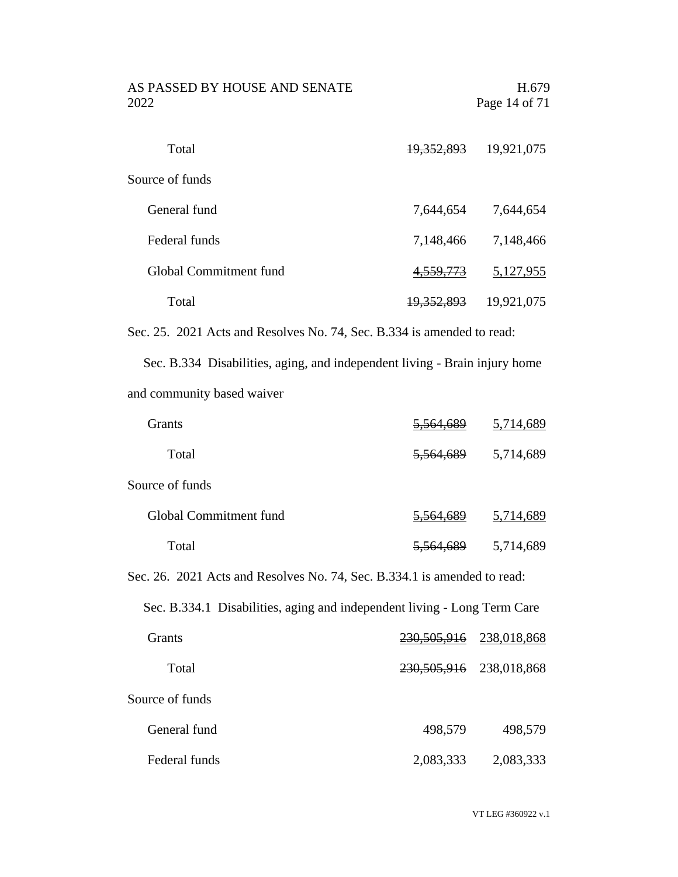| | | |
|---|---|---|
| Total | ~~19,352,893~~ | 19,921,075 |
| Source of funds | | |
| General fund | 7,644,654 | 7,644,654 |
| Federal funds | 7,148,466 | 7,148,466 |
| Global Commitment fund | ~~4,559,773~~ | <u>5,127,955</u> |
| Total | ~~19,352,893~~ | 19,921,075 |

Sec. 25. 2021 Acts and Resolves No. 74, Sec. B.334 is amended to read:

Sec. B.334 Disabilities, aging, and independent living - Brain injury home and community based waiver

| | | |
|---|---|---|
| Grants | ~~5,564,689~~ | <u>5,714,689</u> |
| Total | ~~5,564,689~~ | 5,714,689 |
| Source of funds | | |
| Global Commitment fund | ~~5,564,689~~ | <u>5,714,689</u> |
| Total | ~~5,564,689~~ | 5,714,689 |

Sec. 26. 2021 Acts and Resolves No. 74, Sec. B.334.1 is amended to read:

Sec. B.334.1 Disabilities, aging and independent living - Long Term Care

| | | |
|---|---|---|
| Grants | ~~230,505,916~~ | <u>238,018,868</u> |
| Total | ~~230,505,916~~ | 238,018,868 |
| Source of funds | | |
| General fund | 498,579 | 498,579 |
| Federal funds | 2,083,333 | 2,083,333 |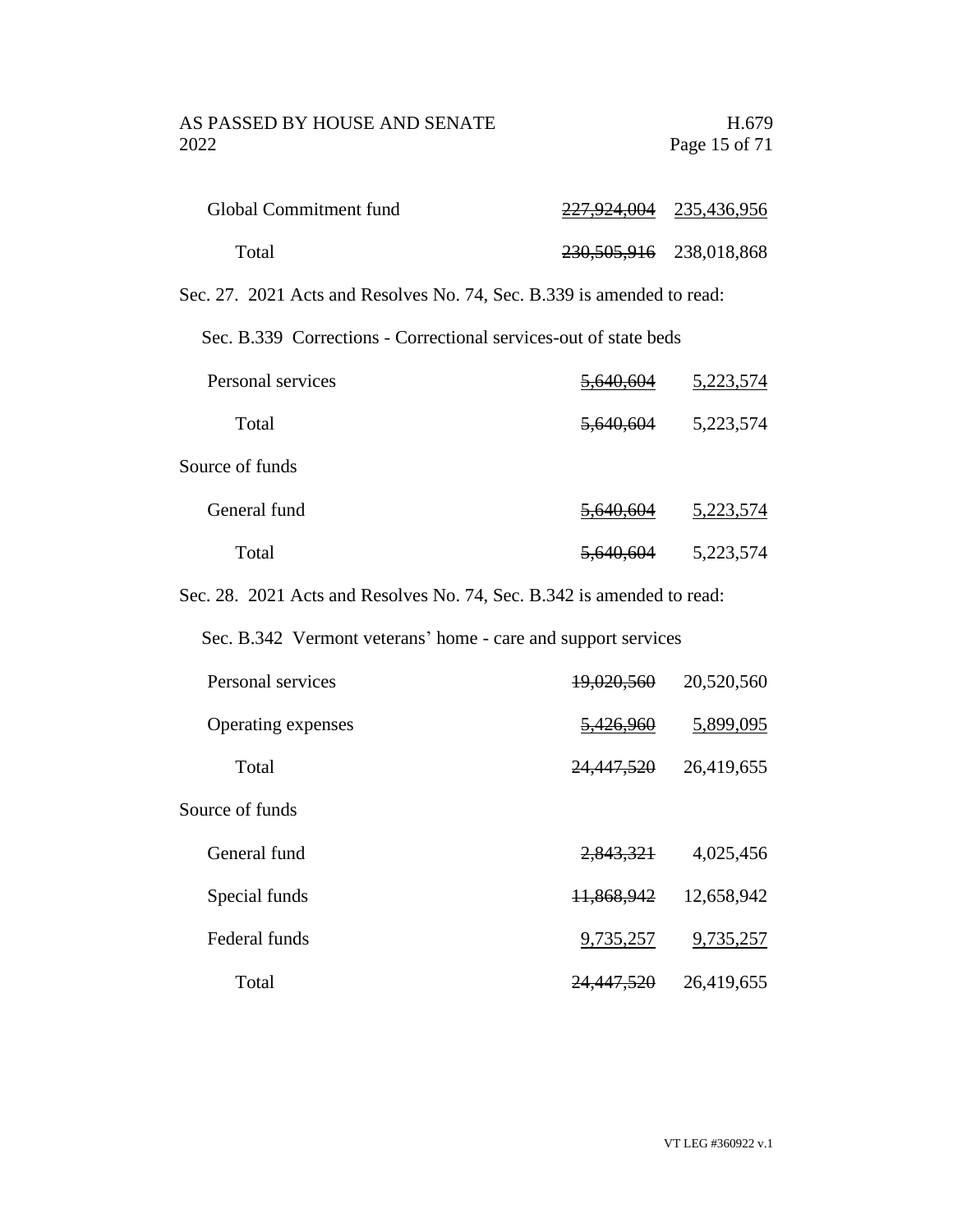| | | |
|---|---|---|
| Global Commitment fund | ~~227,924,004~~ | 235,436,956 |
| Total | ~~230,505,916~~ | 238,018,868 |

Sec. 27. 2021 Acts and Resolves No. 74, Sec. B.339 is amended to read:

Sec. B.339 Corrections - Correctional services-out of state beds

| | | |
|---|---|---|
| Personal services | ~~5,640,604~~ | 5,223,574 |
| Total | ~~5,640,604~~ | 5,223,574 |
| Source of funds | | |
| General fund | ~~5,640,604~~ | 5,223,574 |
| Total | ~~5,640,604~~ | 5,223,574 |

Sec. 28. 2021 Acts and Resolves No. 74, Sec. B.342 is amended to read:

Sec. B.342 Vermont veterans' home - care and support services

| | | |
|---|---|---|
| Personal services | ~~19,020,560~~ | 20,520,560 |
| Operating expenses | ~~5,426,960~~ | 5,899,095 |
| Total | ~~24,447,520~~ | 26,419,655 |
| Source of funds | | |
| General fund | ~~2,843,321~~ | 4,025,456 |
| Special funds | ~~11,868,942~~ | 12,658,942 |
| Federal funds | 9,735,257 | 9,735,257 |
| Total | ~~24,447,520~~ | 26,419,655 |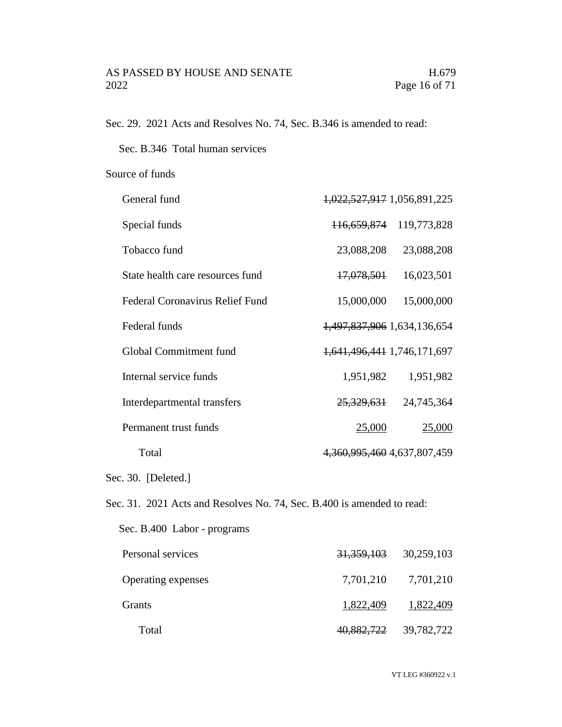Sec. 29. 2021 Acts and Resolves No. 74, Sec. B.346 is amended to read:

Sec. B.346 Total human services

Source of funds

| | | |
|---|---|---|
| General fund | ~~1,022,527,917~~ | 1,056,891,225 |
| Special funds | ~~116,659,874~~ | 119,773,828 |
| Tobacco fund | 23,088,208 | 23,088,208 |
| State health care resources fund | ~~17,078,501~~ | 16,023,501 |
| Federal Coronavirus Relief Fund | 15,000,000 | 15,000,000 |
| Federal funds | ~~1,497,837,906~~ | 1,634,136,654 |
| Global Commitment fund | ~~1,641,496,441~~ | 1,746,171,697 |
| Internal service funds | 1,951,982 | 1,951,982 |
| Interdepartmental transfers | ~~25,329,631~~ | 24,745,364 |
| Permanent trust funds | 25,000 | 25,000 |
| Total | ~~4,360,995,460~~ | 4,637,807,459 |

Sec. 30. [Deleted.]

Sec. 31. 2021 Acts and Resolves No. 74, Sec. B.400 is amended to read:

Sec. B.400 Labor - programs

| | | |
|---|---|---|
| Personal services | ~~31,359,103~~ | 30,259,103 |
| Operating expenses | 7,701,210 | 7,701,210 |
| Grants | 1,822,409 | 1,822,409 |
| Total | ~~40,882,722~~ | 39,782,722 |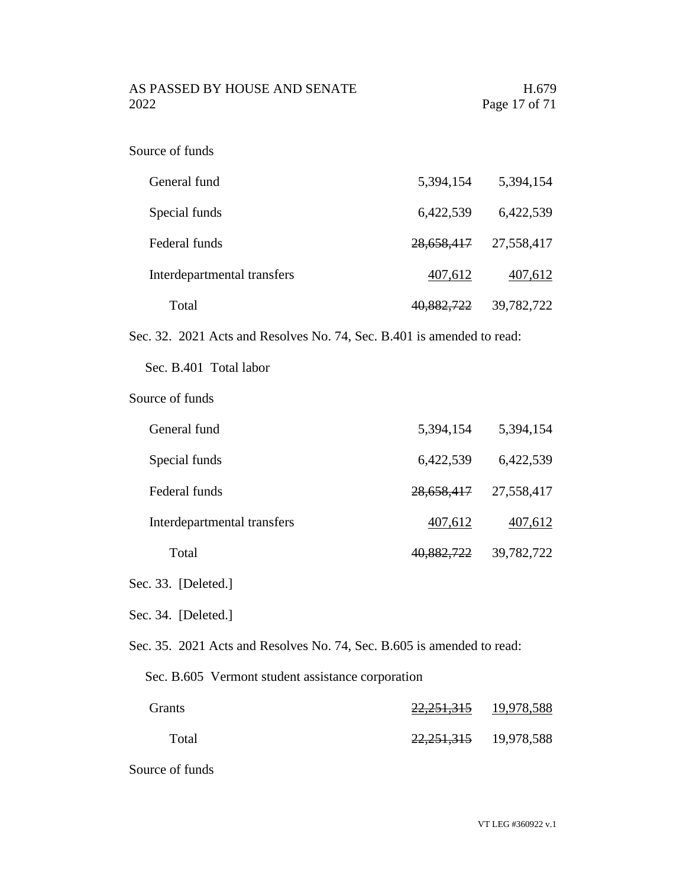Source of funds

| | | |
|---|---|---|
| General fund | 5,394,154 | 5,394,154 |
| Special funds | 6,422,539 | 6,422,539 |
| Federal funds | ~~28,658,417~~ | 27,558,417 |
| Interdepartmental transfers | 407,612 | 407,612 |
| Total | ~~40,882,722~~ | 39,782,722 |

Sec. 32. 2021 Acts and Resolves No. 74, Sec. B.401 is amended to read:

Sec. B.401 Total labor

Source of funds

| | | |
|---|---|---|
| General fund | 5,394,154 | 5,394,154 |
| Special funds | 6,422,539 | 6,422,539 |
| Federal funds | ~~28,658,417~~ | 27,558,417 |
| Interdepartmental transfers | 407,612 | 407,612 |
| Total | ~~40,882,722~~ | 39,782,722 |

Sec. 33. [Deleted.]

Sec. 34. [Deleted.]

Sec. 35. 2021 Acts and Resolves No. 74, Sec. B.605 is amended to read:

Sec. B.605 Vermont student assistance corporation

| | | |
|---|---|---|
| Grants | ~~22,251,315~~ | 19,978,588 |
| Total | ~~22,251,315~~ | 19,978,588 |

Source of funds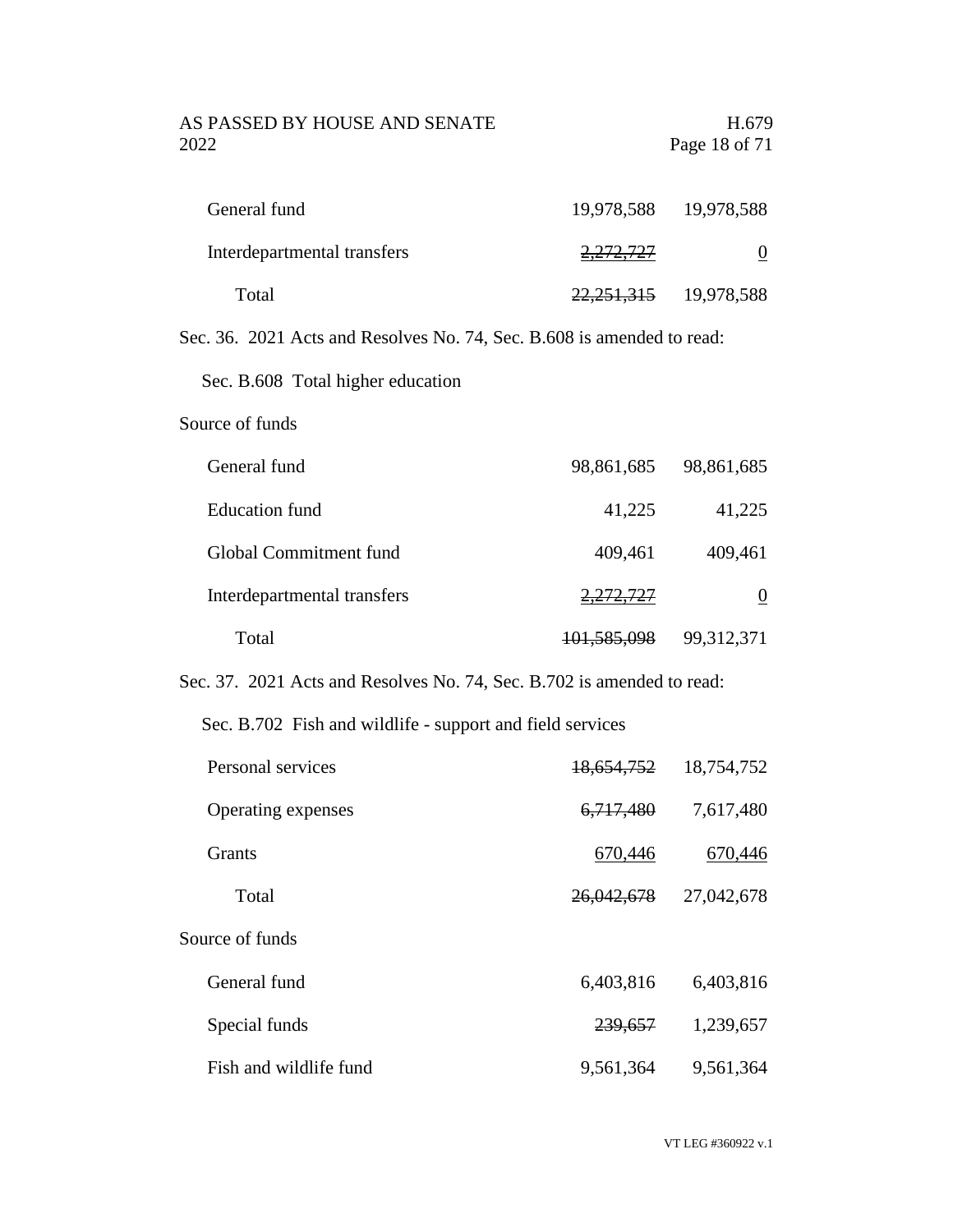| | | |
|---|---|---|
| General fund | 19,978,588 | 19,978,588 |
| Interdepartmental transfers | ~~2,272,727~~ | <u>0</u> |
| Total | ~~22,251,315~~ | 19,978,588 |

Sec. 36. 2021 Acts and Resolves No. 74, Sec. B.608 is amended to read:

Sec. B.608 Total higher education

Source of funds

| | | |
|---|---|---|
| General fund | 98,861,685 | 98,861,685 |
| Education fund | 41,225 | 41,225 |
| Global Commitment fund | 409,461 | 409,461 |
| Interdepartmental transfers | ~~2,272,727~~ | <u>0</u> |
| Total | ~~101,585,098~~ | 99,312,371 |

Sec. 37. 2021 Acts and Resolves No. 74, Sec. B.702 is amended to read:

Sec. B.702 Fish and wildlife - support and field services

| | | |
|---|---|---|
| Personal services | ~~18,654,752~~ | 18,754,752 |
| Operating expenses | ~~6,717,480~~ | 7,617,480 |
| Grants | <u>670,446</u> | <u>670,446</u> |
| Total | ~~26,042,678~~ | 27,042,678 |

Source of funds

| | | |
|---|---|---|
| General fund | 6,403,816 | 6,403,816 |
| Special funds | ~~239,657~~ | 1,239,657 |
| Fish and wildlife fund | 9,561,364 | 9,561,364 |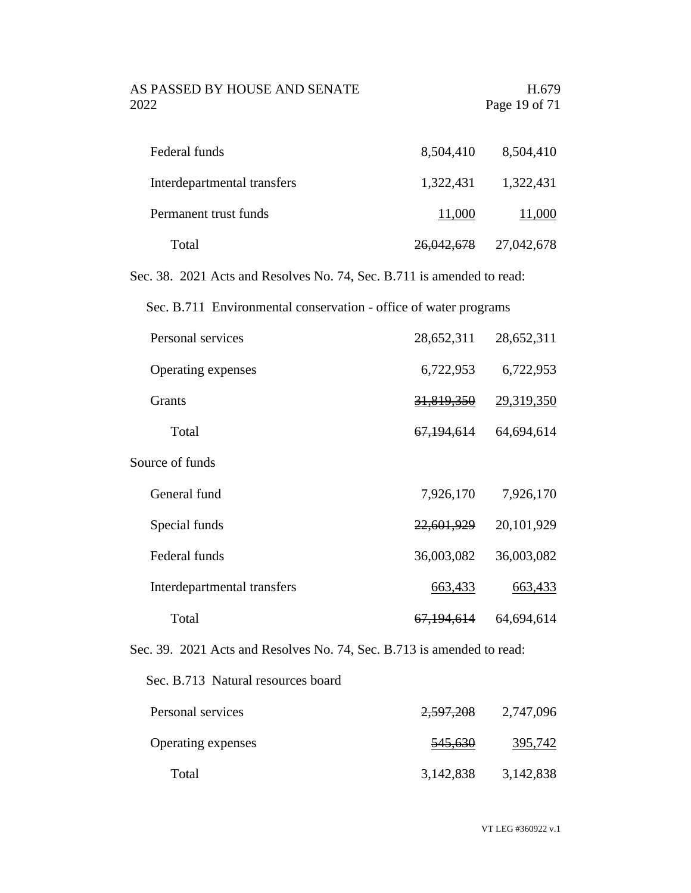| | | |
|---|---|---|
| Federal funds | 8,504,410 | 8,504,410 |
| Interdepartmental transfers | 1,322,431 | 1,322,431 |
| Permanent trust funds | 11,000 | 11,000 |
| Total | ~~26,042,678~~ | 27,042,678 |

Sec. 38. 2021 Acts and Resolves No. 74, Sec. B.711 is amended to read:

Sec. B.711 Environmental conservation - office of water programs

| | | |
|---|---|---|
| Personal services | 28,652,311 | 28,652,311 |
| Operating expenses | 6,722,953 | 6,722,953 |
| Grants | ~~31,819,350~~ | 29,319,350 |
| Total | ~~67,194,614~~ | 64,694,614 |
| Source of funds | | |
| General fund | 7,926,170 | 7,926,170 |
| Special funds | ~~22,601,929~~ | 20,101,929 |
| Federal funds | 36,003,082 | 36,003,082 |
| Interdepartmental transfers | 663,433 | 663,433 |
| Total | ~~67,194,614~~ | 64,694,614 |

Sec. 39. 2021 Acts and Resolves No. 74, Sec. B.713 is amended to read:

Sec. B.713 Natural resources board

| | | |
|---|---|---|
| Personal services | ~~2,597,208~~ | 2,747,096 |
| Operating expenses | ~~545,630~~ | 395,742 |
| Total | 3,142,838 | 3,142,838 |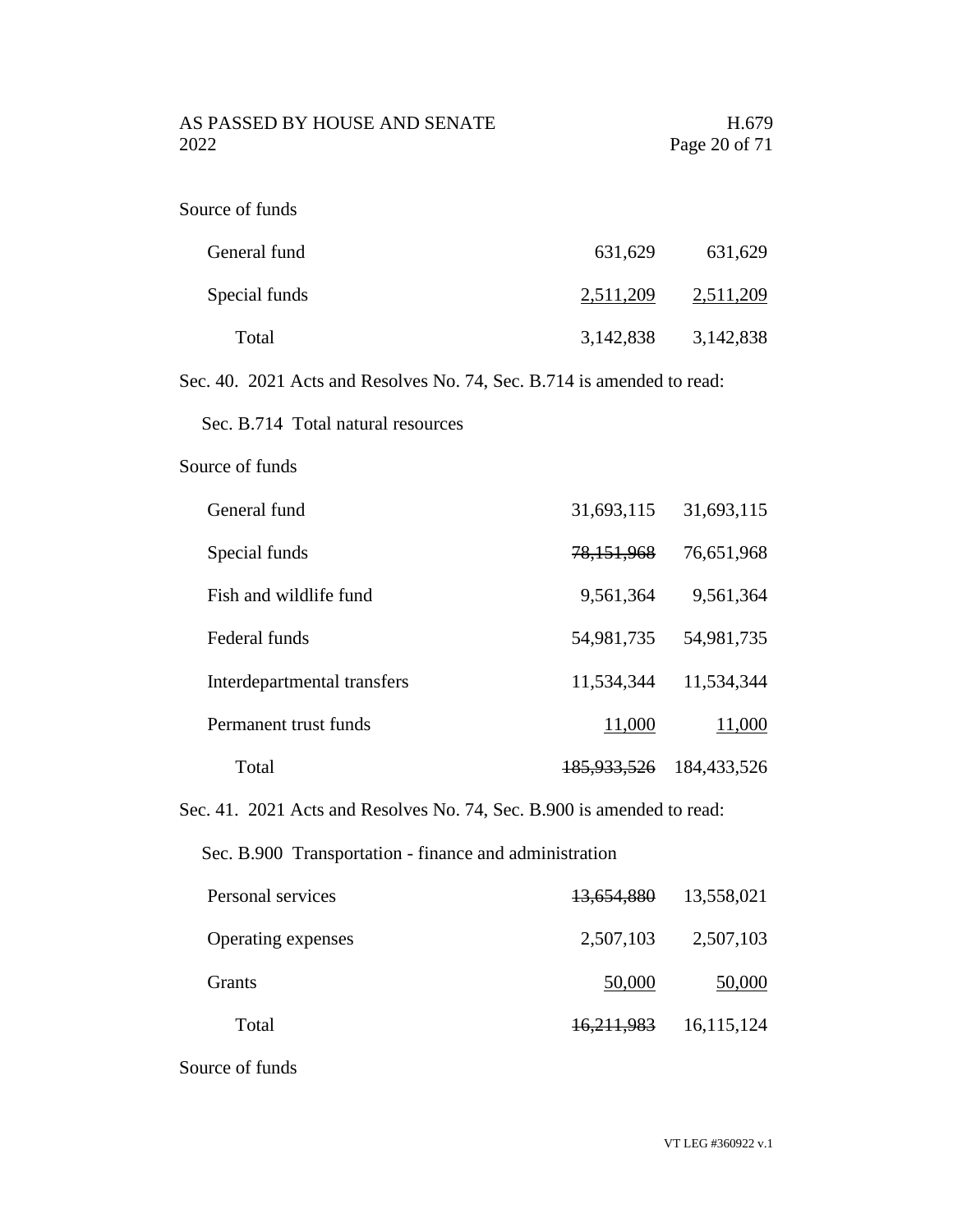Source of funds

| | | |
|---|---|---|
| General fund | 631,629 | 631,629 |
| Special funds | <u>2,511,209</u> | <u>2,511,209</u> |
| Total | 3,142,838 | 3,142,838 |

Sec. 40. 2021 Acts and Resolves No. 74, Sec. B.714 is amended to read:

Sec. B.714 Total natural resources

Source of funds

| | | |
|---|---|---|
| General fund | 31,693,115 | 31,693,115 |
| Special funds | ~~78,151,968~~ | 76,651,968 |
| Fish and wildlife fund | 9,561,364 | 9,561,364 |
| Federal funds | 54,981,735 | 54,981,735 |
| Interdepartmental transfers | 11,534,344 | 11,534,344 |
| Permanent trust funds | <u>11,000</u> | <u>11,000</u> |
| Total | ~~185,933,526~~ | 184,433,526 |

Sec. 41. 2021 Acts and Resolves No. 74, Sec. B.900 is amended to read:

Sec. B.900 Transportation - finance and administration

| | | |
|---|---|---|
| Personal services | ~~13,654,880~~ | 13,558,021 |
| Operating expenses | 2,507,103 | 2,507,103 |
| Grants | <u>50,000</u> | <u>50,000</u> |
| Total | ~~16,211,983~~ | 16,115,124 |

Source of funds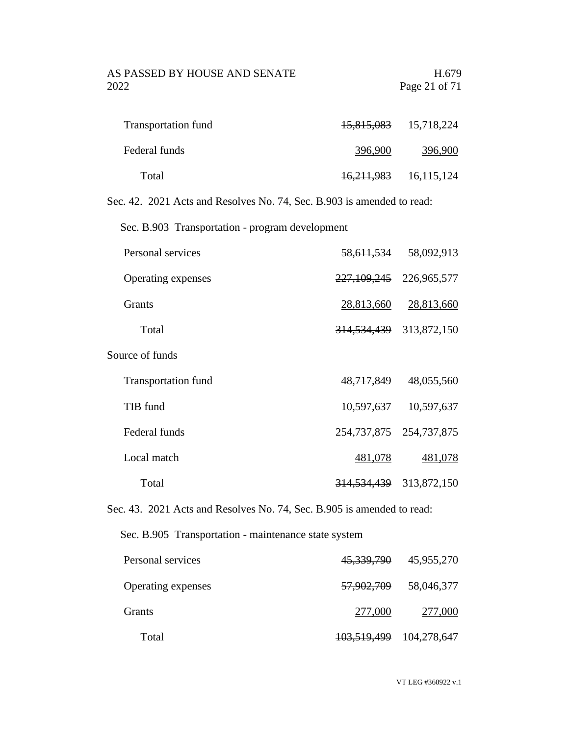| | | |
|---|---|---|
| Transportation fund | ~~15,815,083~~ | 15,718,224 |
| Federal funds | <u>396,900</u> | <u>396,900</u> |
| Total | ~~16,211,983~~ | 16,115,124 |

Sec. 42. 2021 Acts and Resolves No. 74, Sec. B.903 is amended to read:

Sec. B.903 Transportation - program development

| | | |
|---|---|---|
| Personal services | ~~58,611,534~~ | 58,092,913 |
| Operating expenses | ~~227,109,245~~ | 226,965,577 |
| Grants | <u>28,813,660</u> | <u>28,813,660</u> |
| Total | ~~314,534,439~~ | 313,872,150 |
| Source of funds | | |
| Transportation fund | ~~48,717,849~~ | 48,055,560 |
| TIB fund | 10,597,637 | 10,597,637 |
| Federal funds | 254,737,875 | 254,737,875 |
| Local match | <u>481,078</u> | <u>481,078</u> |
| Total | ~~314,534,439~~ | 313,872,150 |

Sec. 43. 2021 Acts and Resolves No. 74, Sec. B.905 is amended to read:

Sec. B.905 Transportation - maintenance state system

| | | |
|---|---|---|
| Personal services | ~~45,339,790~~ | 45,955,270 |
| Operating expenses | ~~57,902,709~~ | 58,046,377 |
| Grants | <u>277,000</u> | <u>277,000</u> |
| Total | ~~103,519,499~~ | 104,278,647 |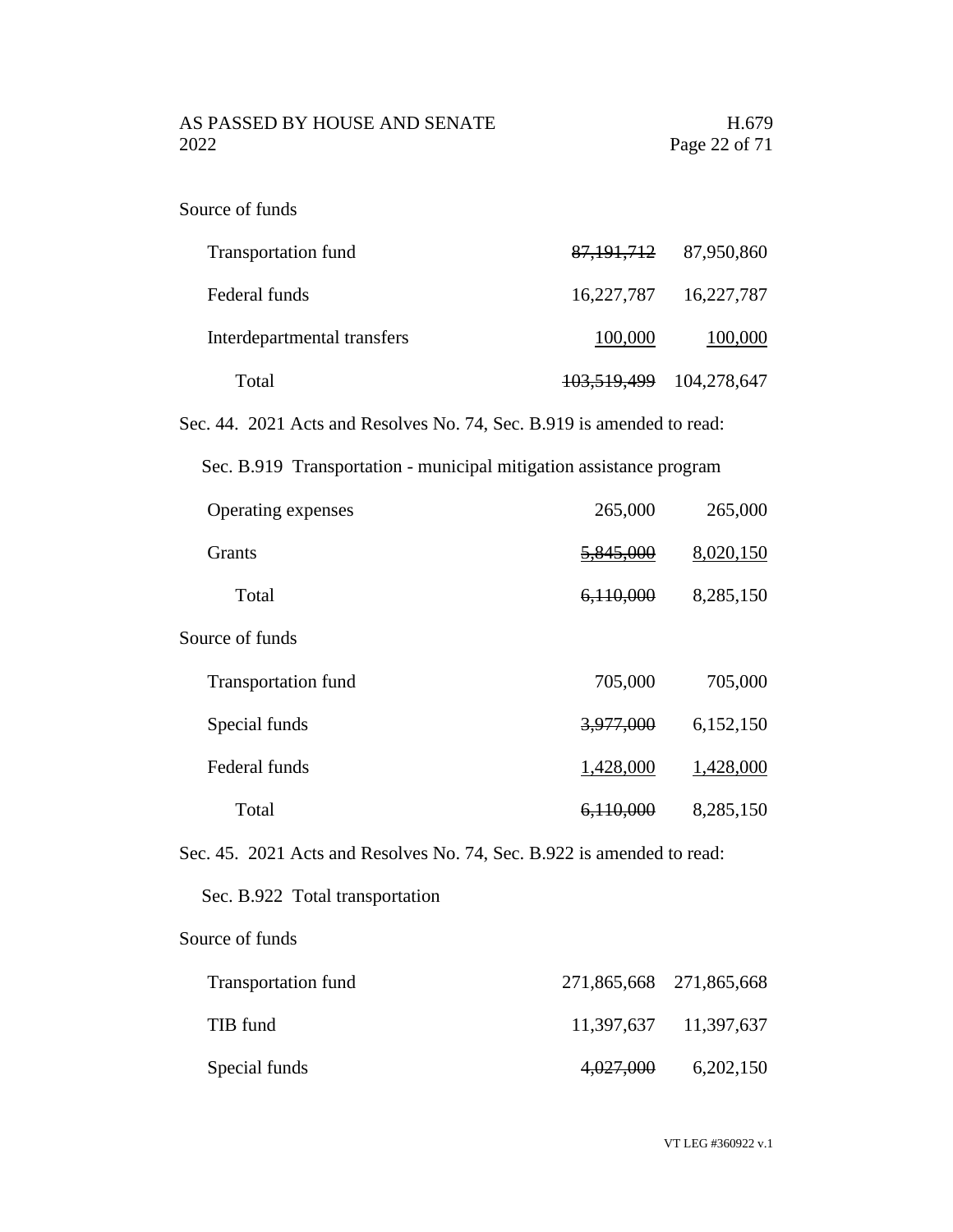Source of funds

| | | |
|---|---|---|
| Transportation fund | ~~87,191,712~~ | 87,950,860 |
| Federal funds | 16,227,787 | 16,227,787 |
| Interdepartmental transfers | <u>100,000</u> | <u>100,000</u> |
| Total | ~~103,519,499~~ | 104,278,647 |

Sec. 44. 2021 Acts and Resolves No. 74, Sec. B.919 is amended to read:

Sec. B.919 Transportation - municipal mitigation assistance program

| | | |
|---|---|---|
| Operating expenses | 265,000 | 265,000 |
| Grants | <u>~~5,845,000~~</u> | <u>8,020,150</u> |
| Total | ~~6,110,000~~ | 8,285,150 |

Source of funds

| | | |
|---|---|---|
| Transportation fund | 705,000 | 705,000 |
| Special funds | ~~3,977,000~~ | 6,152,150 |
| Federal funds | <u>1,428,000</u> | <u>1,428,000</u> |
| Total | ~~6,110,000~~ | 8,285,150 |

Sec. 45. 2021 Acts and Resolves No. 74, Sec. B.922 is amended to read:

Sec. B.922 Total transportation

Source of funds

| | | |
|---|---|---|
| Transportation fund | 271,865,668 | 271,865,668 |
| TIB fund | 11,397,637 | 11,397,637 |
| Special funds | ~~4,027,000~~ | 6,202,150 |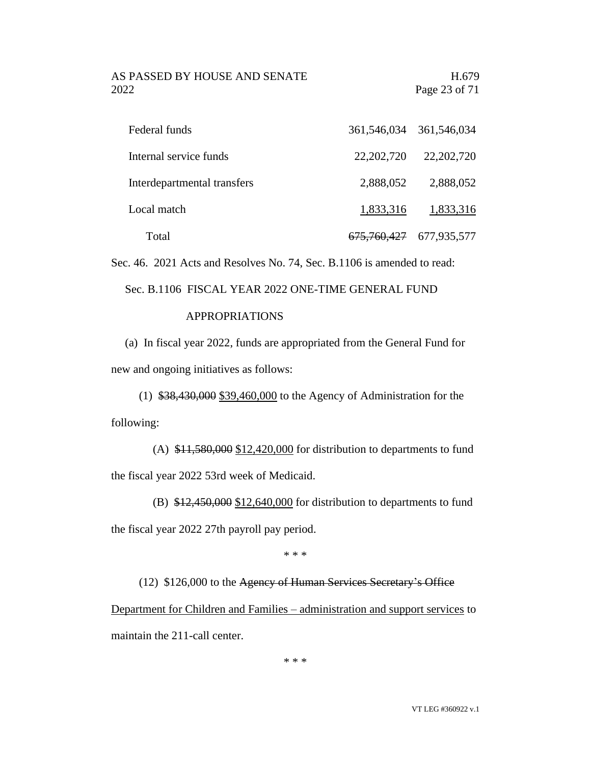| | | |
|---|---|---|
| Federal funds | 361,546,034 | 361,546,034 |
| Internal service funds | 22,202,720 | 22,202,720 |
| Interdepartmental transfers | 2,888,052 | 2,888,052 |
| Local match | 1,833,316 | 1,833,316 |
| Total | ~~675,760,427~~ | 677,935,577 |

Sec. 46. 2021 Acts and Resolves No. 74, Sec. B.1106 is amended to read:

Sec. B.1106 FISCAL YEAR 2022 ONE-TIME GENERAL FUND APPROPRIATIONS

(a) In fiscal year 2022, funds are appropriated from the General Fund for new and ongoing initiatives as follows:

(1) ~~$38,430,000~~ <u>$39,460,000</u> to the Agency of Administration for the following:

(A) ~~$11,580,000~~ <u>$12,420,000</u> for distribution to departments to fund the fiscal year 2022 53rd week of Medicaid.

(B) ~~$12,450,000~~ <u>$12,640,000</u> for distribution to departments to fund the fiscal year 2022 27th payroll pay period.

\* \* \*

(12) $126,000 to the ~~Agency of Human Services Secretary's Office~~ <u>Department for Children and Families – administration and support services</u> to maintain the 211-call center.

\* \* \*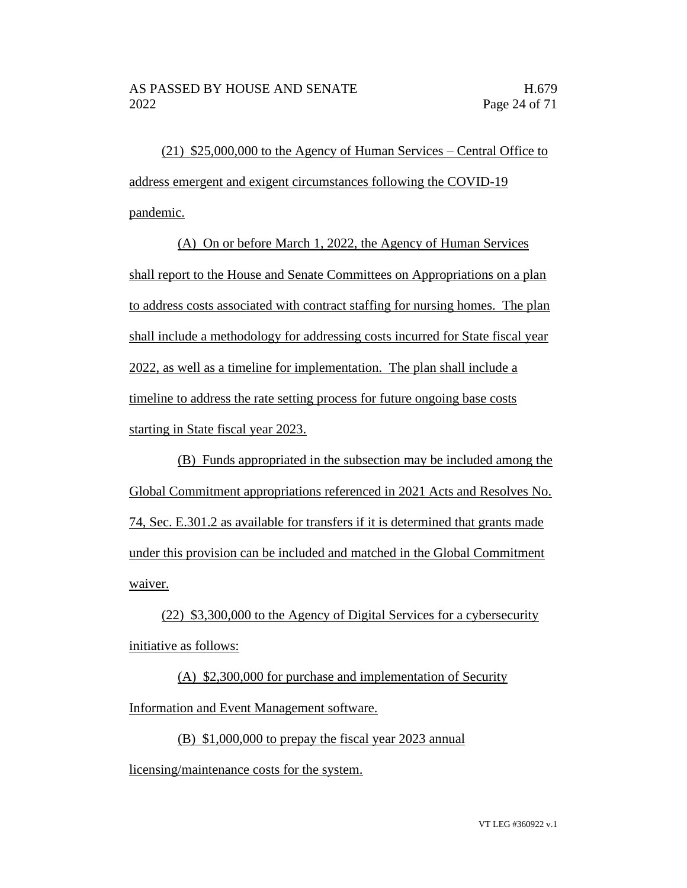(21) $25,000,000 to the Agency of Human Services – Central Office to address emergent and exigent circumstances following the COVID-19 pandemic.

(A) On or before March 1, 2022, the Agency of Human Services shall report to the House and Senate Committees on Appropriations on a plan to address costs associated with contract staffing for nursing homes. The plan shall include a methodology for addressing costs incurred for State fiscal year 2022, as well as a timeline for implementation. The plan shall include a timeline to address the rate setting process for future ongoing base costs starting in State fiscal year 2023.

(B) Funds appropriated in the subsection may be included among the Global Commitment appropriations referenced in 2021 Acts and Resolves No. 74, Sec. E.301.2 as available for transfers if it is determined that grants made under this provision can be included and matched in the Global Commitment waiver.

(22) $3,300,000 to the Agency of Digital Services for a cybersecurity initiative as follows:

(A) $2,300,000 for purchase and implementation of Security Information and Event Management software.

(B) $1,000,000 to prepay the fiscal year 2023 annual licensing/maintenance costs for the system.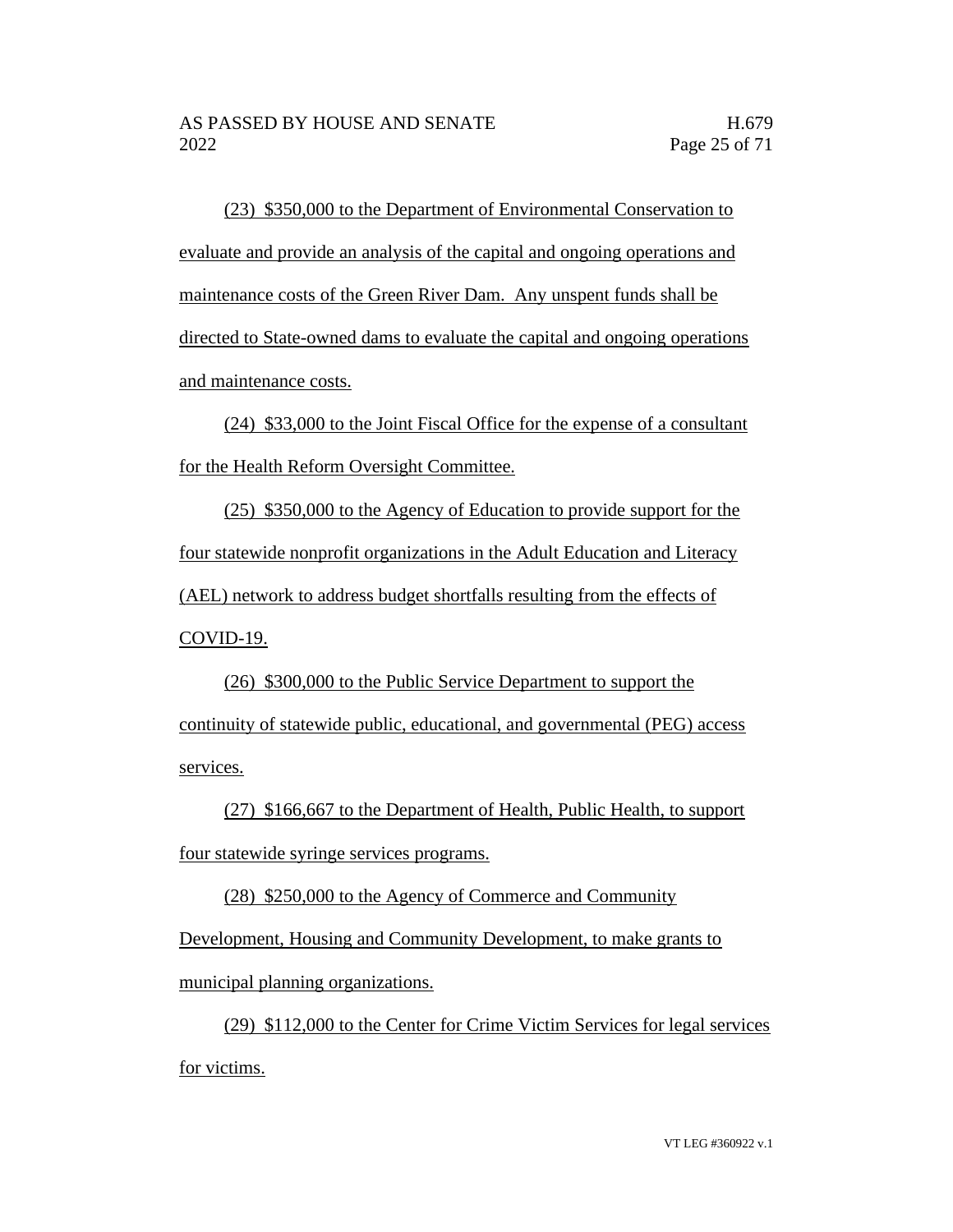(23) $350,000 to the Department of Environmental Conservation to evaluate and provide an analysis of the capital and ongoing operations and maintenance costs of the Green River Dam. Any unspent funds shall be directed to State-owned dams to evaluate the capital and ongoing operations and maintenance costs.

(24) $33,000 to the Joint Fiscal Office for the expense of a consultant for the Health Reform Oversight Committee.

(25) $350,000 to the Agency of Education to provide support for the four statewide nonprofit organizations in the Adult Education and Literacy (AEL) network to address budget shortfalls resulting from the effects of COVID-19.

(26) $300,000 to the Public Service Department to support the continuity of statewide public, educational, and governmental (PEG) access services.

(27) $166,667 to the Department of Health, Public Health, to support four statewide syringe services programs.

(28) $250,000 to the Agency of Commerce and Community Development, Housing and Community Development, to make grants to municipal planning organizations.

(29) $112,000 to the Center for Crime Victim Services for legal services for victims.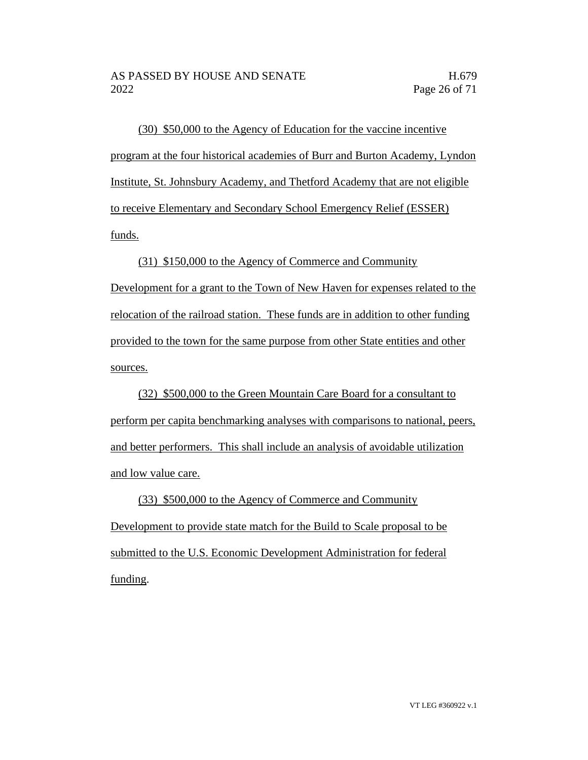(30) $50,000 to the Agency of Education for the vaccine incentive program at the four historical academies of Burr and Burton Academy, Lyndon Institute, St. Johnsbury Academy, and Thetford Academy that are not eligible to receive Elementary and Secondary School Emergency Relief (ESSER) funds.

(31) $150,000 to the Agency of Commerce and Community Development for a grant to the Town of New Haven for expenses related to the relocation of the railroad station. These funds are in addition to other funding provided to the town for the same purpose from other State entities and other sources.

(32) $500,000 to the Green Mountain Care Board for a consultant to perform per capita benchmarking analyses with comparisons to national, peers, and better performers. This shall include an analysis of avoidable utilization and low value care.

(33) $500,000 to the Agency of Commerce and Community Development to provide state match for the Build to Scale proposal to be submitted to the U.S. Economic Development Administration for federal funding.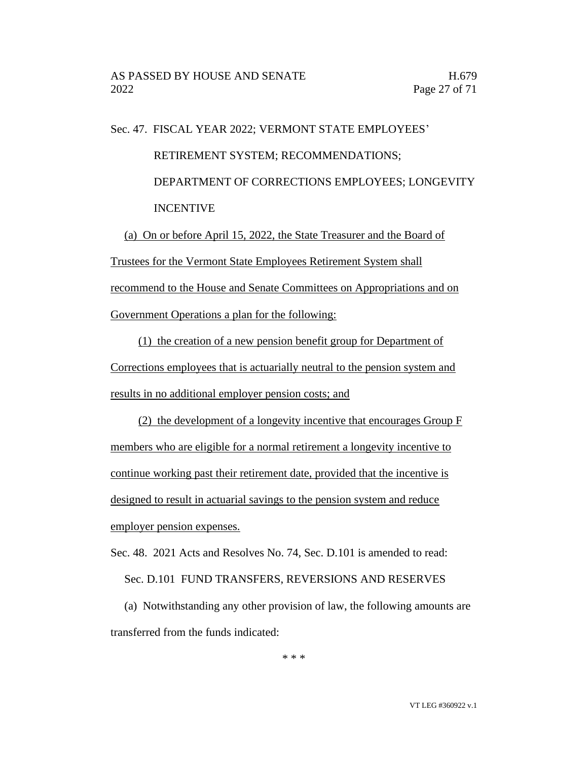Sec. 47. FISCAL YEAR 2022; VERMONT STATE EMPLOYEES' RETIREMENT SYSTEM; RECOMMENDATIONS; DEPARTMENT OF CORRECTIONS EMPLOYEES; LONGEVITY INCENTIVE

(a) On or before April 15, 2022, the State Treasurer and the Board of Trustees for the Vermont State Employees Retirement System shall recommend to the House and Senate Committees on Appropriations and on Government Operations a plan for the following:

(1) the creation of a new pension benefit group for Department of Corrections employees that is actuarially neutral to the pension system and results in no additional employer pension costs; and

(2) the development of a longevity incentive that encourages Group F members who are eligible for a normal retirement a longevity incentive to continue working past their retirement date, provided that the incentive is designed to result in actuarial savings to the pension system and reduce employer pension expenses.

Sec. 48. 2021 Acts and Resolves No. 74, Sec. D.101 is amended to read:

Sec. D.101 FUND TRANSFERS, REVERSIONS AND RESERVES

(a) Notwithstanding any other provision of law, the following amounts are transferred from the funds indicated:

* * *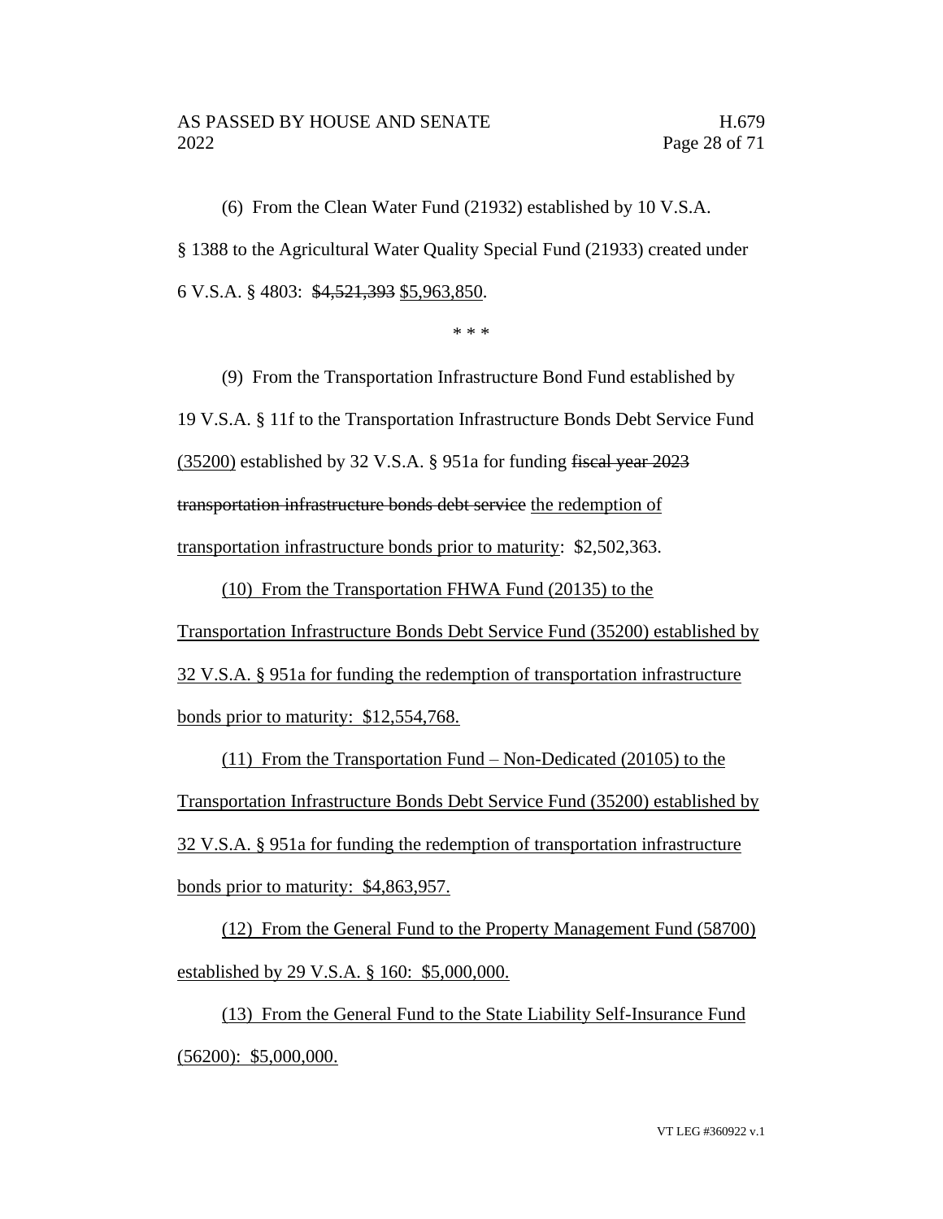(6) From the Clean Water Fund (21932) established by 10 V.S.A. § 1388 to the Agricultural Water Quality Special Fund (21933) created under 6 V.S.A. § 4803: ~~$4,521,393~~ <u>$5,963,850</u>.

\* \* \*

(9) From the Transportation Infrastructure Bond Fund established by 19 V.S.A. § 11f to the Transportation Infrastructure Bonds Debt Service Fund <u>(35200)</u> established by 32 V.S.A. § 951a for funding ~~fiscal year 2023 transportation infrastructure bonds debt service~~ <u>the redemption of transportation infrastructure bonds prior to maturity</u>: $2,502,363.

<u>(10) From the Transportation FHWA Fund (20135) to the Transportation Infrastructure Bonds Debt Service Fund (35200) established by 32 V.S.A. § 951a for funding the redemption of transportation infrastructure bonds prior to maturity: $12,554,768.</u>

<u>(11) From the Transportation Fund – Non-Dedicated (20105) to the Transportation Infrastructure Bonds Debt Service Fund (35200) established by 32 V.S.A. § 951a for funding the redemption of transportation infrastructure bonds prior to maturity: $4,863,957.</u>

<u>(12) From the General Fund to the Property Management Fund (58700) established by 29 V.S.A. § 160: $5,000,000.</u>

<u>(13) From the General Fund to the State Liability Self-Insurance Fund (56200): $5,000,000.</u>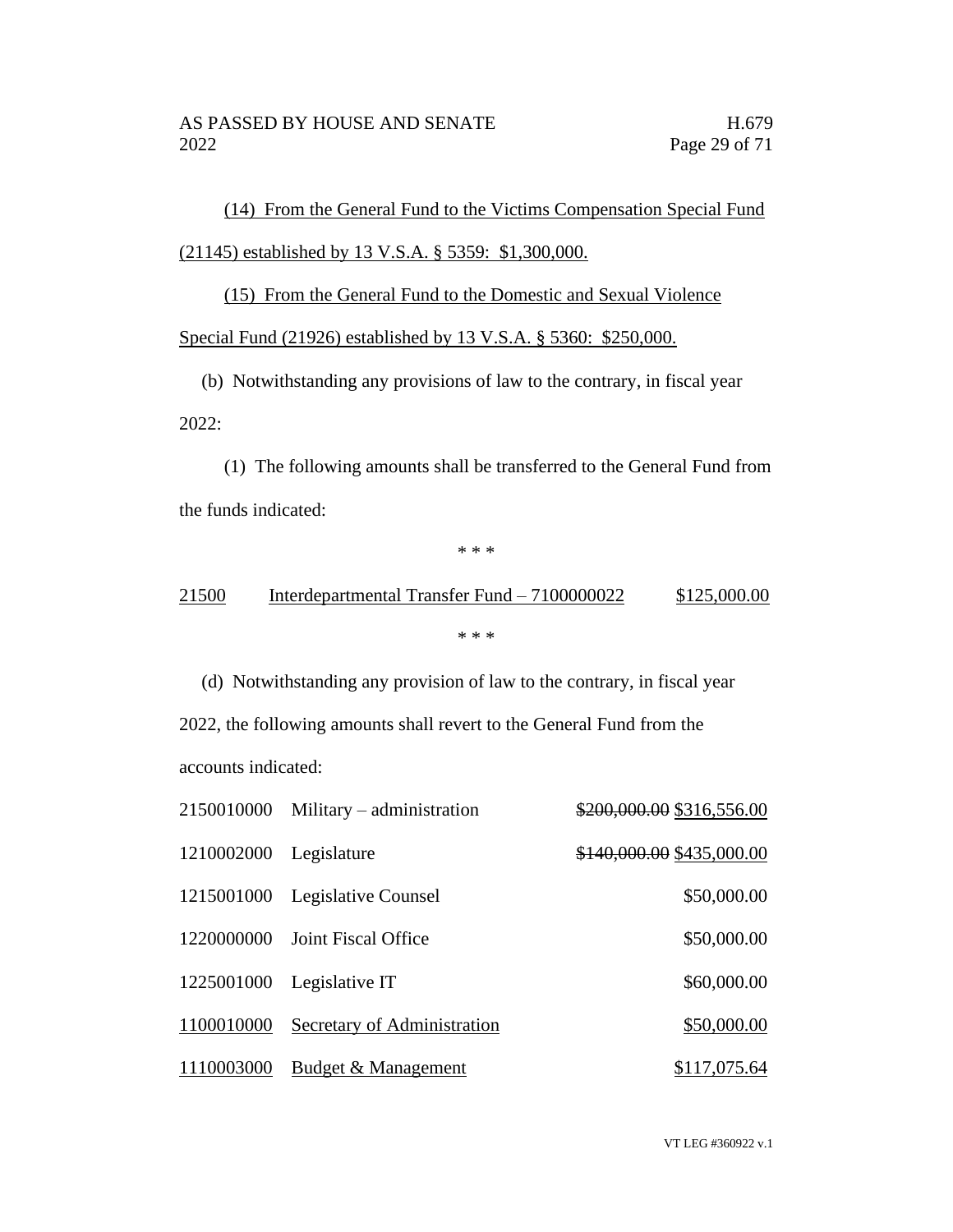(14) From the General Fund to the Victims Compensation Special Fund (21145) established by 13 V.S.A. § 5359: $1,300,000.

(15) From the General Fund to the Domestic and Sexual Violence Special Fund (21926) established by 13 V.S.A. § 5360: $250,000.

(b) Notwithstanding any provisions of law to the contrary, in fiscal year 2022:

(1) The following amounts shall be transferred to the General Fund from the funds indicated:

\* \* \*

| | | |
|---|---|---|
| 21500 | Interdepartmental Transfer Fund – 7100000022 | $125,000.00 |

\* \* \*

(d) Notwithstanding any provision of law to the contrary, in fiscal year 2022, the following amounts shall revert to the General Fund from the accounts indicated:

| | | |
|---|---|---|
| 2150010000 | Military – administration | ~~$200,000.00~~ $316,556.00 |
| 1210002000 | Legislature | ~~$140,000.00~~ $435,000.00 |
| 1215001000 | Legislative Counsel | $50,000.00 |
| 1220000000 | Joint Fiscal Office | $50,000.00 |
| 1225001000 | Legislative IT | $60,000.00 |
| 1100010000 | Secretary of Administration | $50,000.00 |
| 1110003000 | Budget & Management | $117,075.64 |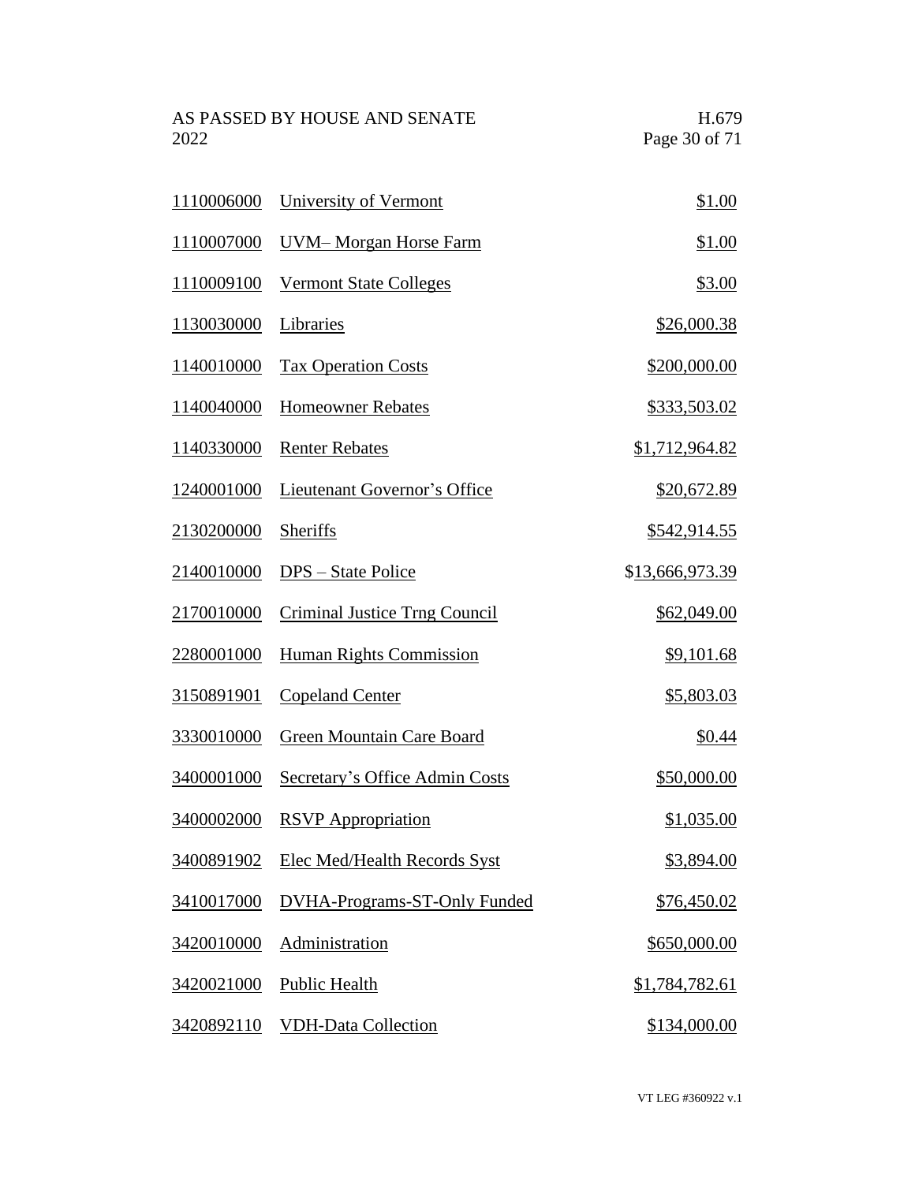| | | |
|---|---|---|
| 1110006000 | University of Vermont | $1.00 |
| 1110007000 | UVM– Morgan Horse Farm | $1.00 |
| 1110009100 | Vermont State Colleges | $3.00 |
| 1130030000 | Libraries | $26,000.38 |
| 1140010000 | Tax Operation Costs | $200,000.00 |
| 1140040000 | Homeowner Rebates | $333,503.02 |
| 1140330000 | Renter Rebates | $1,712,964.82 |
| 1240001000 | Lieutenant Governor's Office | $20,672.89 |
| 2130200000 | Sheriffs | $542,914.55 |
| 2140010000 | DPS – State Police | $13,666,973.39 |
| 2170010000 | Criminal Justice Trng Council | $62,049.00 |
| 2280001000 | Human Rights Commission | $9,101.68 |
| 3150891901 | Copeland Center | $5,803.03 |
| 3330010000 | Green Mountain Care Board | $0.44 |
| 3400001000 | Secretary's Office Admin Costs | $50,000.00 |
| 3400002000 | RSVP Appropriation | $1,035.00 |
| 3400891902 | Elec Med/Health Records Syst | $3,894.00 |
| 3410017000 | DVHA-Programs-ST-Only Funded | $76,450.02 |
| 3420010000 | Administration | $650,000.00 |
| 3420021000 | Public Health | $1,784,782.61 |
| 3420892110 | VDH-Data Collection | $134,000.00 |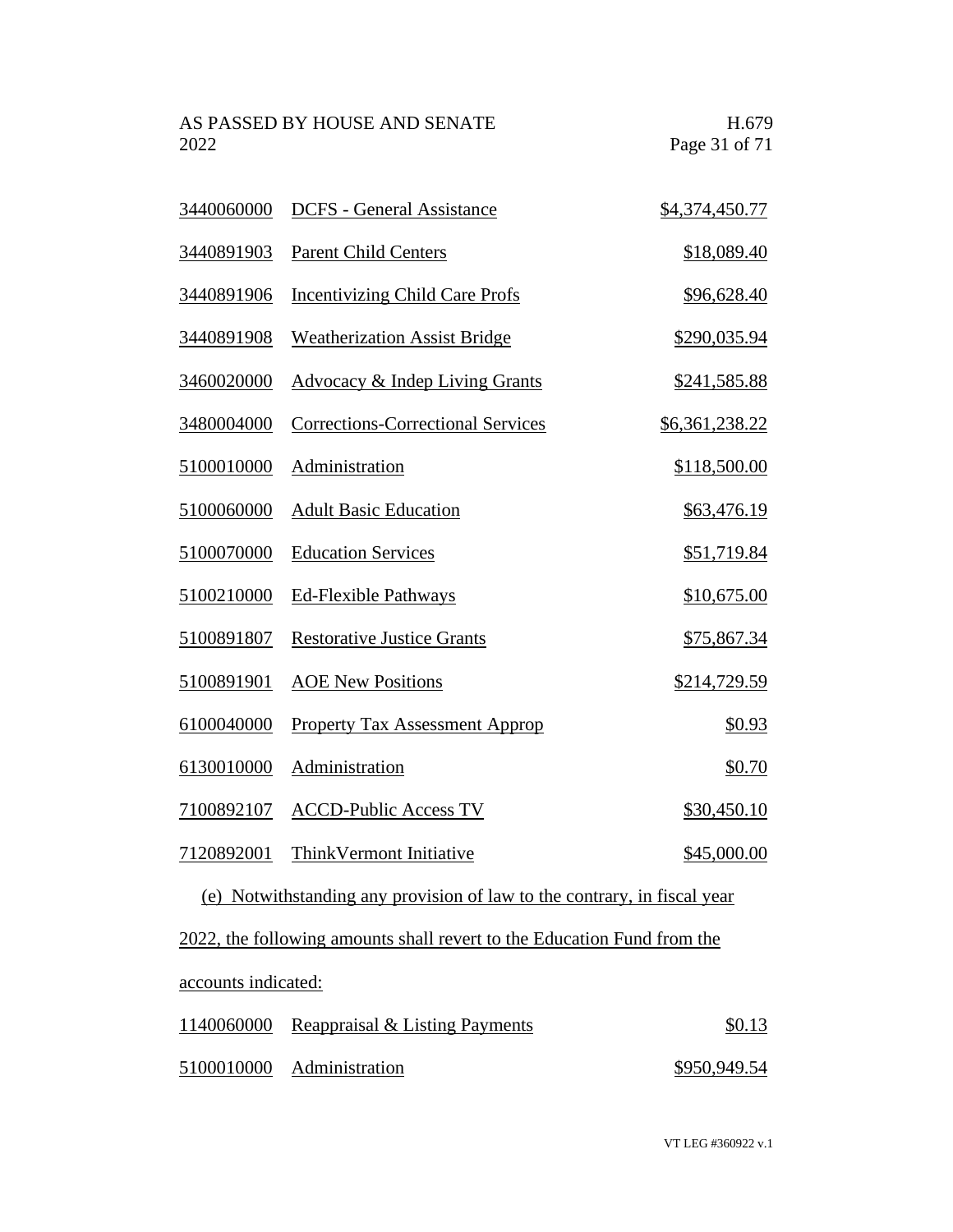| | | |
|---|---|---|
| 3440060000 | DCFS - General Assistance | $4,374,450.77 |
| 3440891903 | Parent Child Centers | $18,089.40 |
| 3440891906 | Incentivizing Child Care Profs | $96,628.40 |
| 3440891908 | Weatherization Assist Bridge | $290,035.94 |
| 3460020000 | Advocacy & Indep Living Grants | $241,585.88 |
| 3480004000 | Corrections-Correctional Services | $6,361,238.22 |
| 5100010000 | Administration | $118,500.00 |
| 5100060000 | Adult Basic Education | $63,476.19 |
| 5100070000 | Education Services | $51,719.84 |
| 5100210000 | Ed-Flexible Pathways | $10,675.00 |
| 5100891807 | Restorative Justice Grants | $75,867.34 |
| 5100891901 | AOE New Positions | $214,729.59 |
| 6100040000 | Property Tax Assessment Approp | $0.93 |
| 6130010000 | Administration | $0.70 |
| 7100892107 | ACCD-Public Access TV | $30,450.10 |
| 7120892001 | ThinkVermont Initiative | $45,000.00 |

(e) Notwithstanding any provision of law to the contrary, in fiscal year 2022, the following amounts shall revert to the Education Fund from the accounts indicated:

| | | |
|---|---|---|
| 1140060000 | Reappraisal & Listing Payments | $0.13 |
| 5100010000 | Administration | $950,949.54 |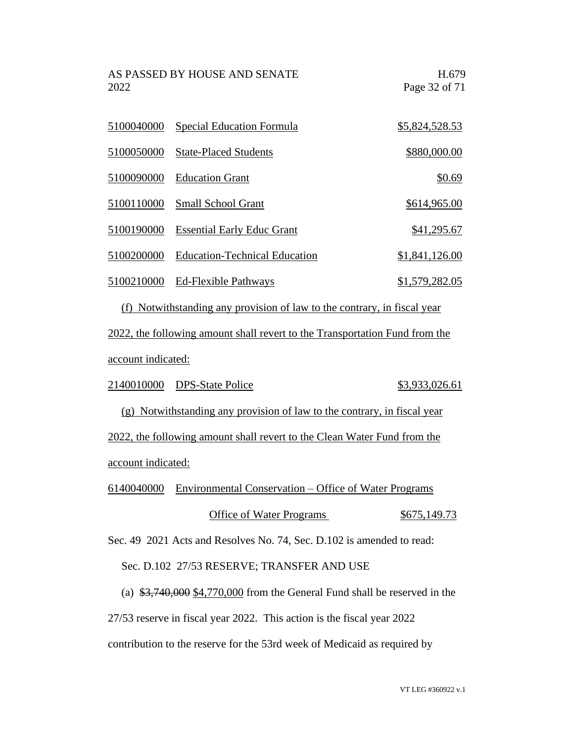| | | |
|---|---|---|
| 5100040000 | Special Education Formula | \$5,824,528.53 |
| 5100050000 | State-Placed Students | \$880,000.00 |
| 5100090000 | Education Grant | \$0.69 |
| 5100110000 | Small School Grant | \$614,965.00 |
| 5100190000 | Essential Early Educ Grant | \$41,295.67 |
| 5100200000 | Education-Technical Education | \$1,841,126.00 |
| 5100210000 | Ed-Flexible Pathways | \$1,579,282.05 |

(f) Notwithstanding any provision of law to the contrary, in fiscal year 2022, the following amount shall revert to the Transportation Fund from the account indicated:

| | | |
|---|---|---|
| 2140010000 | DPS-State Police | \$3,933,026.61 |

(g) Notwithstanding any provision of law to the contrary, in fiscal year 2022, the following amount shall revert to the Clean Water Fund from the account indicated:

| | | |
|---|---|---|
| 6140040000 | Environmental Conservation – Office of Water Programs | |
| | Office of Water Programs | \$675,149.73 |

Sec. 49 2021 Acts and Resolves No. 74, Sec. D.102 is amended to read:

Sec. D.102 27/53 RESERVE; TRANSFER AND USE

(a) ~~\$3,740,000~~ \$4,770,000 from the General Fund shall be reserved in the 27/53 reserve in fiscal year 2022. This action is the fiscal year 2022 contribution to the reserve for the 53rd week of Medicaid as required by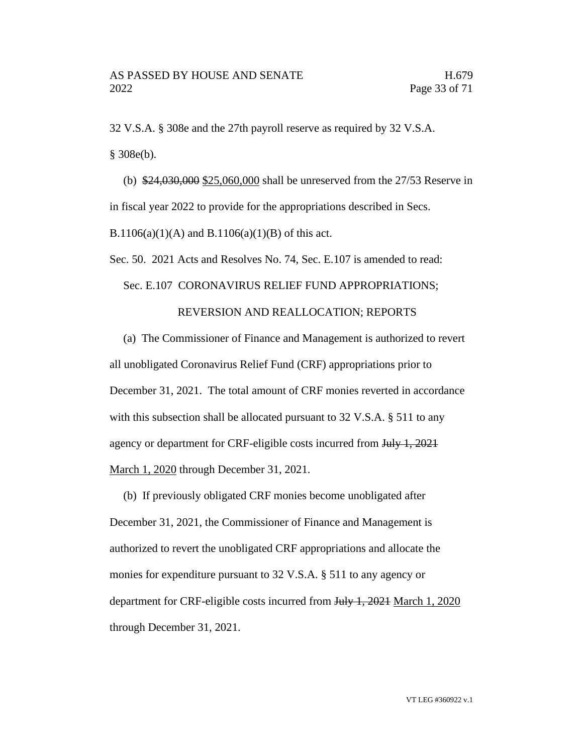32 V.S.A. § 308e and the 27th payroll reserve as required by 32 V.S.A. § 308e(b).

(b) ~~$24,030,000~~ <u>$25,060,000</u> shall be unreserved from the 27/53 Reserve in in fiscal year 2022 to provide for the appropriations described in Secs. B.1106(a)(1)(A) and B.1106(a)(1)(B) of this act.

Sec. 50. 2021 Acts and Resolves No. 74, Sec. E.107 is amended to read:

Sec. E.107 CORONAVIRUS RELIEF FUND APPROPRIATIONS; REVERSION AND REALLOCATION; REPORTS

(a) The Commissioner of Finance and Management is authorized to revert all unobligated Coronavirus Relief Fund (CRF) appropriations prior to December 31, 2021. The total amount of CRF monies reverted in accordance with this subsection shall be allocated pursuant to 32 V.S.A. § 511 to any agency or department for CRF-eligible costs incurred from ~~July 1, 2021~~ <u>March 1, 2020</u> through December 31, 2021.

(b) If previously obligated CRF monies become unobligated after December 31, 2021, the Commissioner of Finance and Management is authorized to revert the unobligated CRF appropriations and allocate the monies for expenditure pursuant to 32 V.S.A. § 511 to any agency or department for CRF-eligible costs incurred from ~~July 1, 2021~~ <u>March 1, 2020</u> through December 31, 2021.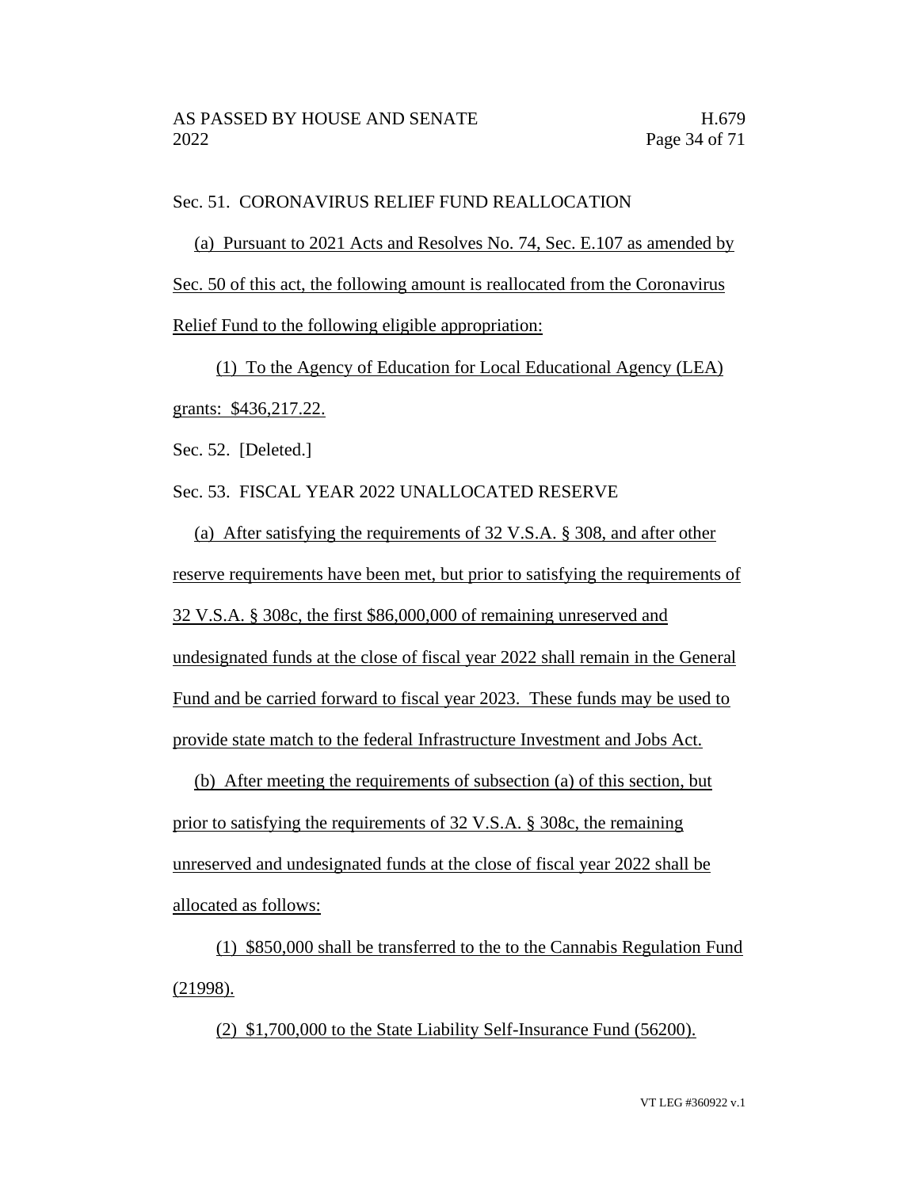Sec. 51. CORONAVIRUS RELIEF FUND REALLOCATION

(a) Pursuant to 2021 Acts and Resolves No. 74, Sec. E.107 as amended by Sec. 50 of this act, the following amount is reallocated from the Coronavirus Relief Fund to the following eligible appropriation:

(1) To the Agency of Education for Local Educational Agency (LEA) grants: $436,217.22.

Sec. 52. [Deleted.]

Sec. 53. FISCAL YEAR 2022 UNALLOCATED RESERVE

(a) After satisfying the requirements of 32 V.S.A. § 308, and after other reserve requirements have been met, but prior to satisfying the requirements of 32 V.S.A. § 308c, the first $86,000,000 of remaining unreserved and undesignated funds at the close of fiscal year 2022 shall remain in the General Fund and be carried forward to fiscal year 2023. These funds may be used to provide state match to the federal Infrastructure Investment and Jobs Act.

(b) After meeting the requirements of subsection (a) of this section, but prior to satisfying the requirements of 32 V.S.A. § 308c, the remaining unreserved and undesignated funds at the close of fiscal year 2022 shall be allocated as follows:

(1) $850,000 shall be transferred to the to the Cannabis Regulation Fund (21998).

(2) $1,700,000 to the State Liability Self-Insurance Fund (56200).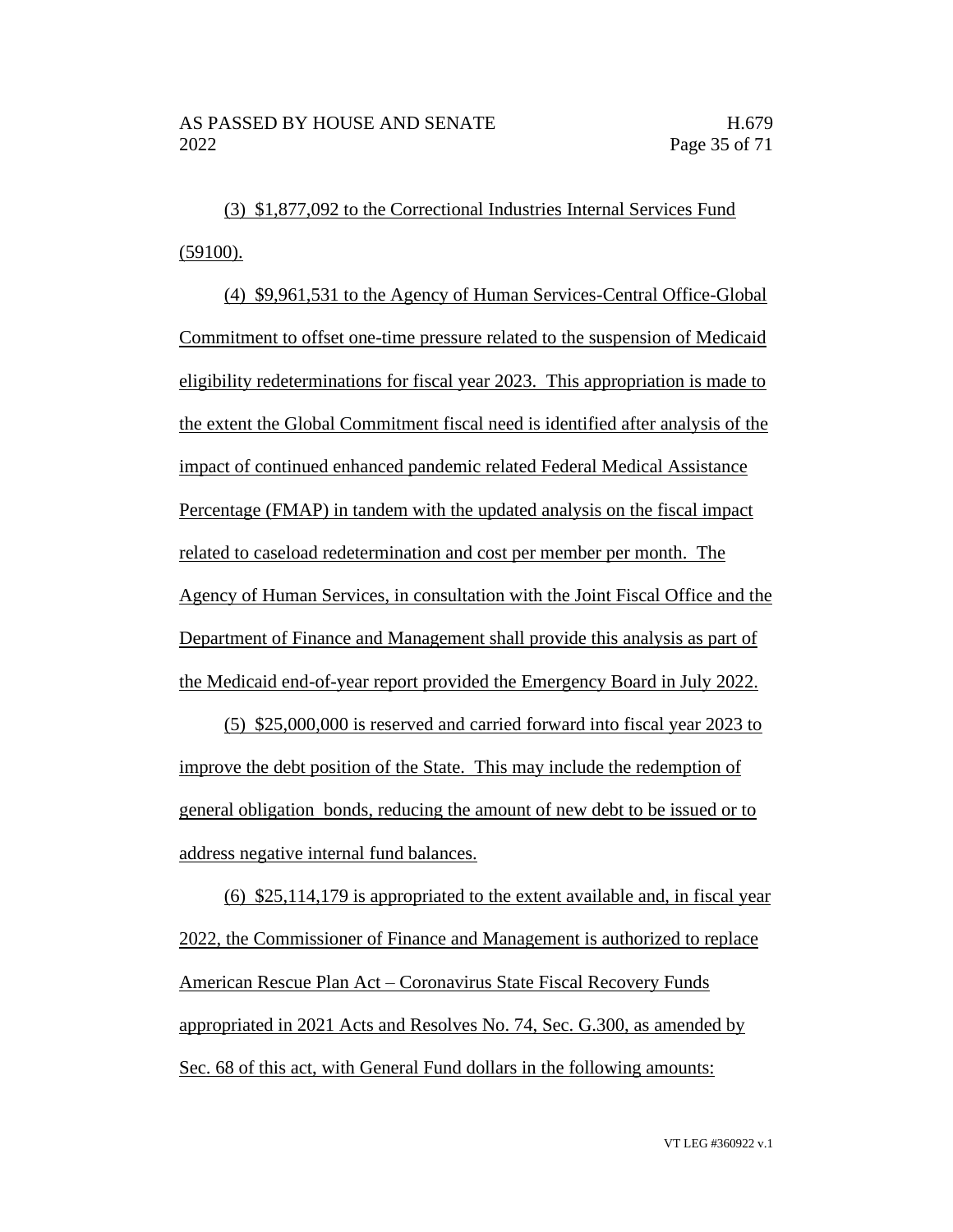(3) $1,877,092 to the Correctional Industries Internal Services Fund (59100).

(4) $9,961,531 to the Agency of Human Services-Central Office-Global Commitment to offset one-time pressure related to the suspension of Medicaid eligibility redeterminations for fiscal year 2023. This appropriation is made to the extent the Global Commitment fiscal need is identified after analysis of the impact of continued enhanced pandemic related Federal Medical Assistance Percentage (FMAP) in tandem with the updated analysis on the fiscal impact related to caseload redetermination and cost per member per month. The Agency of Human Services, in consultation with the Joint Fiscal Office and the Department of Finance and Management shall provide this analysis as part of the Medicaid end-of-year report provided the Emergency Board in July 2022.

(5) $25,000,000 is reserved and carried forward into fiscal year 2023 to improve the debt position of the State. This may include the redemption of general obligation bonds, reducing the amount of new debt to be issued or to address negative internal fund balances.

(6) $25,114,179 is appropriated to the extent available and, in fiscal year 2022, the Commissioner of Finance and Management is authorized to replace American Rescue Plan Act – Coronavirus State Fiscal Recovery Funds appropriated in 2021 Acts and Resolves No. 74, Sec. G.300, as amended by Sec. 68 of this act, with General Fund dollars in the following amounts: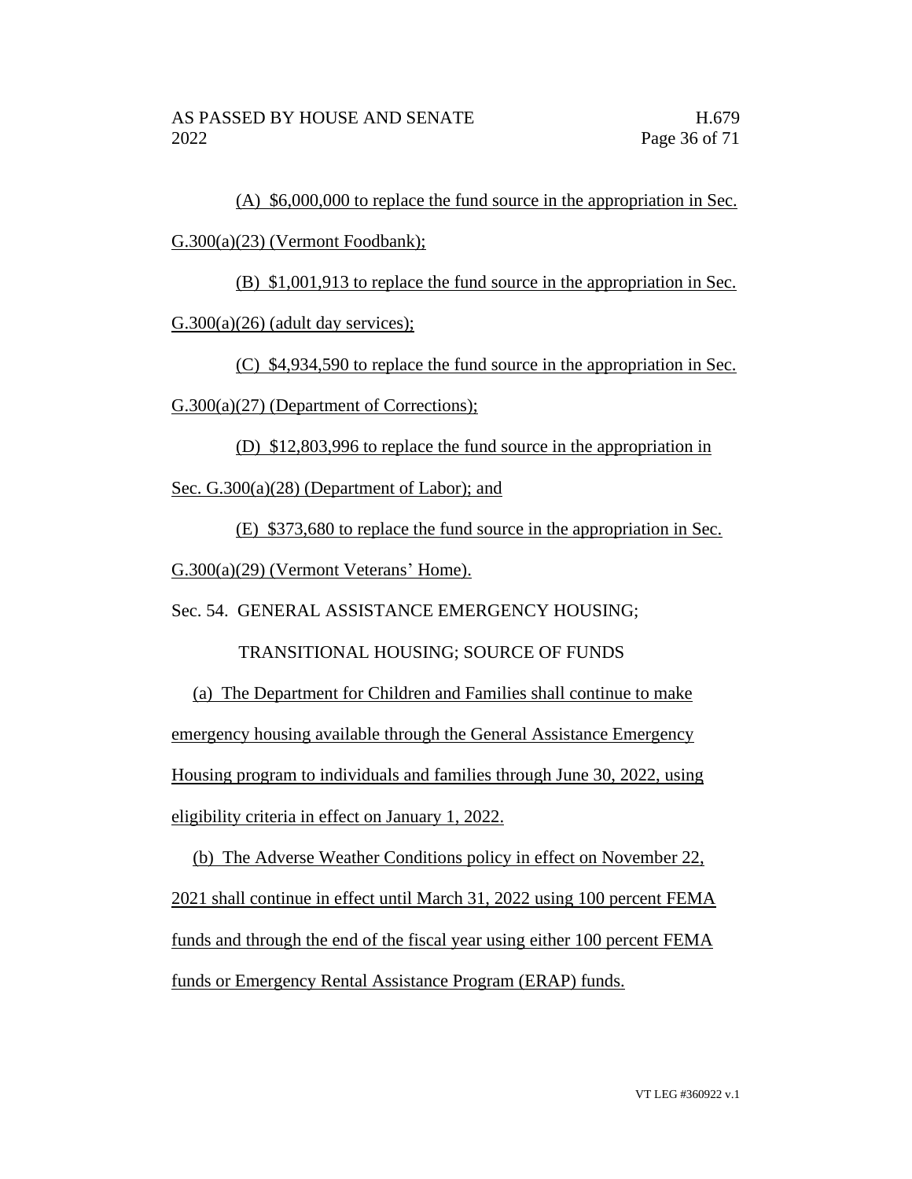(A) $6,000,000 to replace the fund source in the appropriation in Sec. G.300(a)(23) (Vermont Foodbank);

(B) $1,001,913 to replace the fund source in the appropriation in Sec. G.300(a)(26) (adult day services);

(C) $4,934,590 to replace the fund source in the appropriation in Sec. G.300(a)(27) (Department of Corrections);

(D) $12,803,996 to replace the fund source in the appropriation in Sec. G.300(a)(28) (Department of Labor); and

(E) $373,680 to replace the fund source in the appropriation in Sec. G.300(a)(29) (Vermont Veterans' Home).

Sec. 54. GENERAL ASSISTANCE EMERGENCY HOUSING; TRANSITIONAL HOUSING; SOURCE OF FUNDS

(a) The Department for Children and Families shall continue to make emergency housing available through the General Assistance Emergency Housing program to individuals and families through June 30, 2022, using eligibility criteria in effect on January 1, 2022.

(b) The Adverse Weather Conditions policy in effect on November 22, 2021 shall continue in effect until March 31, 2022 using 100 percent FEMA funds and through the end of the fiscal year using either 100 percent FEMA funds or Emergency Rental Assistance Program (ERAP) funds.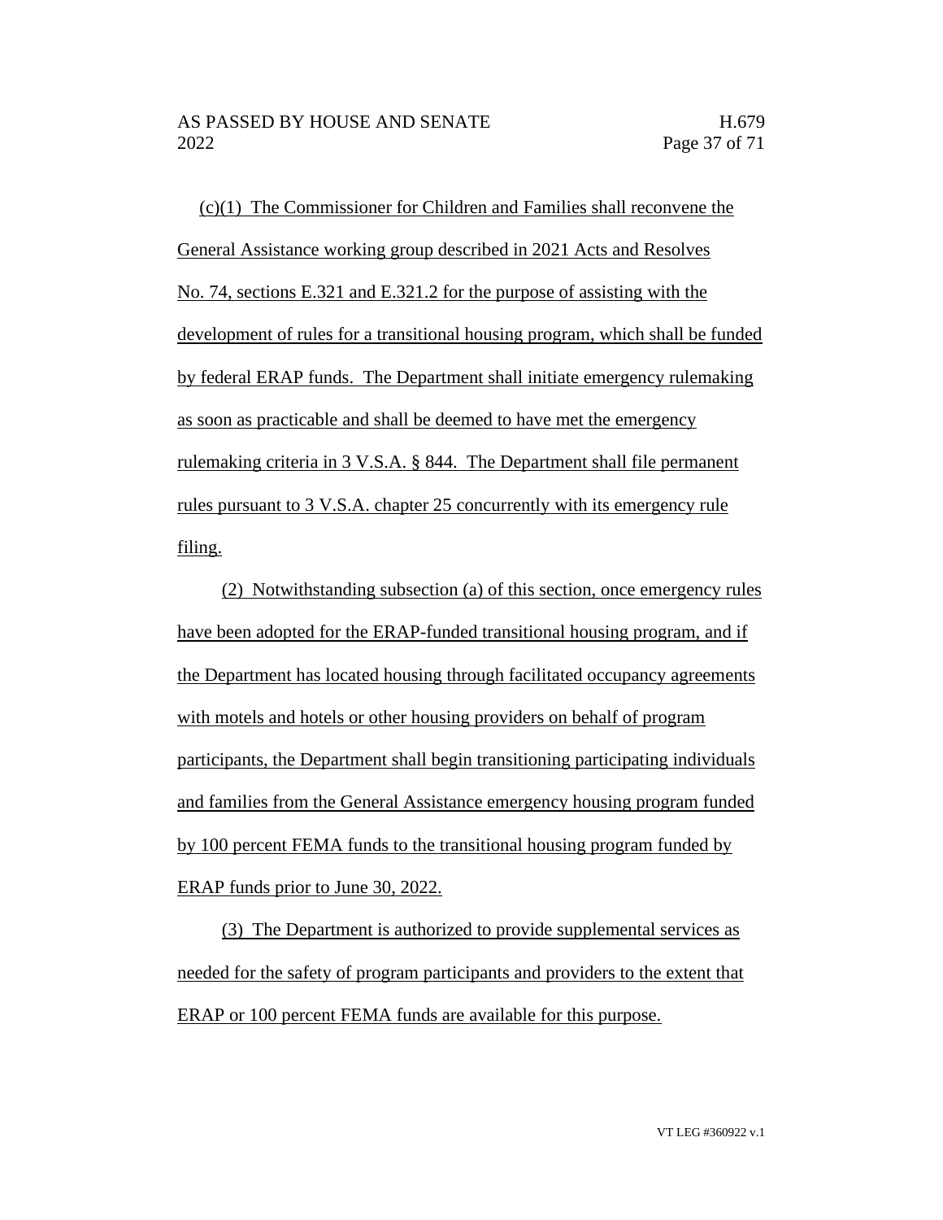(c)(1) The Commissioner for Children and Families shall reconvene the General Assistance working group described in 2021 Acts and Resolves No. 74, sections E.321 and E.321.2 for the purpose of assisting with the development of rules for a transitional housing program, which shall be funded by federal ERAP funds. The Department shall initiate emergency rulemaking as soon as practicable and shall be deemed to have met the emergency rulemaking criteria in 3 V.S.A. § 844. The Department shall file permanent rules pursuant to 3 V.S.A. chapter 25 concurrently with its emergency rule filing.

(2) Notwithstanding subsection (a) of this section, once emergency rules have been adopted for the ERAP-funded transitional housing program, and if the Department has located housing through facilitated occupancy agreements with motels and hotels or other housing providers on behalf of program participants, the Department shall begin transitioning participating individuals and families from the General Assistance emergency housing program funded by 100 percent FEMA funds to the transitional housing program funded by ERAP funds prior to June 30, 2022.

(3) The Department is authorized to provide supplemental services as needed for the safety of program participants and providers to the extent that ERAP or 100 percent FEMA funds are available for this purpose.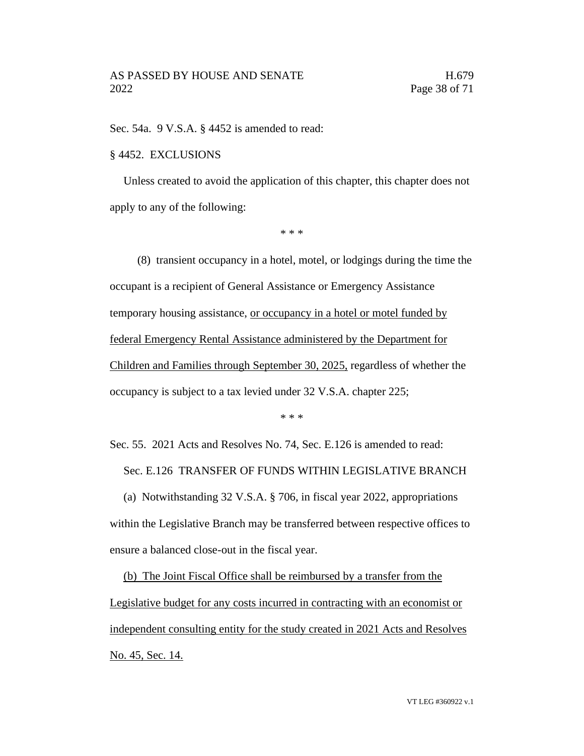Sec. 54a. 9 V.S.A. § 4452 is amended to read:

§ 4452. EXCLUSIONS

Unless created to avoid the application of this chapter, this chapter does not apply to any of the following:

\* \* \*

(8) transient occupancy in a hotel, motel, or lodgings during the time the occupant is a recipient of General Assistance or Emergency Assistance temporary housing assistance, <u>or occupancy in a hotel or motel funded by federal Emergency Rental Assistance administered by the Department for Children and Families through September 30, 2025,</u> regardless of whether the occupancy is subject to a tax levied under 32 V.S.A. chapter 225;

\* \* \*

Sec. 55. 2021 Acts and Resolves No. 74, Sec. E.126 is amended to read:

Sec. E.126 TRANSFER OF FUNDS WITHIN LEGISLATIVE BRANCH

(a) Notwithstanding 32 V.S.A. § 706, in fiscal year 2022, appropriations within the Legislative Branch may be transferred between respective offices to ensure a balanced close-out in the fiscal year.

<u>(b) The Joint Fiscal Office shall be reimbursed by a transfer from the Legislative budget for any costs incurred in contracting with an economist or independent consulting entity for the study created in 2021 Acts and Resolves No. 45, Sec. 14.</u>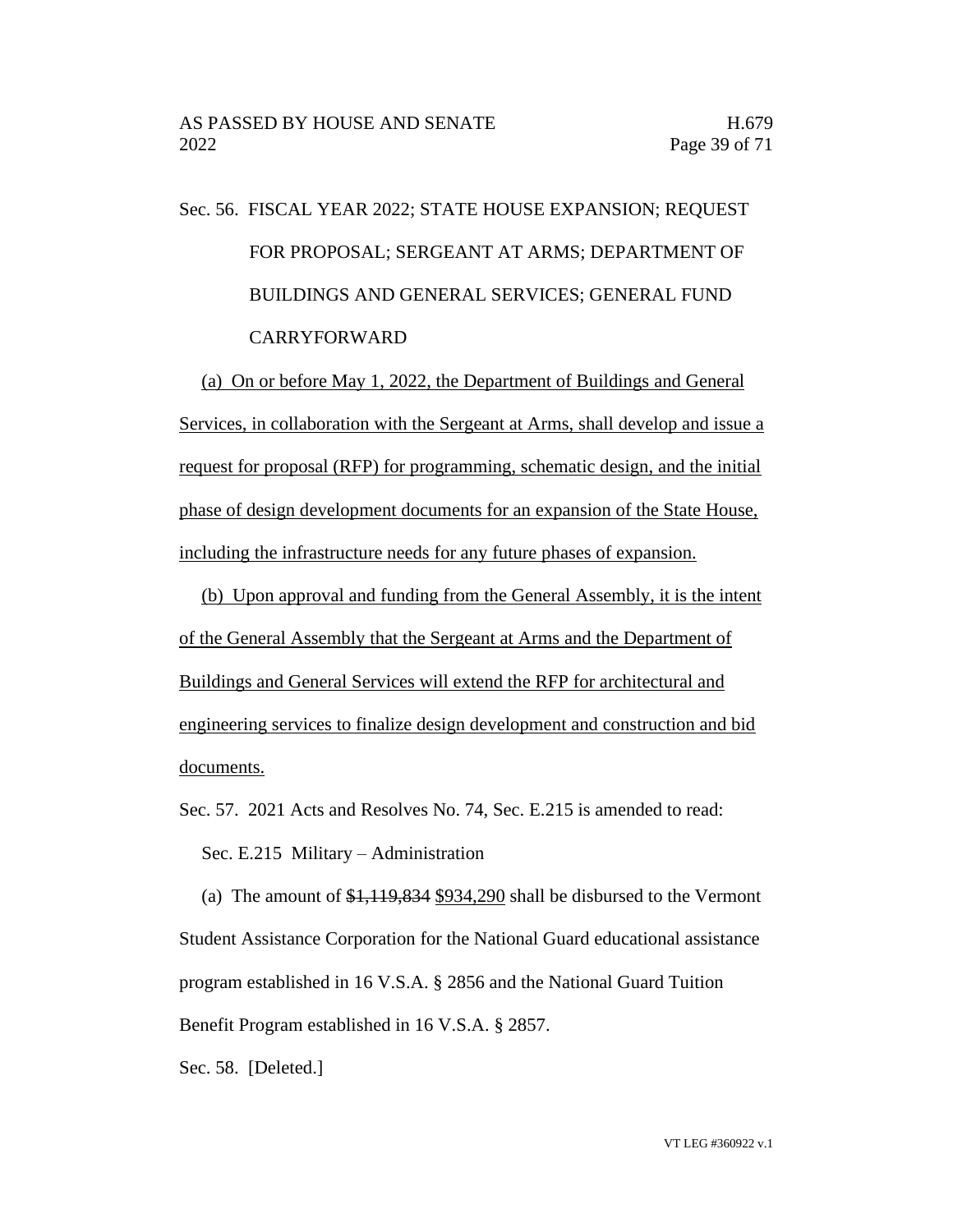Sec. 56. FISCAL YEAR 2022; STATE HOUSE EXPANSION; REQUEST FOR PROPOSAL; SERGEANT AT ARMS; DEPARTMENT OF BUILDINGS AND GENERAL SERVICES; GENERAL FUND CARRYFORWARD

(a) On or before May 1, 2022, the Department of Buildings and General Services, in collaboration with the Sergeant at Arms, shall develop and issue a request for proposal (RFP) for programming, schematic design, and the initial phase of design development documents for an expansion of the State House, including the infrastructure needs for any future phases of expansion.

(b) Upon approval and funding from the General Assembly, it is the intent of the General Assembly that the Sergeant at Arms and the Department of Buildings and General Services will extend the RFP for architectural and engineering services to finalize design development and construction and bid documents.

Sec. 57. 2021 Acts and Resolves No. 74, Sec. E.215 is amended to read:

Sec. E.215 Military – Administration

(a) The amount of ~~$1,119,834~~ $934,290 shall be disbursed to the Vermont Student Assistance Corporation for the National Guard educational assistance program established in 16 V.S.A. § 2856 and the National Guard Tuition Benefit Program established in 16 V.S.A. § 2857.

Sec. 58. [Deleted.]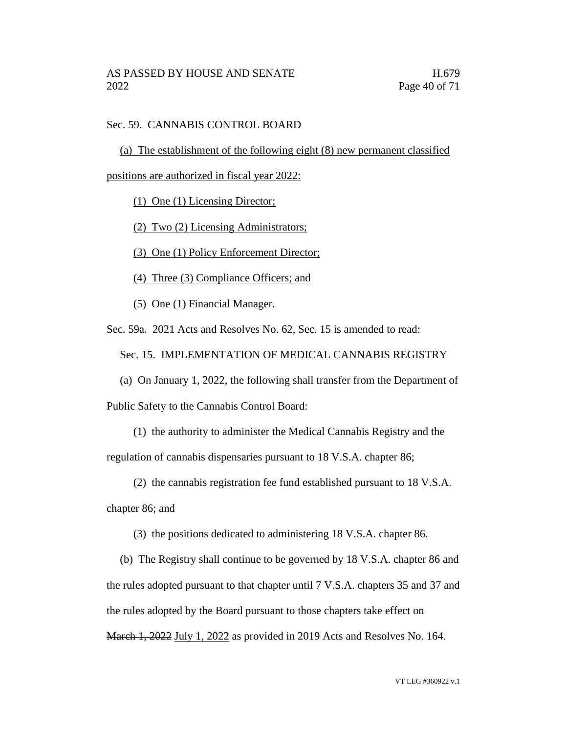Sec. 59. CANNABIS CONTROL BOARD

<u>(a) The establishment of the following eight (8) new permanent classified positions are authorized in fiscal year 2022:</u>

<u>(1) One (1) Licensing Director;</u>

<u>(2) Two (2) Licensing Administrators;</u>

<u>(3) One (1) Policy Enforcement Director;</u>

<u>(4) Three (3) Compliance Officers; and</u>

<u>(5) One (1) Financial Manager.</u>

Sec. 59a. 2021 Acts and Resolves No. 62, Sec. 15 is amended to read:

Sec. 15. IMPLEMENTATION OF MEDICAL CANNABIS REGISTRY

(a) On January 1, 2022, the following shall transfer from the Department of Public Safety to the Cannabis Control Board:

(1) the authority to administer the Medical Cannabis Registry and the regulation of cannabis dispensaries pursuant to 18 V.S.A. chapter 86;

(2) the cannabis registration fee fund established pursuant to 18 V.S.A. chapter 86; and

(3) the positions dedicated to administering 18 V.S.A. chapter 86.

(b) The Registry shall continue to be governed by 18 V.S.A. chapter 86 and the rules adopted pursuant to that chapter until 7 V.S.A. chapters 35 and 37 and the rules adopted by the Board pursuant to those chapters take effect on ~~March 1, 2022~~ <u>July 1, 2022</u> as provided in 2019 Acts and Resolves No. 164.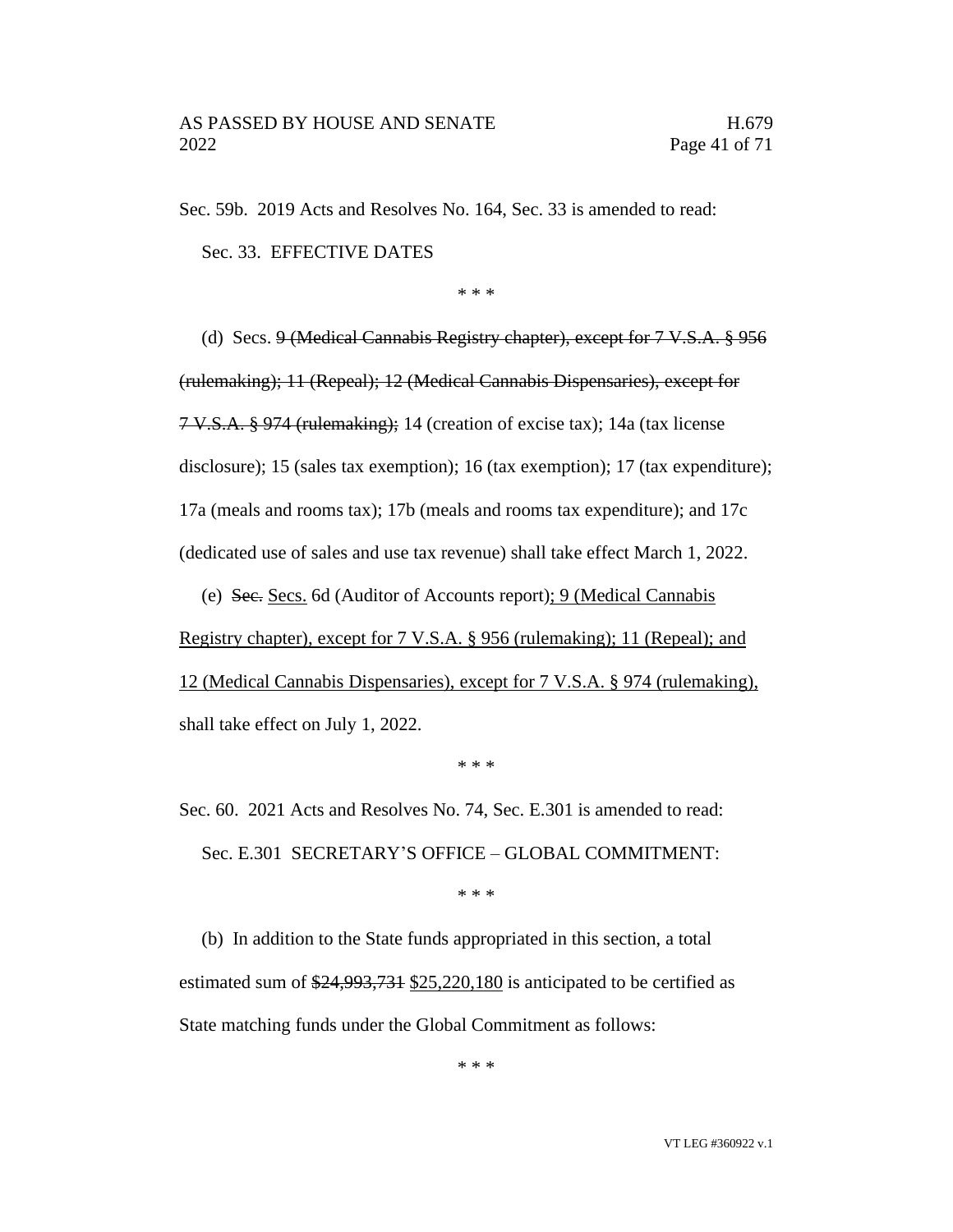Sec. 59b. 2019 Acts and Resolves No. 164, Sec. 33 is amended to read:

Sec. 33. EFFECTIVE DATES

\* \* \*

(d) Secs. ~~9 (Medical Cannabis Registry chapter), except for 7 V.S.A. § 956 (rulemaking); 11 (Repeal); 12 (Medical Cannabis Dispensaries), except for 7 V.S.A. § 974 (rulemaking);~~ 14 (creation of excise tax); 14a (tax license disclosure); 15 (sales tax exemption); 16 (tax exemption); 17 (tax expenditure); 17a (meals and rooms tax); 17b (meals and rooms tax expenditure); and 17c (dedicated use of sales and use tax revenue) shall take effect March 1, 2022.

(e) ~~Sec.~~ <u>Secs.</u> 6d (Auditor of Accounts report)<u>; 9 (Medical Cannabis Registry chapter), except for 7 V.S.A. § 956 (rulemaking); 11 (Repeal); and 12 (Medical Cannabis Dispensaries), except for 7 V.S.A. § 974 (rulemaking),</u> shall take effect on July 1, 2022.

\* \* \*

Sec. 60. 2021 Acts and Resolves No. 74, Sec. E.301 is amended to read:

Sec. E.301 SECRETARY'S OFFICE – GLOBAL COMMITMENT:

\* \* \*

(b) In addition to the State funds appropriated in this section, a total estimated sum of ~~$24,993,731~~ <u>$25,220,180</u> is anticipated to be certified as State matching funds under the Global Commitment as follows:

\* \* \*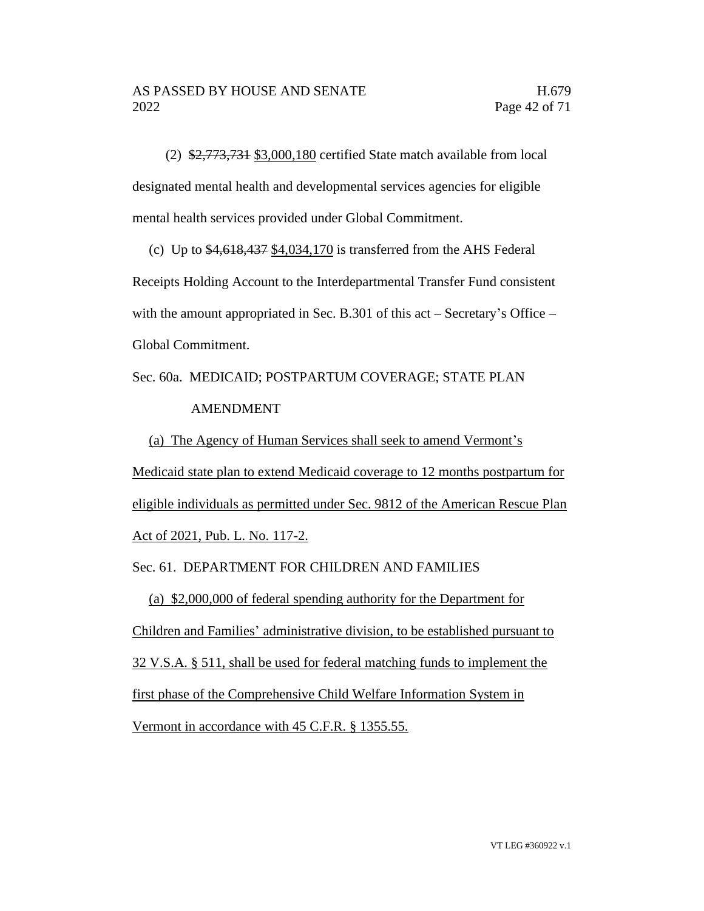(2) ~~$2,773,731~~ <u>$3,000,180</u> certified State match available from local designated mental health and developmental services agencies for eligible mental health services provided under Global Commitment.

(c) Up to ~~$4,618,437~~ <u>$4,034,170</u> is transferred from the AHS Federal Receipts Holding Account to the Interdepartmental Transfer Fund consistent with the amount appropriated in Sec. B.301 of this act – Secretary's Office – Global Commitment.

Sec. 60a. MEDICAID; POSTPARTUM COVERAGE; STATE PLAN AMENDMENT

<u>(a) The Agency of Human Services shall seek to amend Vermont's Medicaid state plan to extend Medicaid coverage to 12 months postpartum for eligible individuals as permitted under Sec. 9812 of the American Rescue Plan Act of 2021, Pub. L. No. 117-2.</u>

Sec. 61. DEPARTMENT FOR CHILDREN AND FAMILIES

<u>(a) $2,000,000 of federal spending authority for the Department for Children and Families' administrative division, to be established pursuant to 32 V.S.A. § 511, shall be used for federal matching funds to implement the first phase of the Comprehensive Child Welfare Information System in Vermont in accordance with 45 C.F.R. § 1355.55.</u>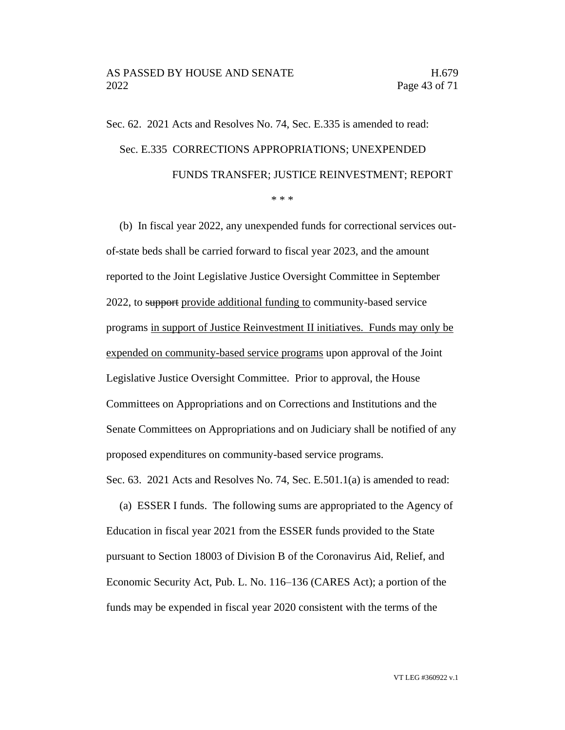Sec. 62. 2021 Acts and Resolves No. 74, Sec. E.335 is amended to read:

Sec. E.335 CORRECTIONS APPROPRIATIONS; UNEXPENDED FUNDS TRANSFER; JUSTICE REINVESTMENT; REPORT

\* \* \*

(b) In fiscal year 2022, any unexpended funds for correctional services out-of-state beds shall be carried forward to fiscal year 2023, and the amount reported to the Joint Legislative Justice Oversight Committee in September 2022, to ~~support~~ <u>provide additional funding to</u> community-based service programs <u>in support of Justice Reinvestment II initiatives. Funds may only be expended on community-based service programs</u> upon approval of the Joint Legislative Justice Oversight Committee. Prior to approval, the House Committees on Appropriations and on Corrections and Institutions and the Senate Committees on Appropriations and on Judiciary shall be notified of any proposed expenditures on community-based service programs.

Sec. 63. 2021 Acts and Resolves No. 74, Sec. E.501.1(a) is amended to read:

(a) ESSER I funds. The following sums are appropriated to the Agency of Education in fiscal year 2021 from the ESSER funds provided to the State pursuant to Section 18003 of Division B of the Coronavirus Aid, Relief, and Economic Security Act, Pub. L. No. 116–136 (CARES Act); a portion of the funds may be expended in fiscal year 2020 consistent with the terms of the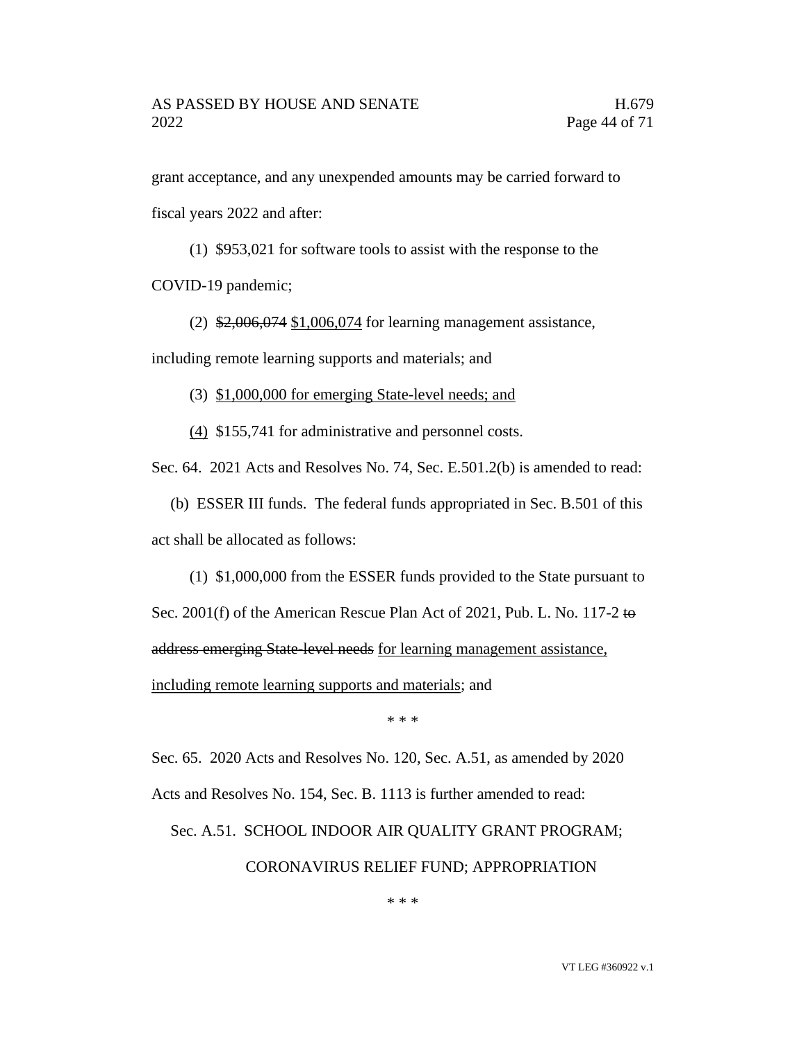grant acceptance, and any unexpended amounts may be carried forward to fiscal years 2022 and after:

(1) $953,021 for software tools to assist with the response to the COVID-19 pandemic;

(2) ~~$2,006,074~~ <u>$1,006,074</u> for learning management assistance, including remote learning supports and materials; and

(3) <u>$1,000,000 for emerging State-level needs; and</u>

<u>(4)</u> $155,741 for administrative and personnel costs.

Sec. 64. 2021 Acts and Resolves No. 74, Sec. E.501.2(b) is amended to read:

(b) ESSER III funds. The federal funds appropriated in Sec. B.501 of this act shall be allocated as follows:

(1) $1,000,000 from the ESSER funds provided to the State pursuant to Sec. 2001(f) of the American Rescue Plan Act of 2021, Pub. L. No. 117-2 ~~to address emerging State-level needs~~ <u>for learning management assistance, including remote learning supports and materials</u>; and

\* \* \*

Sec. 65. 2020 Acts and Resolves No. 120, Sec. A.51, as amended by 2020 Acts and Resolves No. 154, Sec. B. 1113 is further amended to read:

Sec. A.51. SCHOOL INDOOR AIR QUALITY GRANT PROGRAM; CORONAVIRUS RELIEF FUND; APPROPRIATION

\* \* \*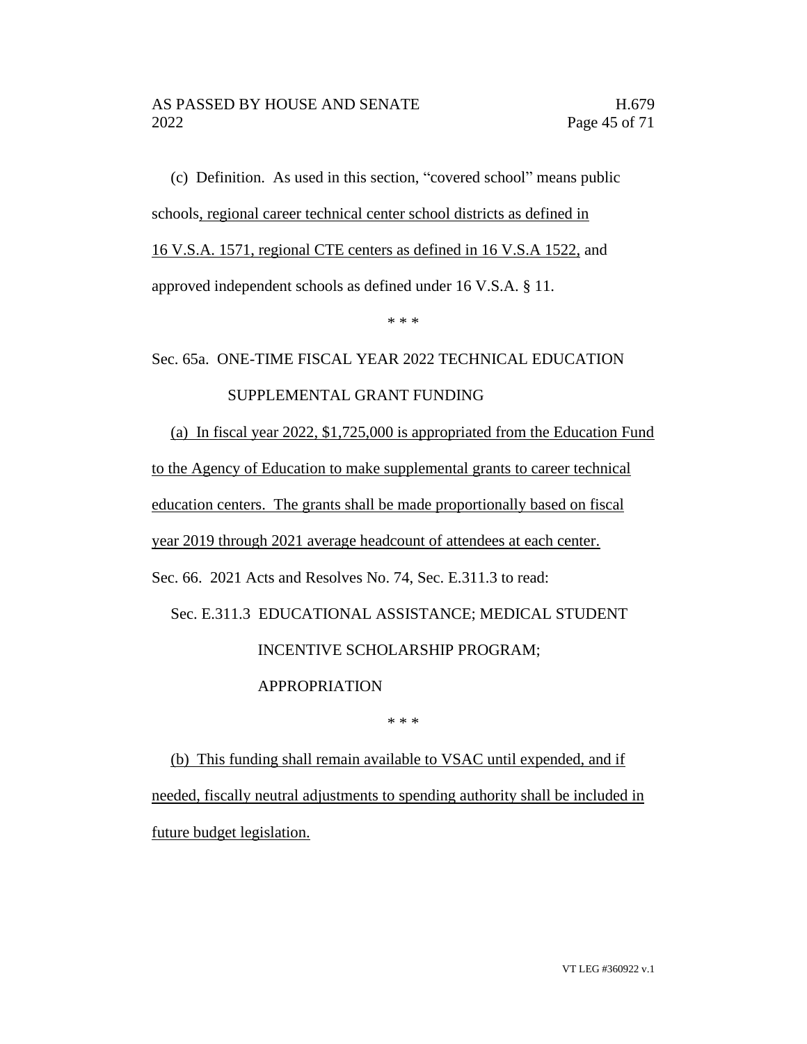(c) Definition. As used in this section, "covered school" means public schools, regional career technical center school districts as defined in 16 V.S.A. 1571, regional CTE centers as defined in 16 V.S.A 1522, and approved independent schools as defined under 16 V.S.A. § 11.

\* \* \*

Sec. 65a. ONE-TIME FISCAL YEAR 2022 TECHNICAL EDUCATION SUPPLEMENTAL GRANT FUNDING

(a) In fiscal year 2022, $1,725,000 is appropriated from the Education Fund to the Agency of Education to make supplemental grants to career technical education centers. The grants shall be made proportionally based on fiscal year 2019 through 2021 average headcount of attendees at each center.

Sec. 66. 2021 Acts and Resolves No. 74, Sec. E.311.3 to read:

Sec. E.311.3 EDUCATIONAL ASSISTANCE; MEDICAL STUDENT INCENTIVE SCHOLARSHIP PROGRAM; APPROPRIATION

\* \* \*

(b) This funding shall remain available to VSAC until expended, and if needed, fiscally neutral adjustments to spending authority shall be included in future budget legislation.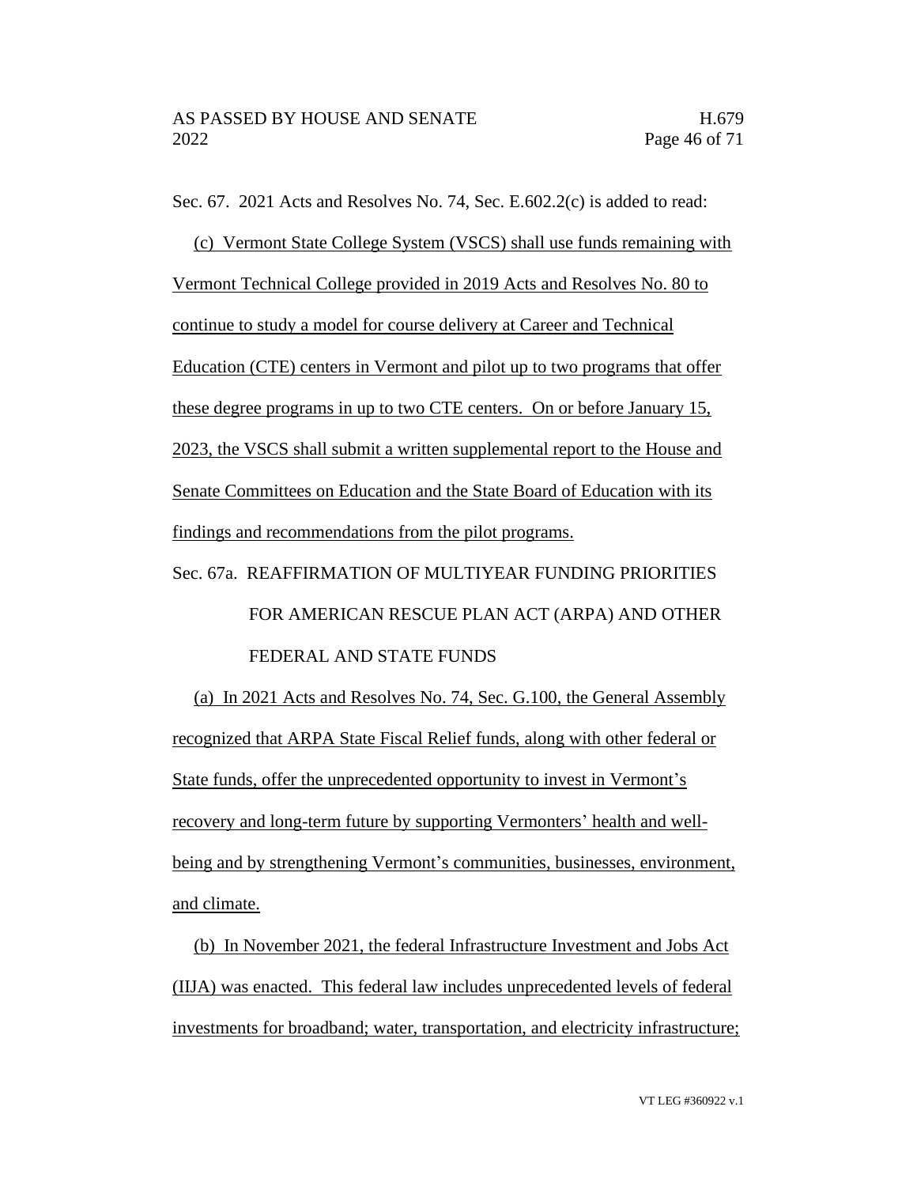Sec. 67. 2021 Acts and Resolves No. 74, Sec. E.602.2(c) is added to read:

(c) Vermont State College System (VSCS) shall use funds remaining with Vermont Technical College provided in 2019 Acts and Resolves No. 80 to continue to study a model for course delivery at Career and Technical Education (CTE) centers in Vermont and pilot up to two programs that offer these degree programs in up to two CTE centers. On or before January 15, 2023, the VSCS shall submit a written supplemental report to the House and Senate Committees on Education and the State Board of Education with its findings and recommendations from the pilot programs.

Sec. 67a. REAFFIRMATION OF MULTIYEAR FUNDING PRIORITIES FOR AMERICAN RESCUE PLAN ACT (ARPA) AND OTHER FEDERAL AND STATE FUNDS

(a) In 2021 Acts and Resolves No. 74, Sec. G.100, the General Assembly recognized that ARPA State Fiscal Relief funds, along with other federal or State funds, offer the unprecedented opportunity to invest in Vermont's recovery and long-term future by supporting Vermonters' health and well-being and by strengthening Vermont's communities, businesses, environment, and climate.

(b) In November 2021, the federal Infrastructure Investment and Jobs Act (IIJA) was enacted. This federal law includes unprecedented levels of federal investments for broadband; water, transportation, and electricity infrastructure;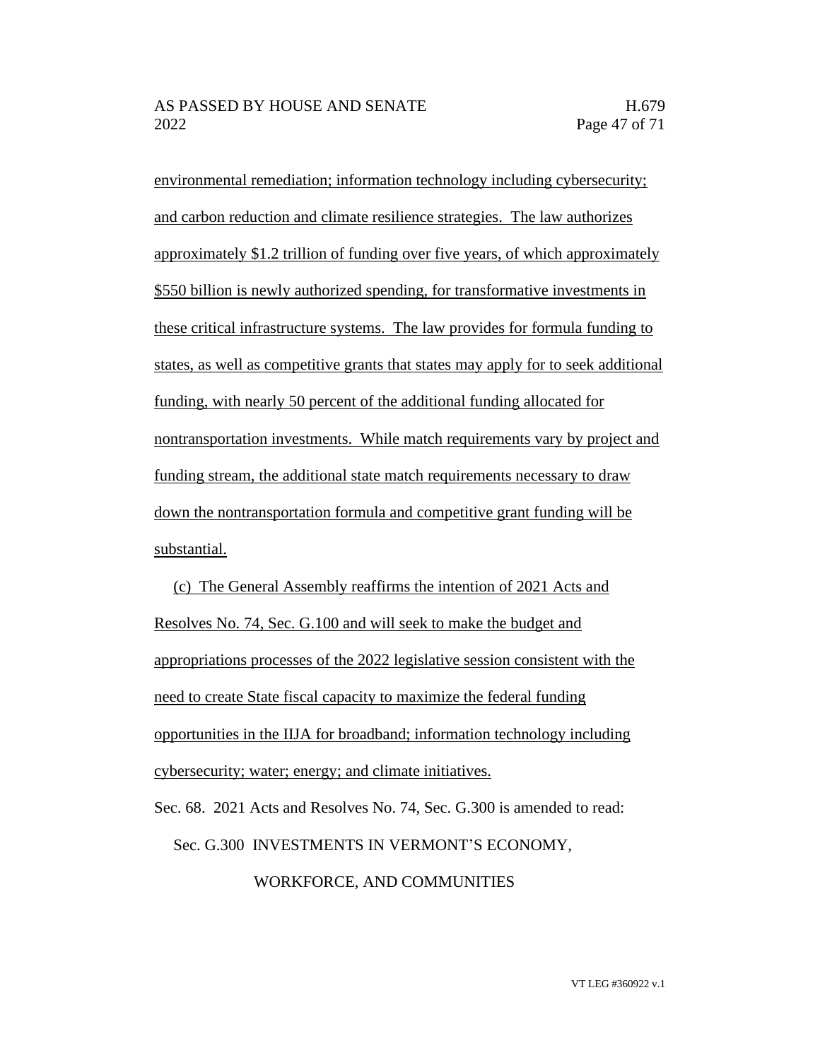environmental remediation; information technology including cybersecurity; and carbon reduction and climate resilience strategies. The law authorizes approximately $1.2 trillion of funding over five years, of which approximately $550 billion is newly authorized spending, for transformative investments in these critical infrastructure systems. The law provides for formula funding to states, as well as competitive grants that states may apply for to seek additional funding, with nearly 50 percent of the additional funding allocated for nontransportation investments. While match requirements vary by project and funding stream, the additional state match requirements necessary to draw down the nontransportation formula and competitive grant funding will be substantial.

(c) The General Assembly reaffirms the intention of 2021 Acts and Resolves No. 74, Sec. G.100 and will seek to make the budget and appropriations processes of the 2022 legislative session consistent with the need to create State fiscal capacity to maximize the federal funding opportunities in the IIJA for broadband; information technology including cybersecurity; water; energy; and climate initiatives.

Sec. 68. 2021 Acts and Resolves No. 74, Sec. G.300 is amended to read:

Sec. G.300 INVESTMENTS IN VERMONT'S ECONOMY, WORKFORCE, AND COMMUNITIES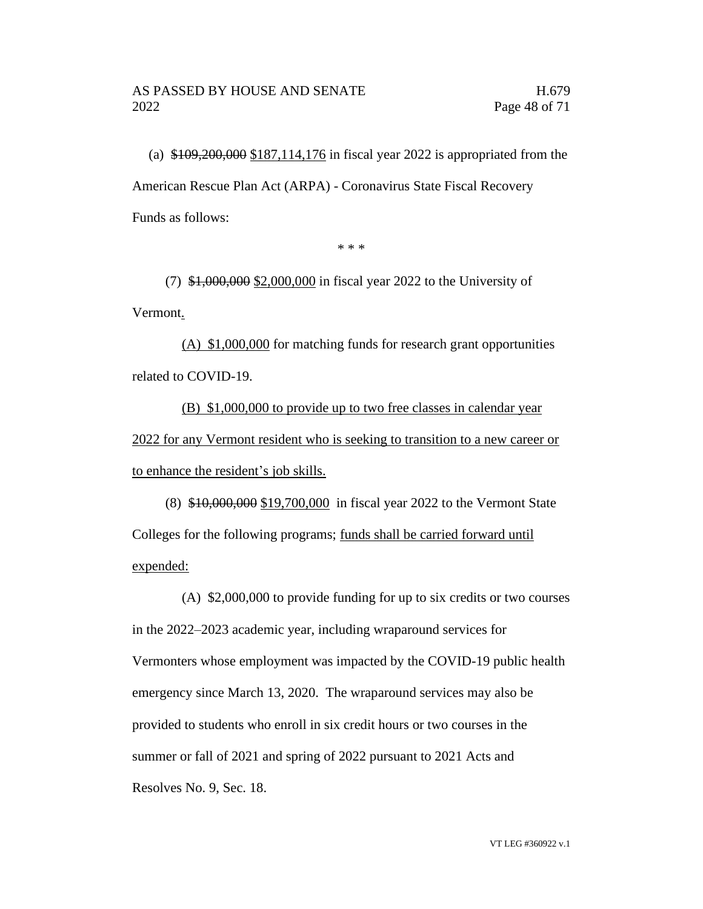(a) ~~$109,200,000~~ $187,114,176 in fiscal year 2022 is appropriated from the American Rescue Plan Act (ARPA) - Coronavirus State Fiscal Recovery Funds as follows:

\* \* \*

(7) ~~$1,000,000~~ $2,000,000 in fiscal year 2022 to the University of Vermont.

(A) $1,000,000 for matching funds for research grant opportunities related to COVID-19.

(B) $1,000,000 to provide up to two free classes in calendar year 2022 for any Vermont resident who is seeking to transition to a new career or to enhance the resident's job skills.

(8) ~~$10,000,000~~ $19,700,000 in fiscal year 2022 to the Vermont State Colleges for the following programs; funds shall be carried forward until expended:

(A) $2,000,000 to provide funding for up to six credits or two courses in the 2022–2023 academic year, including wraparound services for Vermonters whose employment was impacted by the COVID-19 public health emergency since March 13, 2020. The wraparound services may also be provided to students who enroll in six credit hours or two courses in the summer or fall of 2021 and spring of 2022 pursuant to 2021 Acts and Resolves No. 9, Sec. 18.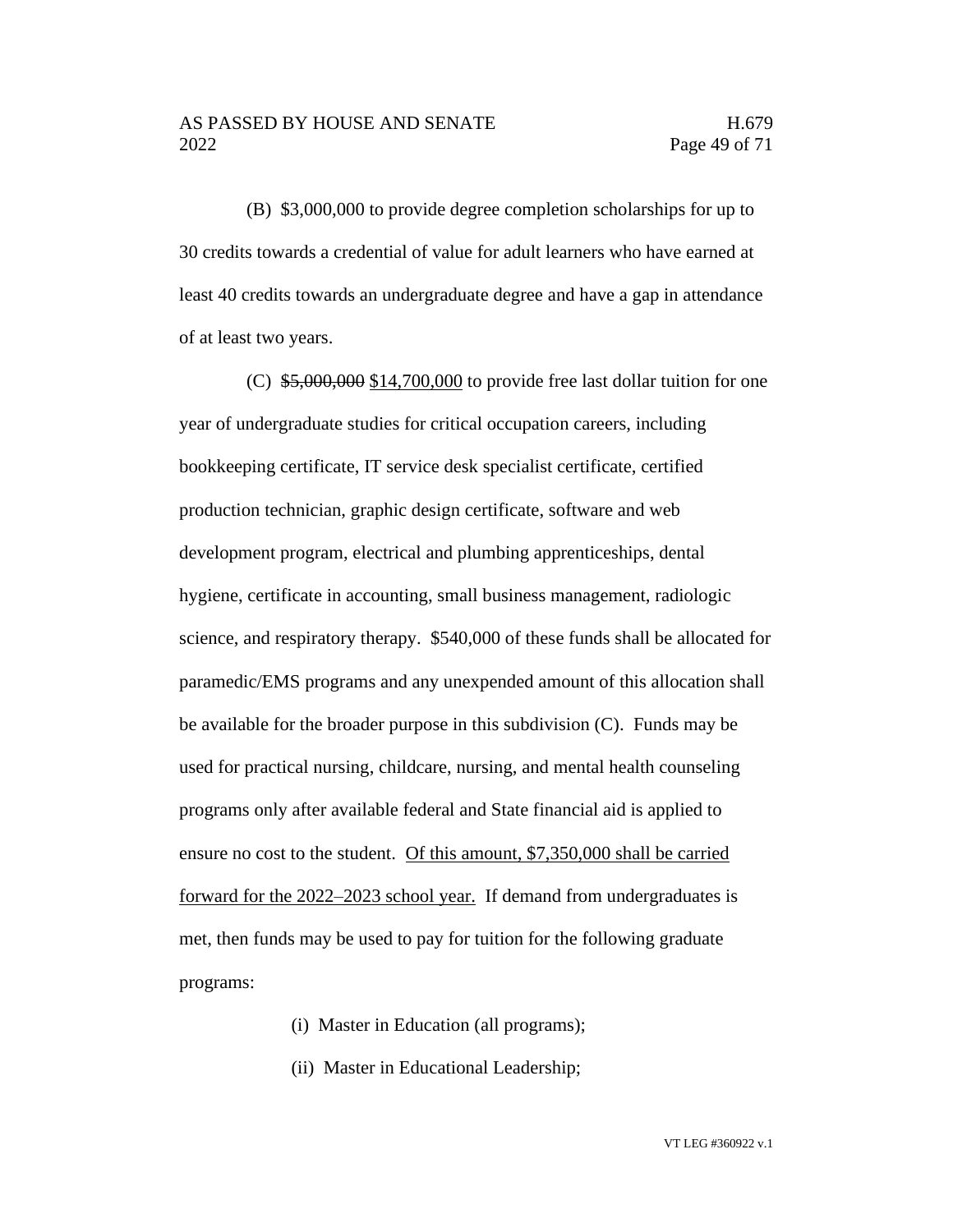(B) $3,000,000 to provide degree completion scholarships for up to 30 credits towards a credential of value for adult learners who have earned at least 40 credits towards an undergraduate degree and have a gap in attendance of at least two years.

(C) ~~$5,000,000~~ <u>$14,700,000</u> to provide free last dollar tuition for one year of undergraduate studies for critical occupation careers, including bookkeeping certificate, IT service desk specialist certificate, certified production technician, graphic design certificate, software and web development program, electrical and plumbing apprenticeships, dental hygiene, certificate in accounting, small business management, radiologic science, and respiratory therapy. $540,000 of these funds shall be allocated for paramedic/EMS programs and any unexpended amount of this allocation shall be available for the broader purpose in this subdivision (C). Funds may be used for practical nursing, childcare, nursing, and mental health counseling programs only after available federal and State financial aid is applied to ensure no cost to the student. <u>Of this amount, $7,350,000 shall be carried forward for the 2022–2023 school year.</u> If demand from undergraduates is met, then funds may be used to pay for tuition for the following graduate programs:

(i) Master in Education (all programs);

(ii) Master in Educational Leadership;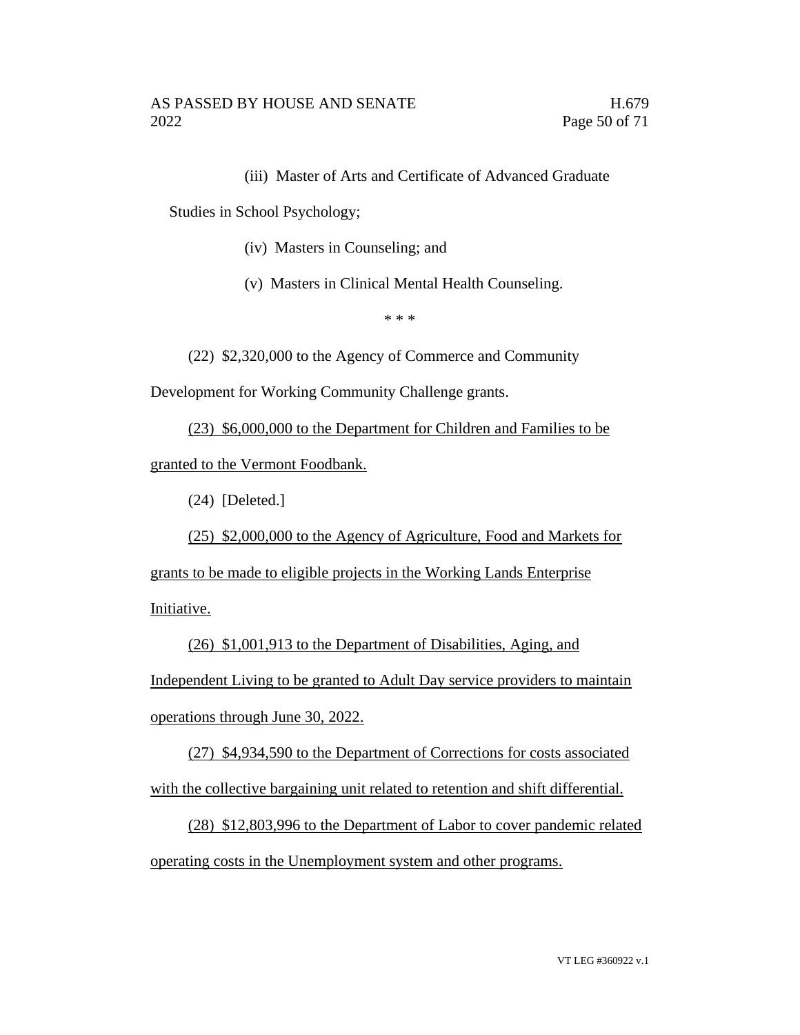(iii) Master of Arts and Certificate of Advanced Graduate Studies in School Psychology;

(iv) Masters in Counseling; and

(v) Masters in Clinical Mental Health Counseling.

\* \* \*

(22) $2,320,000 to the Agency of Commerce and Community Development for Working Community Challenge grants.

<u>(23) $6,000,000 to the Department for Children and Families to be granted to the Vermont Foodbank.</u>

(24) [Deleted.]

<u>(25) $2,000,000 to the Agency of Agriculture, Food and Markets for grants to be made to eligible projects in the Working Lands Enterprise Initiative.</u>

<u>(26) $1,001,913 to the Department of Disabilities, Aging, and Independent Living to be granted to Adult Day service providers to maintain operations through June 30, 2022.</u>

<u>(27) $4,934,590 to the Department of Corrections for costs associated with the collective bargaining unit related to retention and shift differential.</u>

<u>(28) $12,803,996 to the Department of Labor to cover pandemic related operating costs in the Unemployment system and other programs.</u>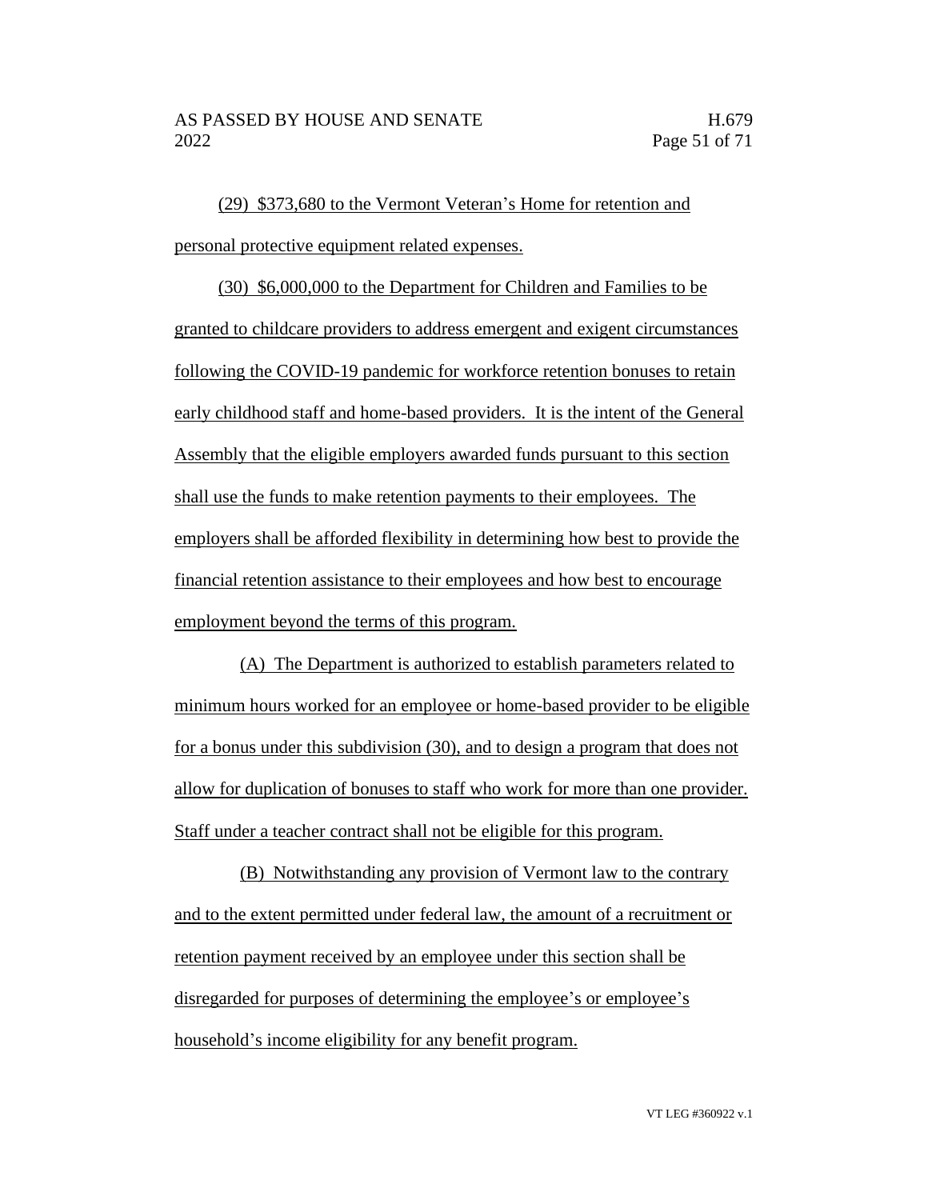(29) $373,680 to the Vermont Veteran's Home for retention and personal protective equipment related expenses.

(30) $6,000,000 to the Department for Children and Families to be granted to childcare providers to address emergent and exigent circumstances following the COVID-19 pandemic for workforce retention bonuses to retain early childhood staff and home-based providers. It is the intent of the General Assembly that the eligible employers awarded funds pursuant to this section shall use the funds to make retention payments to their employees. The employers shall be afforded flexibility in determining how best to provide the financial retention assistance to their employees and how best to encourage employment beyond the terms of this program.

(A) The Department is authorized to establish parameters related to minimum hours worked for an employee or home-based provider to be eligible for a bonus under this subdivision (30), and to design a program that does not allow for duplication of bonuses to staff who work for more than one provider. Staff under a teacher contract shall not be eligible for this program.

(B) Notwithstanding any provision of Vermont law to the contrary and to the extent permitted under federal law, the amount of a recruitment or retention payment received by an employee under this section shall be disregarded for purposes of determining the employee's or employee's household's income eligibility for any benefit program.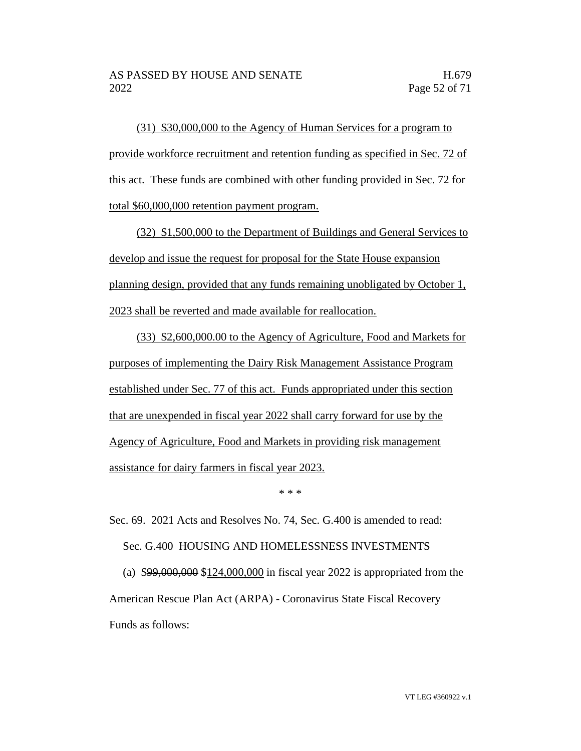(31) $30,000,000 to the Agency of Human Services for a program to provide workforce recruitment and retention funding as specified in Sec. 72 of this act. These funds are combined with other funding provided in Sec. 72 for total $60,000,000 retention payment program.

(32) $1,500,000 to the Department of Buildings and General Services to develop and issue the request for proposal for the State House expansion planning design, provided that any funds remaining unobligated by October 1, 2023 shall be reverted and made available for reallocation.

(33) $2,600,000.00 to the Agency of Agriculture, Food and Markets for purposes of implementing the Dairy Risk Management Assistance Program established under Sec. 77 of this act. Funds appropriated under this section that are unexpended in fiscal year 2022 shall carry forward for use by the Agency of Agriculture, Food and Markets in providing risk management assistance for dairy farmers in fiscal year 2023.

\* \* \*

Sec. 69. 2021 Acts and Resolves No. 74, Sec. G.400 is amended to read:

Sec. G.400 HOUSING AND HOMELESSNESS INVESTMENTS

(a) ~~$99,000,000~~ $124,000,000 in fiscal year 2022 is appropriated from the American Rescue Plan Act (ARPA) - Coronavirus State Fiscal Recovery Funds as follows: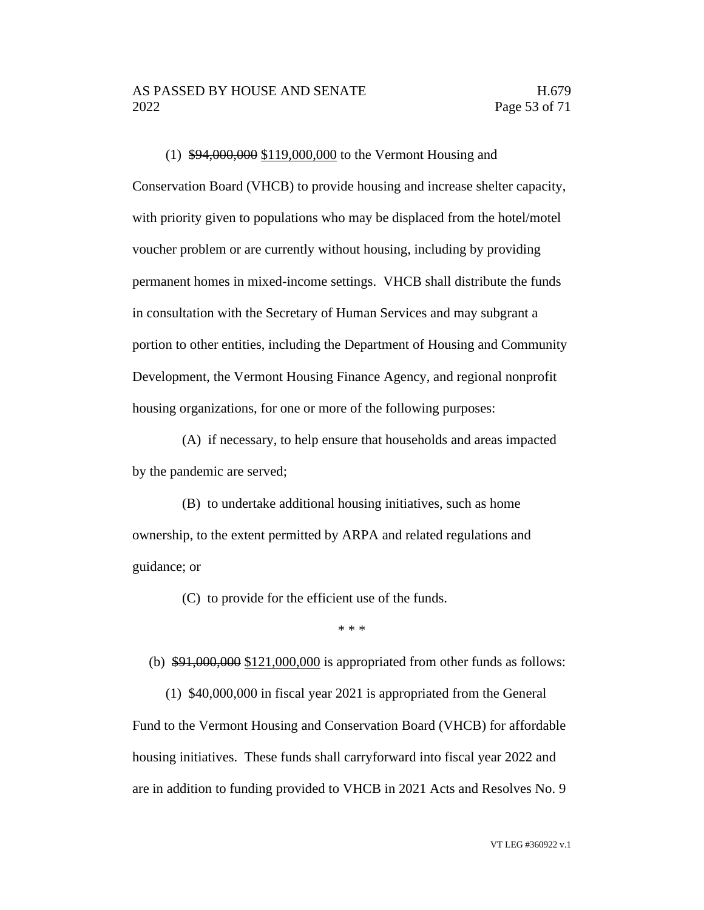(1) ~~$94,000,000~~ <u>$119,000,000</u> to the Vermont Housing and Conservation Board (VHCB) to provide housing and increase shelter capacity, with priority given to populations who may be displaced from the hotel/motel voucher problem or are currently without housing, including by providing permanent homes in mixed-income settings. VHCB shall distribute the funds in consultation with the Secretary of Human Services and may subgrant a portion to other entities, including the Department of Housing and Community Development, the Vermont Housing Finance Agency, and regional nonprofit housing organizations, for one or more of the following purposes:

(A) if necessary, to help ensure that households and areas impacted by the pandemic are served;

(B) to undertake additional housing initiatives, such as home ownership, to the extent permitted by ARPA and related regulations and guidance; or

(C) to provide for the efficient use of the funds.

\* \* \*

(b) ~~$91,000,000~~ <u>$121,000,000</u> is appropriated from other funds as follows:

(1) $40,000,000 in fiscal year 2021 is appropriated from the General Fund to the Vermont Housing and Conservation Board (VHCB) for affordable housing initiatives. These funds shall carryforward into fiscal year 2022 and are in addition to funding provided to VHCB in 2021 Acts and Resolves No. 9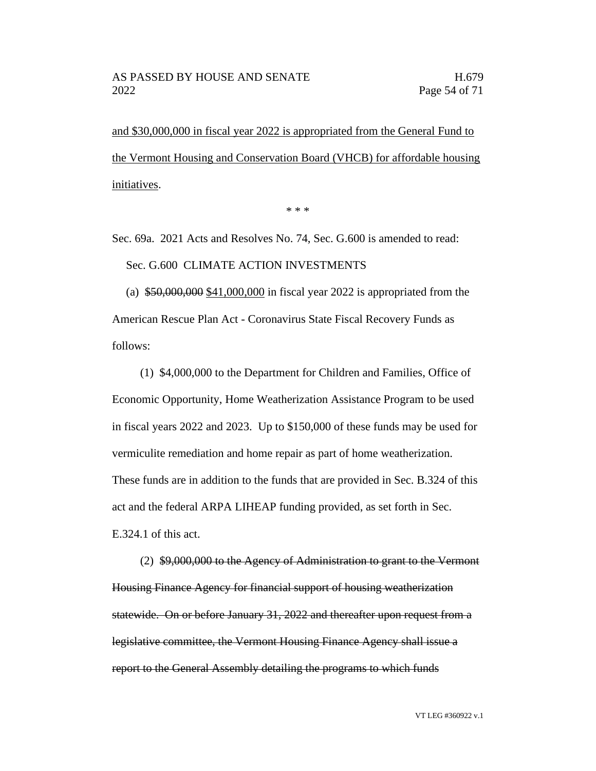<u>and $30,000,000 in fiscal year 2022 is appropriated from the General Fund to the Vermont Housing and Conservation Board (VHCB) for affordable housing initiatives</u>.

\* \* \*

Sec. 69a. 2021 Acts and Resolves No. 74, Sec. G.600 is amended to read:

Sec. G.600 CLIMATE ACTION INVESTMENTS

(a) ~~$50,000,000~~ <u>$41,000,000</u> in fiscal year 2022 is appropriated from the American Rescue Plan Act - Coronavirus State Fiscal Recovery Funds as follows:

(1) $4,000,000 to the Department for Children and Families, Office of Economic Opportunity, Home Weatherization Assistance Program to be used in fiscal years 2022 and 2023. Up to $150,000 of these funds may be used for vermiculite remediation and home repair as part of home weatherization. These funds are in addition to the funds that are provided in Sec. B.324 of this act and the federal ARPA LIHEAP funding provided, as set forth in Sec. E.324.1 of this act.

(2) ~~$9,000,000 to the Agency of Administration to grant to the Vermont Housing Finance Agency for financial support of housing weatherization statewide. On or before January 31, 2022 and thereafter upon request from a legislative committee, the Vermont Housing Finance Agency shall issue a report to the General Assembly detailing the programs to which funds~~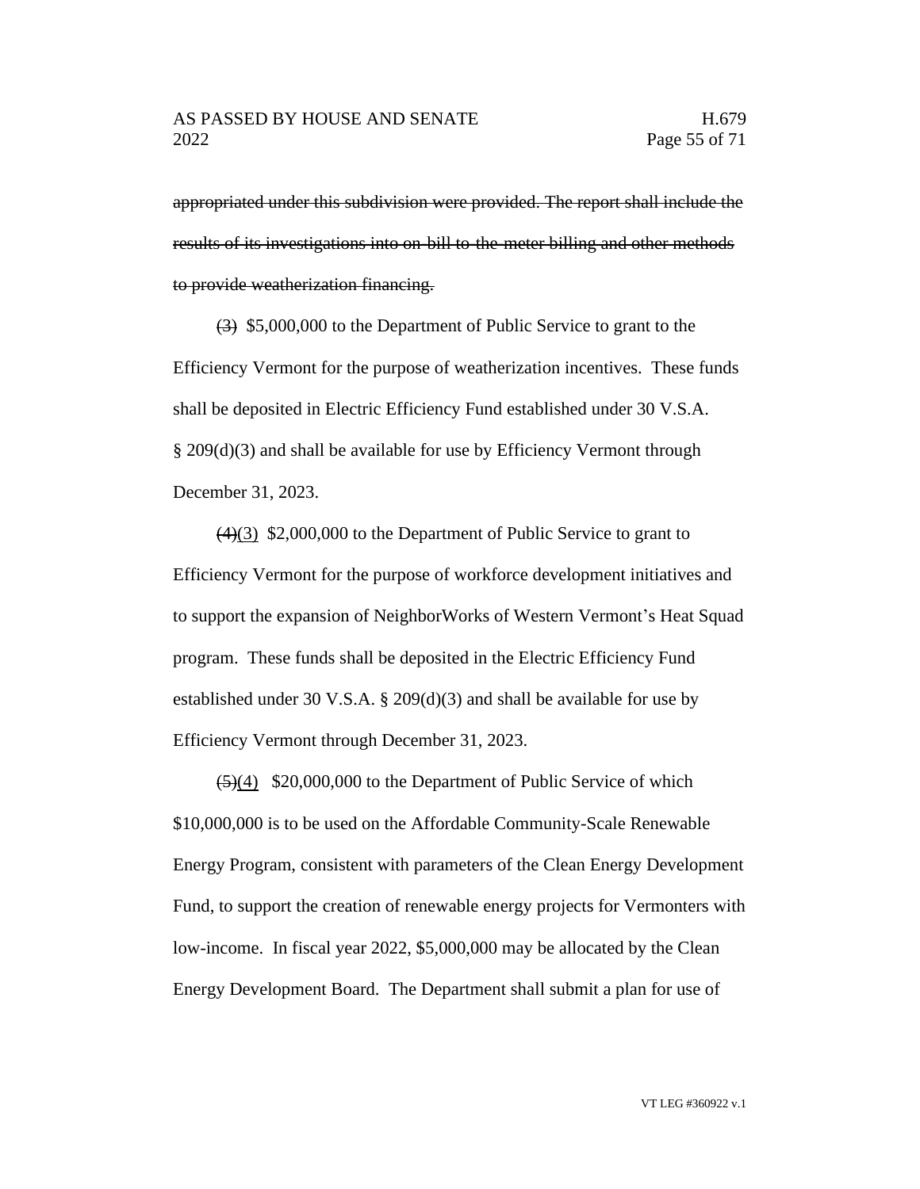~~appropriated under this subdivision were provided. The report shall include the results of its investigations into on-bill-to-the-meter billing and other methods to provide weatherization financing.~~

~~(3)~~ $5,000,000 to the Department of Public Service to grant to the Efficiency Vermont for the purpose of weatherization incentives. These funds shall be deposited in Electric Efficiency Fund established under 30 V.S.A. § 209(d)(3) and shall be available for use by Efficiency Vermont through December 31, 2023.

~~(4)~~(3) $2,000,000 to the Department of Public Service to grant to Efficiency Vermont for the purpose of workforce development initiatives and to support the expansion of NeighborWorks of Western Vermont's Heat Squad program. These funds shall be deposited in the Electric Efficiency Fund established under 30 V.S.A. § 209(d)(3) and shall be available for use by Efficiency Vermont through December 31, 2023.

~~(5)~~(4) $20,000,000 to the Department of Public Service of which $10,000,000 is to be used on the Affordable Community-Scale Renewable Energy Program, consistent with parameters of the Clean Energy Development Fund, to support the creation of renewable energy projects for Vermonters with low-income. In fiscal year 2022, $5,000,000 may be allocated by the Clean Energy Development Board. The Department shall submit a plan for use of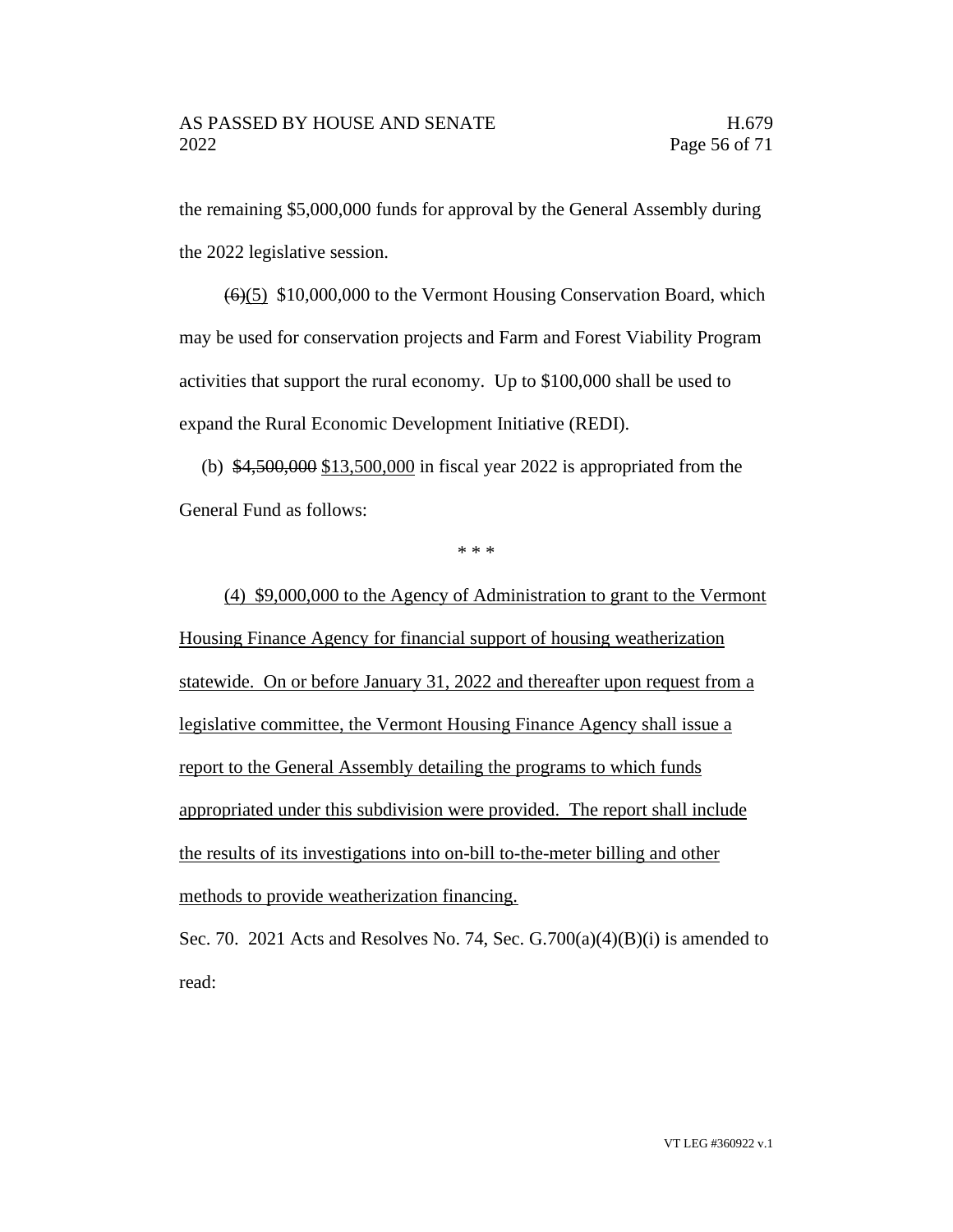the remaining $5,000,000 funds for approval by the General Assembly during the 2022 legislative session.

~~(6)~~(5) $10,000,000 to the Vermont Housing Conservation Board, which may be used for conservation projects and Farm and Forest Viability Program activities that support the rural economy. Up to $100,000 shall be used to expand the Rural Economic Development Initiative (REDI).

(b) ~~$4,500,000~~ $13,500,000 in fiscal year 2022 is appropriated from the General Fund as follows:

\* \* \*

(4) $9,000,000 to the Agency of Administration to grant to the Vermont Housing Finance Agency for financial support of housing weatherization statewide. On or before January 31, 2022 and thereafter upon request from a legislative committee, the Vermont Housing Finance Agency shall issue a report to the General Assembly detailing the programs to which funds appropriated under this subdivision were provided. The report shall include the results of its investigations into on-bill to-the-meter billing and other methods to provide weatherization financing.

Sec. 70. 2021 Acts and Resolves No. 74, Sec. G.700(a)(4)(B)(i) is amended to read: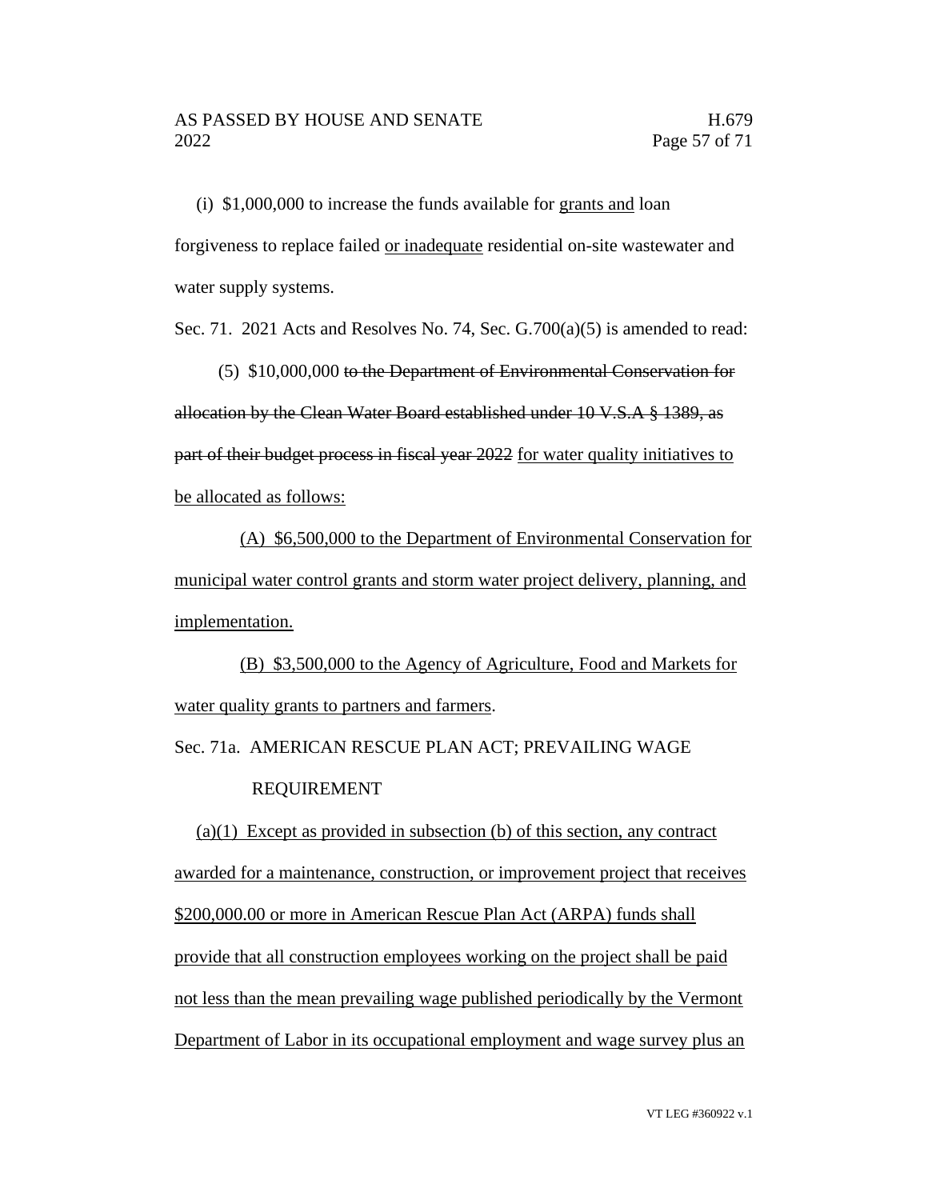(i) $1,000,000 to increase the funds available for grants and loan forgiveness to replace failed or inadequate residential on-site wastewater and water supply systems.

Sec. 71. 2021 Acts and Resolves No. 74, Sec. G.700(a)(5) is amended to read:

(5) $10,000,000 ~~to the Department of Environmental Conservation for allocation by the Clean Water Board established under 10 V.S.A § 1389, as part of their budget process in fiscal year 2022~~ for water quality initiatives to be allocated as follows:

(A) $6,500,000 to the Department of Environmental Conservation for municipal water control grants and storm water project delivery, planning, and implementation.

(B) $3,500,000 to the Agency of Agriculture, Food and Markets for water quality grants to partners and farmers.

Sec. 71a. AMERICAN RESCUE PLAN ACT; PREVAILING WAGE REQUIREMENT

(a)(1) Except as provided in subsection (b) of this section, any contract awarded for a maintenance, construction, or improvement project that receives $200,000.00 or more in American Rescue Plan Act (ARPA) funds shall provide that all construction employees working on the project shall be paid not less than the mean prevailing wage published periodically by the Vermont Department of Labor in its occupational employment and wage survey plus an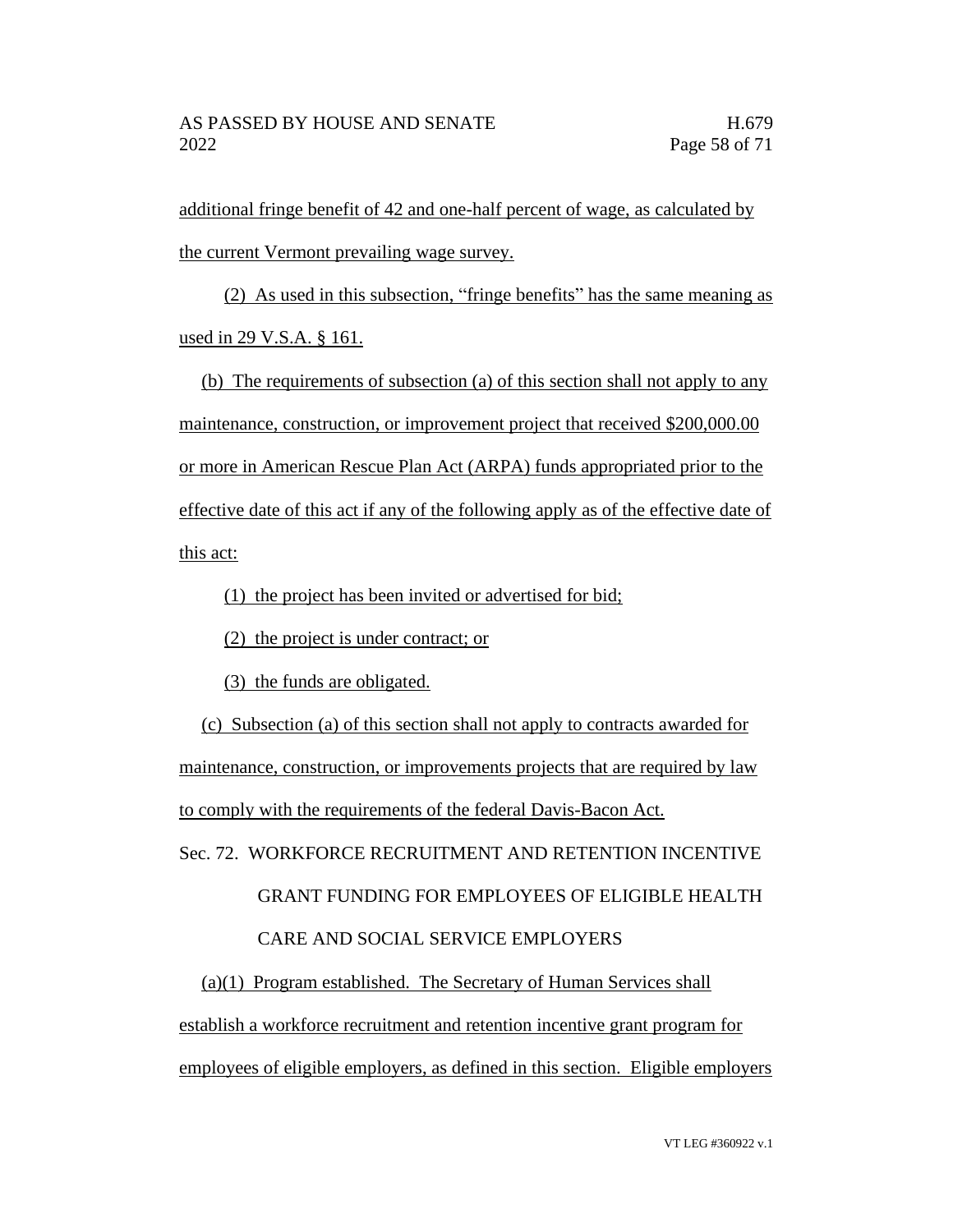additional fringe benefit of 42 and one-half percent of wage, as calculated by the current Vermont prevailing wage survey.

(2) As used in this subsection, "fringe benefits" has the same meaning as used in 29 V.S.A. § 161.

(b) The requirements of subsection (a) of this section shall not apply to any maintenance, construction, or improvement project that received $200,000.00 or more in American Rescue Plan Act (ARPA) funds appropriated prior to the effective date of this act if any of the following apply as of the effective date of this act:

(1) the project has been invited or advertised for bid;

(2) the project is under contract; or

(3) the funds are obligated.

(c) Subsection (a) of this section shall not apply to contracts awarded for maintenance, construction, or improvements projects that are required by law to comply with the requirements of the federal Davis-Bacon Act.

Sec. 72. WORKFORCE RECRUITMENT AND RETENTION INCENTIVE GRANT FUNDING FOR EMPLOYEES OF ELIGIBLE HEALTH CARE AND SOCIAL SERVICE EMPLOYERS

(a)(1) Program established. The Secretary of Human Services shall establish a workforce recruitment and retention incentive grant program for employees of eligible employers, as defined in this section. Eligible employers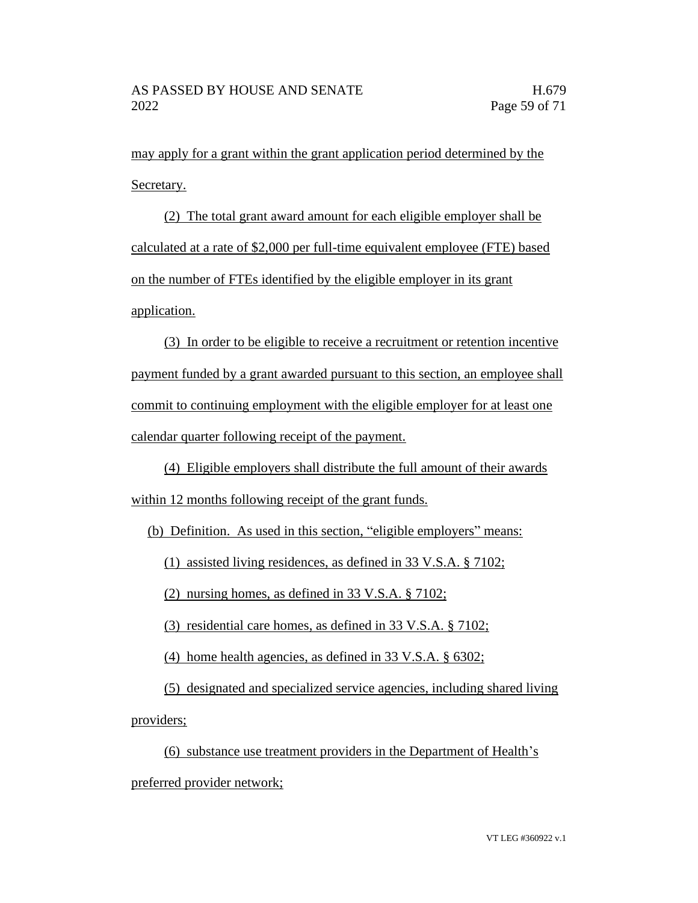may apply for a grant within the grant application period determined by the Secretary.

(2) The total grant award amount for each eligible employer shall be calculated at a rate of $2,000 per full-time equivalent employee (FTE) based on the number of FTEs identified by the eligible employer in its grant application.

(3) In order to be eligible to receive a recruitment or retention incentive payment funded by a grant awarded pursuant to this section, an employee shall commit to continuing employment with the eligible employer for at least one calendar quarter following receipt of the payment.

(4) Eligible employers shall distribute the full amount of their awards within 12 months following receipt of the grant funds.

(b) Definition. As used in this section, "eligible employers" means:

(1) assisted living residences, as defined in 33 V.S.A. § 7102;

(2) nursing homes, as defined in 33 V.S.A. § 7102;

(3) residential care homes, as defined in 33 V.S.A. § 7102;

(4) home health agencies, as defined in 33 V.S.A. § 6302;

(5) designated and specialized service agencies, including shared living providers;

(6) substance use treatment providers in the Department of Health's preferred provider network;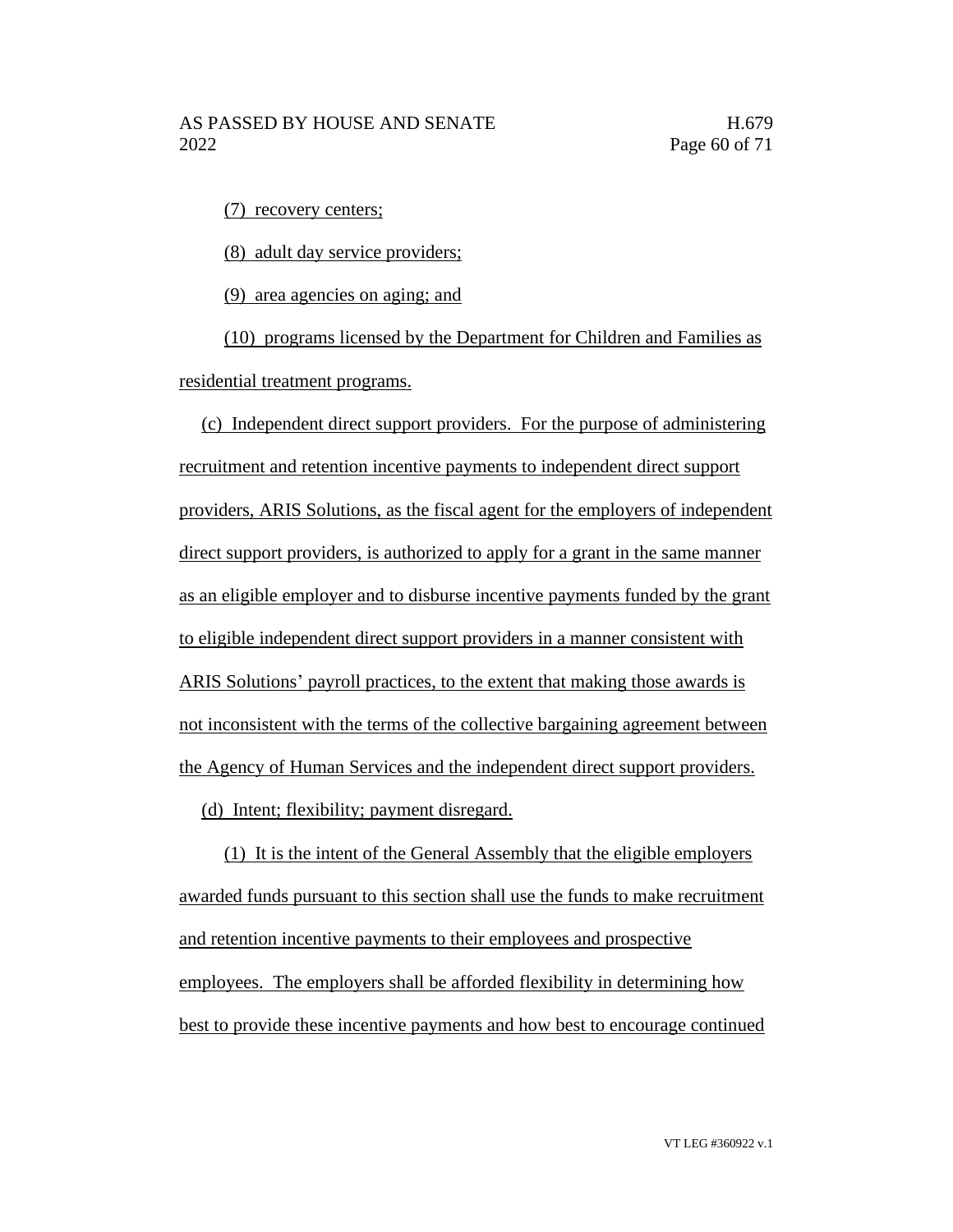(7) recovery centers;

(8) adult day service providers;

(9) area agencies on aging; and

(10) programs licensed by the Department for Children and Families as residential treatment programs.

(c) Independent direct support providers. For the purpose of administering recruitment and retention incentive payments to independent direct support providers, ARIS Solutions, as the fiscal agent for the employers of independent direct support providers, is authorized to apply for a grant in the same manner as an eligible employer and to disburse incentive payments funded by the grant to eligible independent direct support providers in a manner consistent with ARIS Solutions' payroll practices, to the extent that making those awards is not inconsistent with the terms of the collective bargaining agreement between the Agency of Human Services and the independent direct support providers.

(d) Intent; flexibility; payment disregard.

(1) It is the intent of the General Assembly that the eligible employers awarded funds pursuant to this section shall use the funds to make recruitment and retention incentive payments to their employees and prospective employees. The employers shall be afforded flexibility in determining how best to provide these incentive payments and how best to encourage continued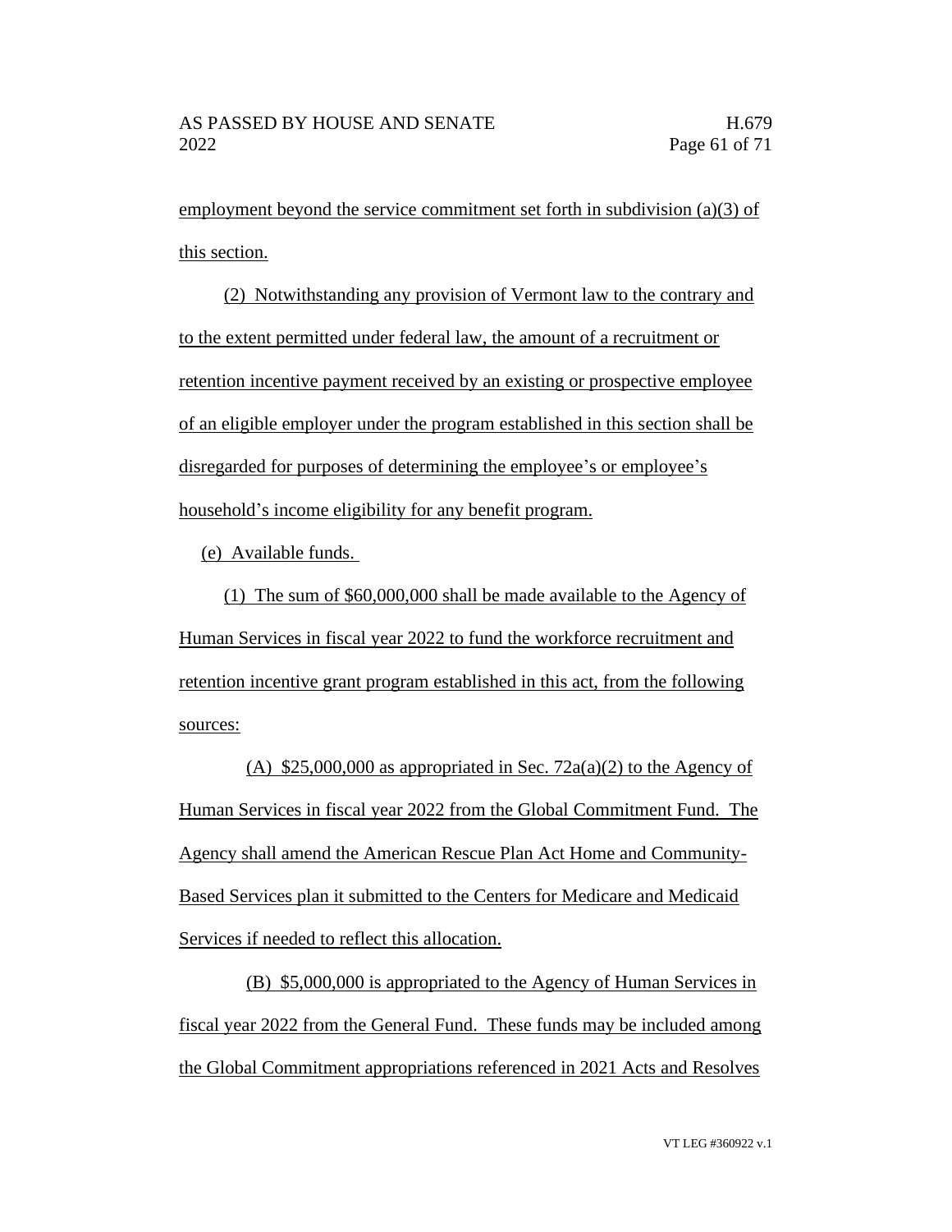employment beyond the service commitment set forth in subdivision (a)(3) of this section.

(2) Notwithstanding any provision of Vermont law to the contrary and to the extent permitted under federal law, the amount of a recruitment or retention incentive payment received by an existing or prospective employee of an eligible employer under the program established in this section shall be disregarded for purposes of determining the employee's or employee's household's income eligibility for any benefit program.

(e) Available funds.

(1) The sum of $60,000,000 shall be made available to the Agency of Human Services in fiscal year 2022 to fund the workforce recruitment and retention incentive grant program established in this act, from the following sources:

(A) $25,000,000 as appropriated in Sec. 72a(a)(2) to the Agency of Human Services in fiscal year 2022 from the Global Commitment Fund. The Agency shall amend the American Rescue Plan Act Home and Community-Based Services plan it submitted to the Centers for Medicare and Medicaid Services if needed to reflect this allocation.

(B) $5,000,000 is appropriated to the Agency of Human Services in fiscal year 2022 from the General Fund. These funds may be included among the Global Commitment appropriations referenced in 2021 Acts and Resolves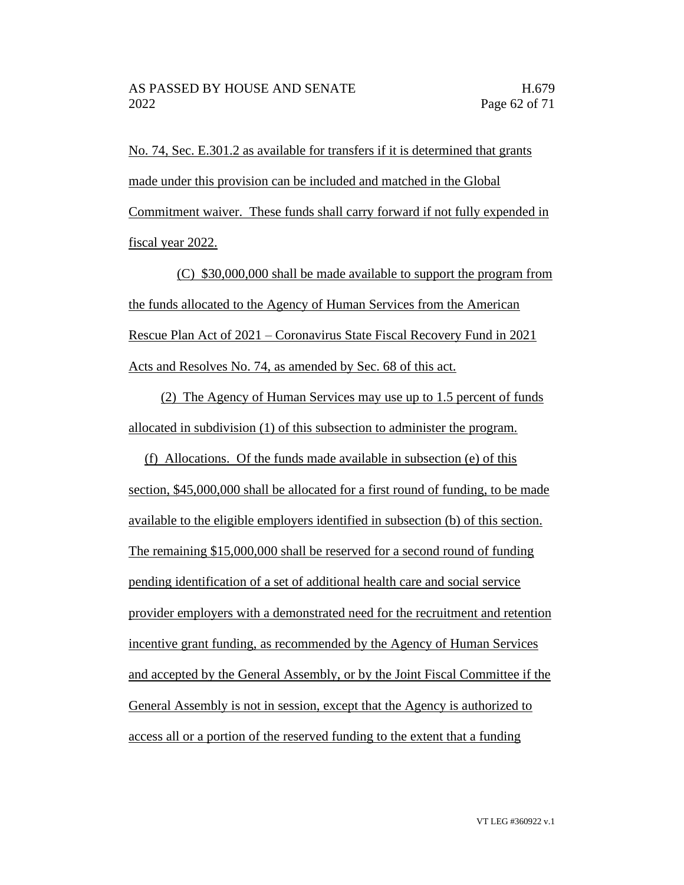No. 74, Sec. E.301.2 as available for transfers if it is determined that grants made under this provision can be included and matched in the Global Commitment waiver. These funds shall carry forward if not fully expended in fiscal year 2022.

(C) $30,000,000 shall be made available to support the program from the funds allocated to the Agency of Human Services from the American Rescue Plan Act of 2021 – Coronavirus State Fiscal Recovery Fund in 2021 Acts and Resolves No. 74, as amended by Sec. 68 of this act.

(2) The Agency of Human Services may use up to 1.5 percent of funds allocated in subdivision (1) of this subsection to administer the program.

(f) Allocations. Of the funds made available in subsection (e) of this section, $45,000,000 shall be allocated for a first round of funding, to be made available to the eligible employers identified in subsection (b) of this section. The remaining $15,000,000 shall be reserved for a second round of funding pending identification of a set of additional health care and social service provider employers with a demonstrated need for the recruitment and retention incentive grant funding, as recommended by the Agency of Human Services and accepted by the General Assembly, or by the Joint Fiscal Committee if the General Assembly is not in session, except that the Agency is authorized to access all or a portion of the reserved funding to the extent that a funding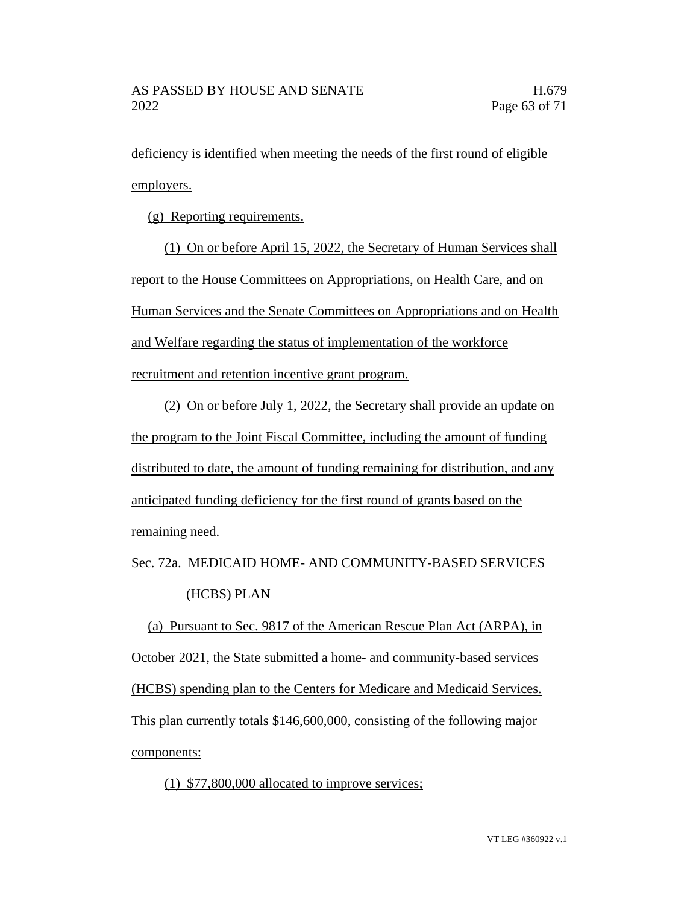deficiency is identified when meeting the needs of the first round of eligible employers.

(g) Reporting requirements.

(1) On or before April 15, 2022, the Secretary of Human Services shall report to the House Committees on Appropriations, on Health Care, and on Human Services and the Senate Committees on Appropriations and on Health and Welfare regarding the status of implementation of the workforce recruitment and retention incentive grant program.

(2) On or before July 1, 2022, the Secretary shall provide an update on the program to the Joint Fiscal Committee, including the amount of funding distributed to date, the amount of funding remaining for distribution, and any anticipated funding deficiency for the first round of grants based on the remaining need.

Sec. 72a. MEDICAID HOME- AND COMMUNITY-BASED SERVICES (HCBS) PLAN

(a) Pursuant to Sec. 9817 of the American Rescue Plan Act (ARPA), in October 2021, the State submitted a home- and community-based services (HCBS) spending plan to the Centers for Medicare and Medicaid Services. This plan currently totals $146,600,000, consisting of the following major components:

(1) $77,800,000 allocated to improve services;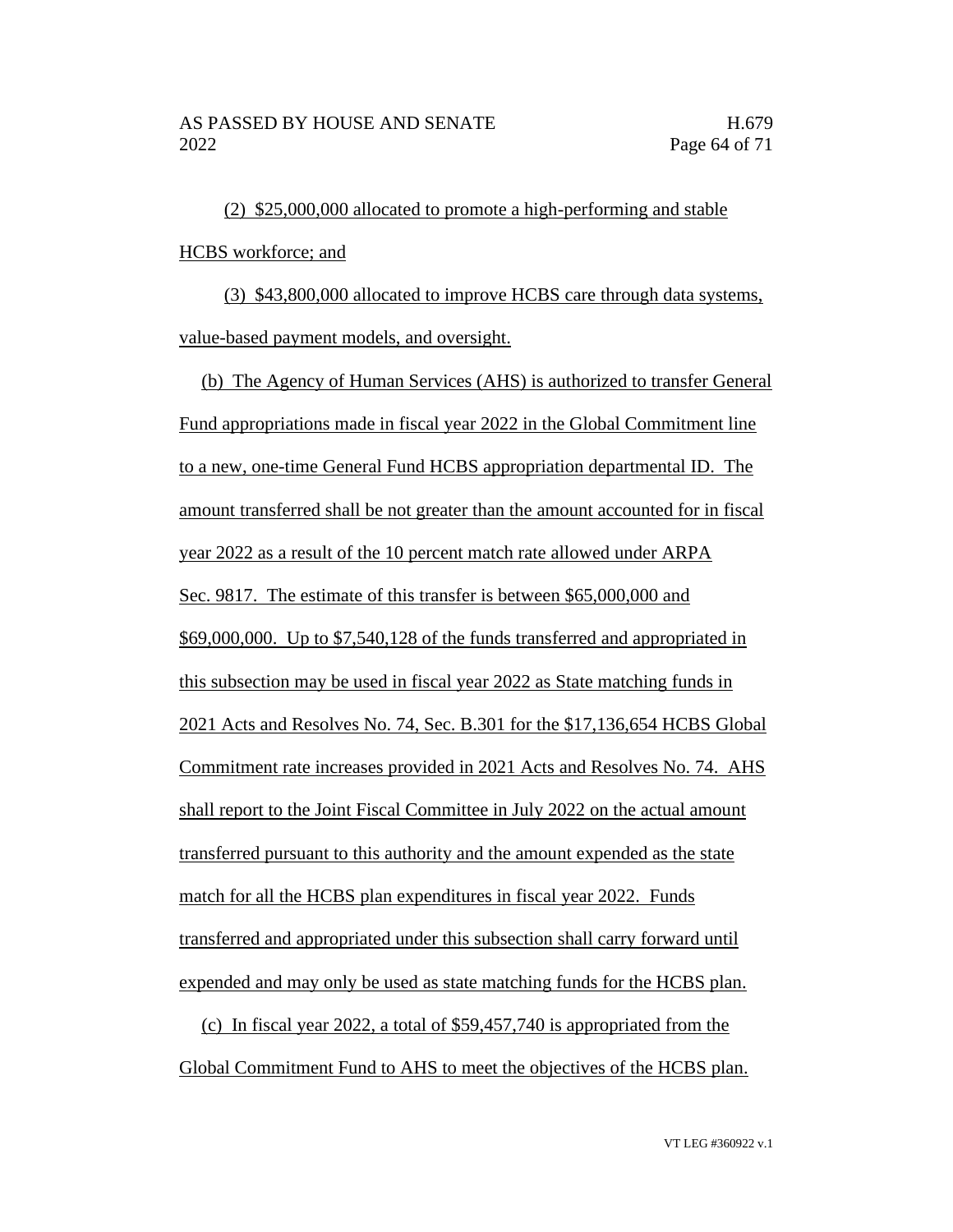(2) $25,000,000 allocated to promote a high-performing and stable HCBS workforce; and

(3) $43,800,000 allocated to improve HCBS care through data systems, value-based payment models, and oversight.

(b) The Agency of Human Services (AHS) is authorized to transfer General Fund appropriations made in fiscal year 2022 in the Global Commitment line to a new, one-time General Fund HCBS appropriation departmental ID. The amount transferred shall be not greater than the amount accounted for in fiscal year 2022 as a result of the 10 percent match rate allowed under ARPA Sec. 9817. The estimate of this transfer is between $65,000,000 and $69,000,000. Up to $7,540,128 of the funds transferred and appropriated in this subsection may be used in fiscal year 2022 as State matching funds in 2021 Acts and Resolves No. 74, Sec. B.301 for the $17,136,654 HCBS Global Commitment rate increases provided in 2021 Acts and Resolves No. 74. AHS shall report to the Joint Fiscal Committee in July 2022 on the actual amount transferred pursuant to this authority and the amount expended as the state match for all the HCBS plan expenditures in fiscal year 2022. Funds transferred and appropriated under this subsection shall carry forward until expended and may only be used as state matching funds for the HCBS plan.

(c) In fiscal year 2022, a total of $59,457,740 is appropriated from the Global Commitment Fund to AHS to meet the objectives of the HCBS plan.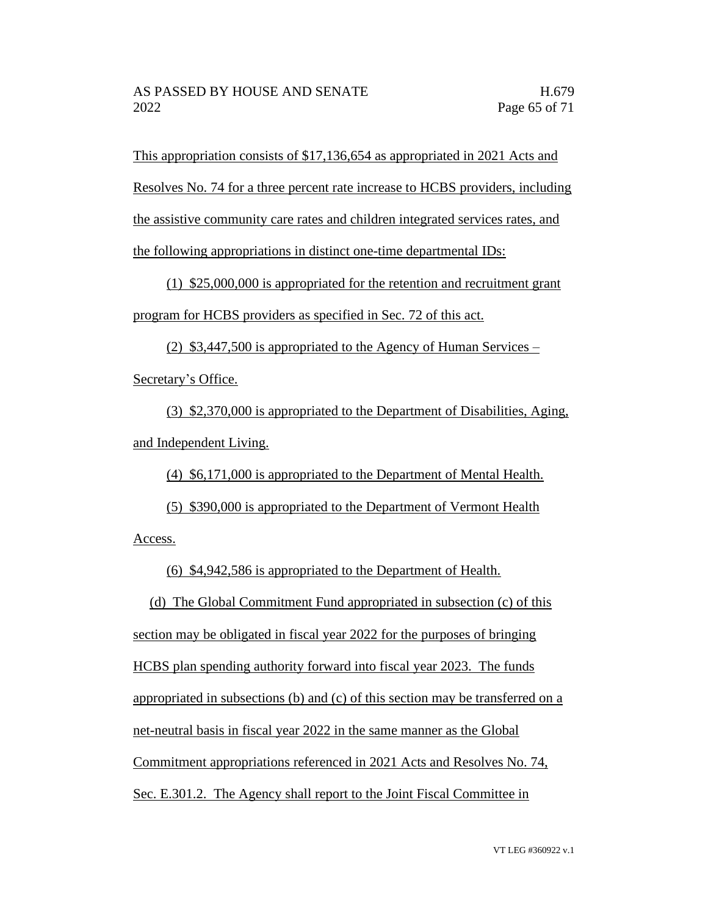This appropriation consists of $17,136,654 as appropriated in 2021 Acts and Resolves No. 74 for a three percent rate increase to HCBS providers, including the assistive community care rates and children integrated services rates, and the following appropriations in distinct one-time departmental IDs:

(1) $25,000,000 is appropriated for the retention and recruitment grant program for HCBS providers as specified in Sec. 72 of this act.

(2) $3,447,500 is appropriated to the Agency of Human Services – Secretary's Office.

(3) $2,370,000 is appropriated to the Department of Disabilities, Aging, and Independent Living.

(4) $6,171,000 is appropriated to the Department of Mental Health.

(5) $390,000 is appropriated to the Department of Vermont Health Access.

(6) $4,942,586 is appropriated to the Department of Health.

(d) The Global Commitment Fund appropriated in subsection (c) of this section may be obligated in fiscal year 2022 for the purposes of bringing HCBS plan spending authority forward into fiscal year 2023. The funds appropriated in subsections (b) and (c) of this section may be transferred on a net-neutral basis in fiscal year 2022 in the same manner as the Global Commitment appropriations referenced in 2021 Acts and Resolves No. 74, Sec. E.301.2. The Agency shall report to the Joint Fiscal Committee in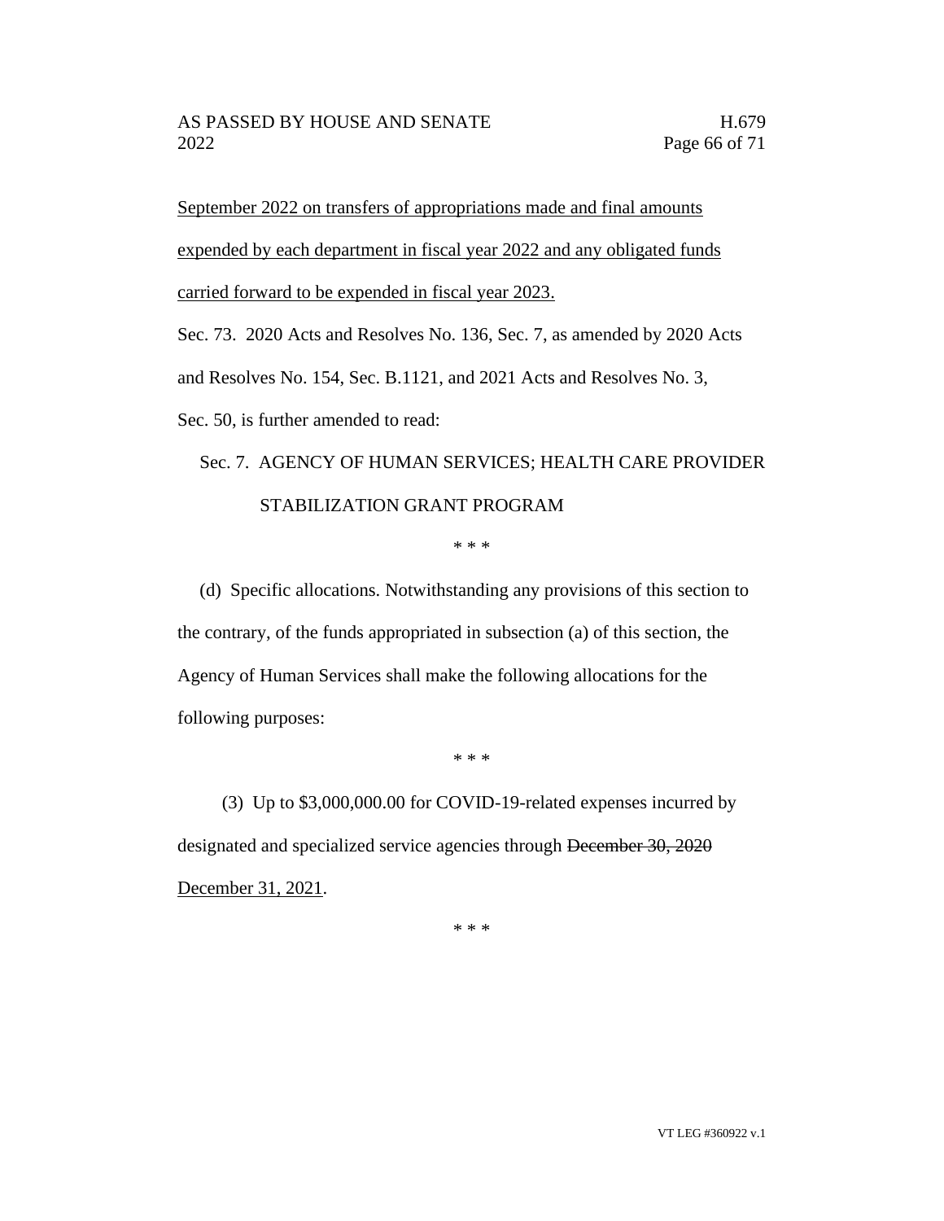<u>September 2022 on transfers of appropriations made and final amounts expended by each department in fiscal year 2022 and any obligated funds carried forward to be expended in fiscal year 2023.</u>

Sec. 73. 2020 Acts and Resolves No. 136, Sec. 7, as amended by 2020 Acts and Resolves No. 154, Sec. B.1121, and 2021 Acts and Resolves No. 3, Sec. 50, is further amended to read:

Sec. 7. AGENCY OF HUMAN SERVICES; HEALTH CARE PROVIDER STABILIZATION GRANT PROGRAM

\* \* \*

(d) Specific allocations. Notwithstanding any provisions of this section to the contrary, of the funds appropriated in subsection (a) of this section, the Agency of Human Services shall make the following allocations for the following purposes:

\* \* \*

(3) Up to $3,000,000.00 for COVID-19-related expenses incurred by designated and specialized service agencies through ~~December 30, 2020~~ <u>December 31, 2021</u>.

\* \* \*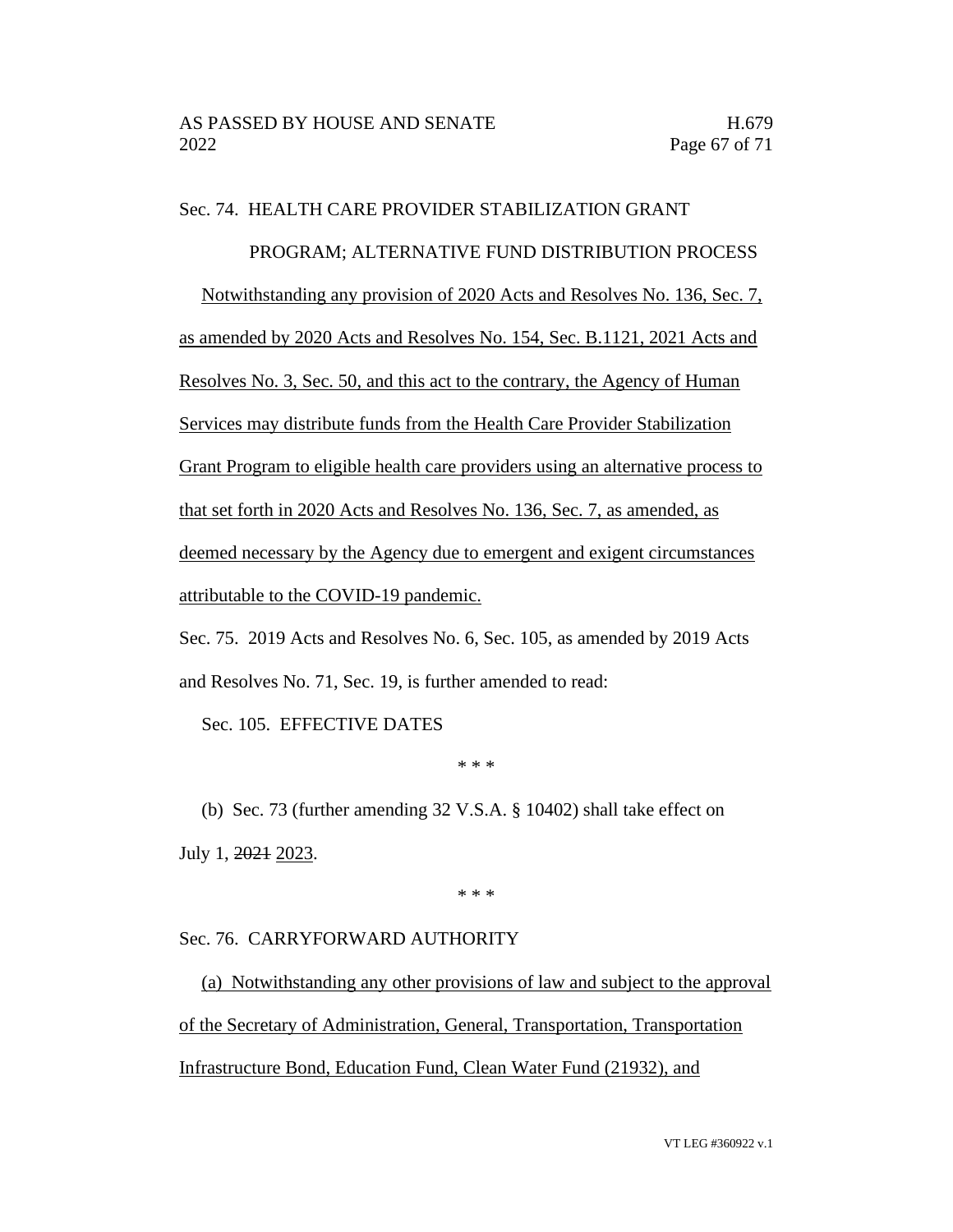Sec. 74. HEALTH CARE PROVIDER STABILIZATION GRANT PROGRAM; ALTERNATIVE FUND DISTRIBUTION PROCESS

Notwithstanding any provision of 2020 Acts and Resolves No. 136, Sec. 7, as amended by 2020 Acts and Resolves No. 154, Sec. B.1121, 2021 Acts and Resolves No. 3, Sec. 50, and this act to the contrary, the Agency of Human Services may distribute funds from the Health Care Provider Stabilization Grant Program to eligible health care providers using an alternative process to that set forth in 2020 Acts and Resolves No. 136, Sec. 7, as amended, as deemed necessary by the Agency due to emergent and exigent circumstances attributable to the COVID-19 pandemic.

Sec. 75. 2019 Acts and Resolves No. 6, Sec. 105, as amended by 2019 Acts and Resolves No. 71, Sec. 19, is further amended to read:

Sec. 105. EFFECTIVE DATES

\* \* \*

(b) Sec. 73 (further amending 32 V.S.A. § 10402) shall take effect on July 1, ~~2021~~ 2023.

\* \* \*

Sec. 76. CARRYFORWARD AUTHORITY

(a) Notwithstanding any other provisions of law and subject to the approval of the Secretary of Administration, General, Transportation, Transportation Infrastructure Bond, Education Fund, Clean Water Fund (21932), and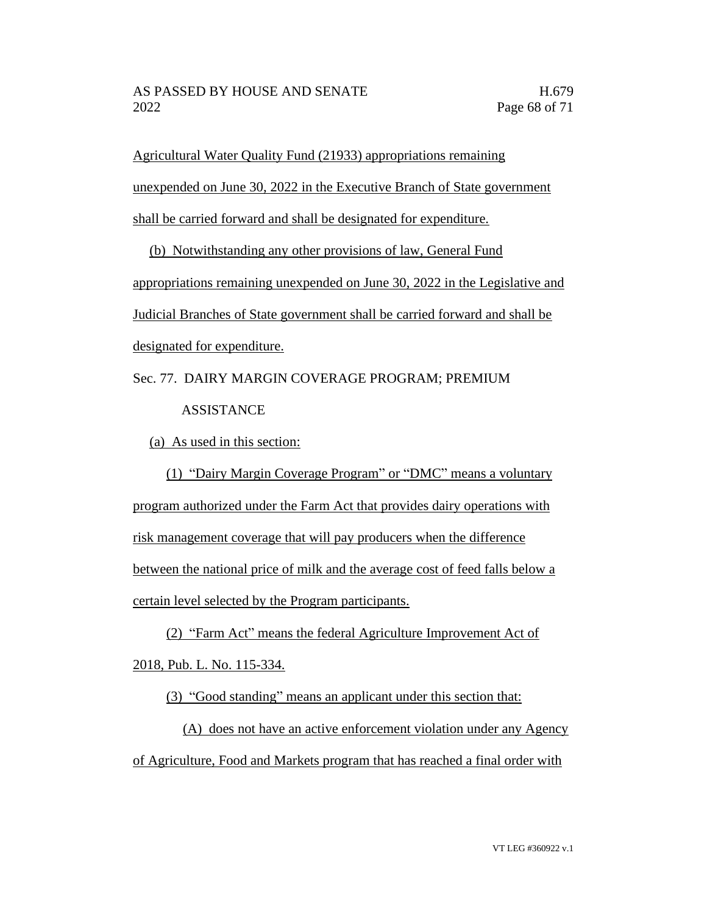Agricultural Water Quality Fund (21933) appropriations remaining unexpended on June 30, 2022 in the Executive Branch of State government shall be carried forward and shall be designated for expenditure.

(b) Notwithstanding any other provisions of law, General Fund appropriations remaining unexpended on June 30, 2022 in the Legislative and Judicial Branches of State government shall be carried forward and shall be designated for expenditure.

Sec. 77. DAIRY MARGIN COVERAGE PROGRAM; PREMIUM ASSISTANCE

(a) As used in this section:

(1) "Dairy Margin Coverage Program" or "DMC" means a voluntary program authorized under the Farm Act that provides dairy operations with risk management coverage that will pay producers when the difference between the national price of milk and the average cost of feed falls below a certain level selected by the Program participants.

(2) "Farm Act" means the federal Agriculture Improvement Act of 2018, Pub. L. No. 115-334.

(3) "Good standing" means an applicant under this section that:

(A) does not have an active enforcement violation under any Agency of Agriculture, Food and Markets program that has reached a final order with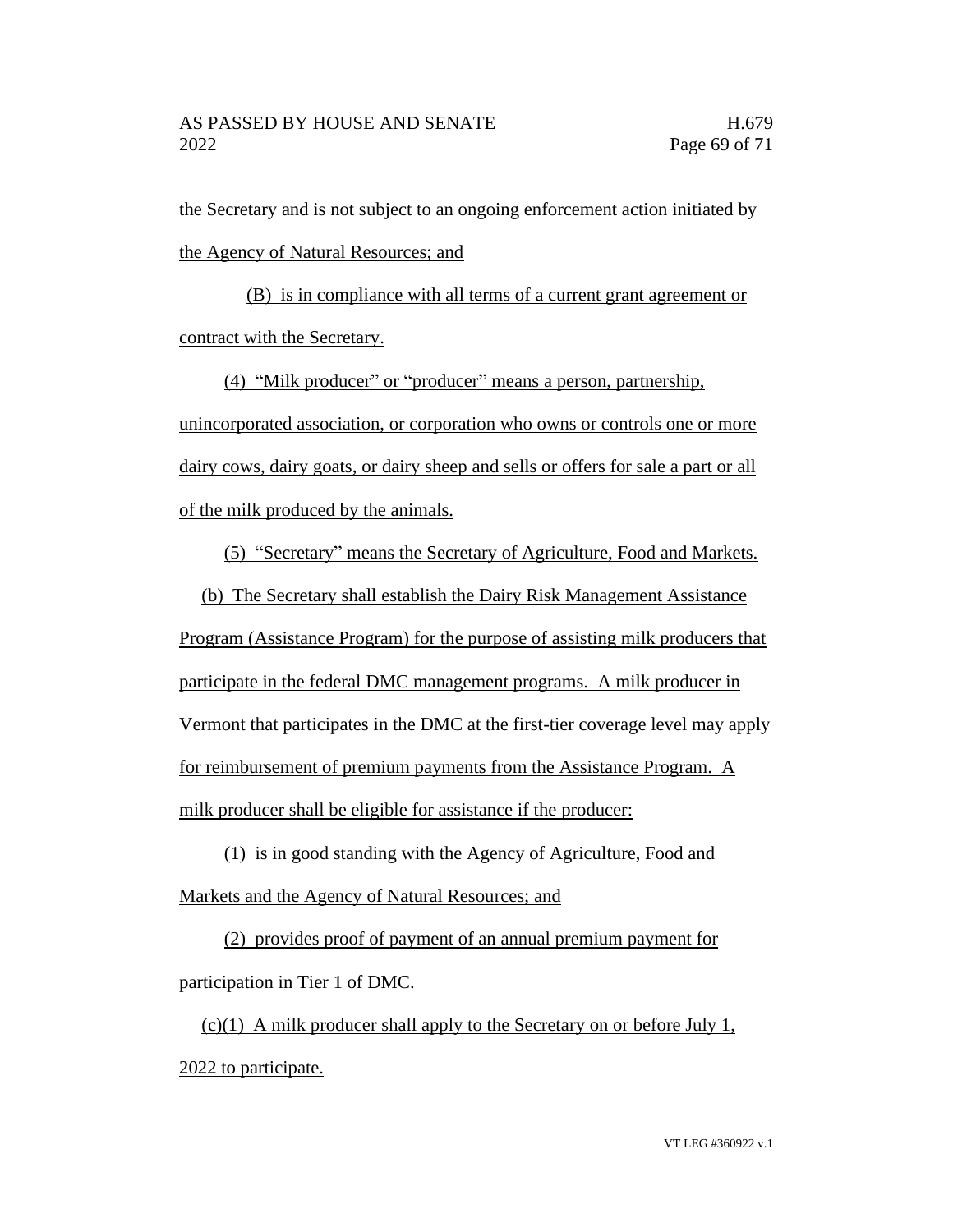the Secretary and is not subject to an ongoing enforcement action initiated by the Agency of Natural Resources; and

(B) is in compliance with all terms of a current grant agreement or contract with the Secretary.

(4) "Milk producer" or "producer" means a person, partnership, unincorporated association, or corporation who owns or controls one or more dairy cows, dairy goats, or dairy sheep and sells or offers for sale a part or all of the milk produced by the animals.

(5) "Secretary" means the Secretary of Agriculture, Food and Markets.

(b) The Secretary shall establish the Dairy Risk Management Assistance Program (Assistance Program) for the purpose of assisting milk producers that participate in the federal DMC management programs. A milk producer in Vermont that participates in the DMC at the first-tier coverage level may apply for reimbursement of premium payments from the Assistance Program. A milk producer shall be eligible for assistance if the producer:

(1) is in good standing with the Agency of Agriculture, Food and Markets and the Agency of Natural Resources; and

(2) provides proof of payment of an annual premium payment for participation in Tier 1 of DMC.

(c)(1) A milk producer shall apply to the Secretary on or before July 1, 2022 to participate.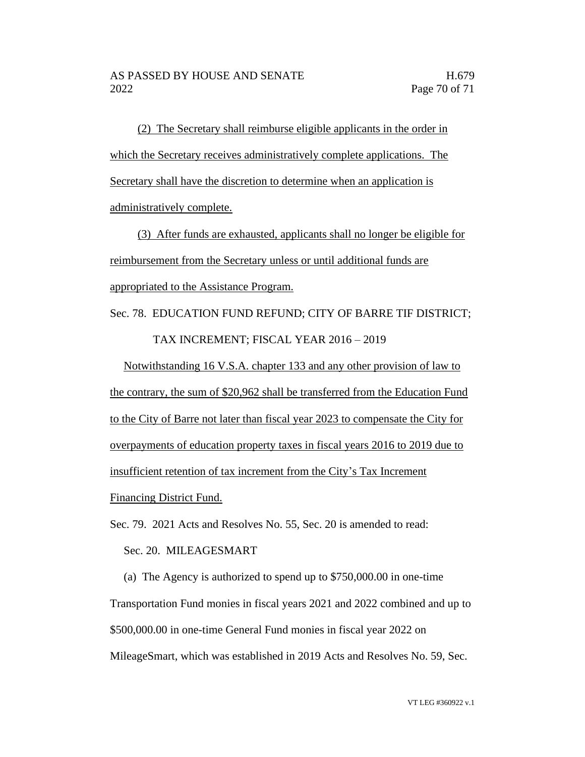(2) The Secretary shall reimburse eligible applicants in the order in which the Secretary receives administratively complete applications. The Secretary shall have the discretion to determine when an application is administratively complete.

(3) After funds are exhausted, applicants shall no longer be eligible for reimbursement from the Secretary unless or until additional funds are appropriated to the Assistance Program.

Sec. 78. EDUCATION FUND REFUND; CITY OF BARRE TIF DISTRICT; TAX INCREMENT; FISCAL YEAR 2016 – 2019

Notwithstanding 16 V.S.A. chapter 133 and any other provision of law to the contrary, the sum of $20,962 shall be transferred from the Education Fund to the City of Barre not later than fiscal year 2023 to compensate the City for overpayments of education property taxes in fiscal years 2016 to 2019 due to insufficient retention of tax increment from the City's Tax Increment Financing District Fund.

Sec. 79. 2021 Acts and Resolves No. 55, Sec. 20 is amended to read:

Sec. 20. MILEAGESMART

(a) The Agency is authorized to spend up to $750,000.00 in one-time Transportation Fund monies in fiscal years 2021 and 2022 combined and up to $500,000.00 in one-time General Fund monies in fiscal year 2022 on MileageSmart, which was established in 2019 Acts and Resolves No. 59, Sec.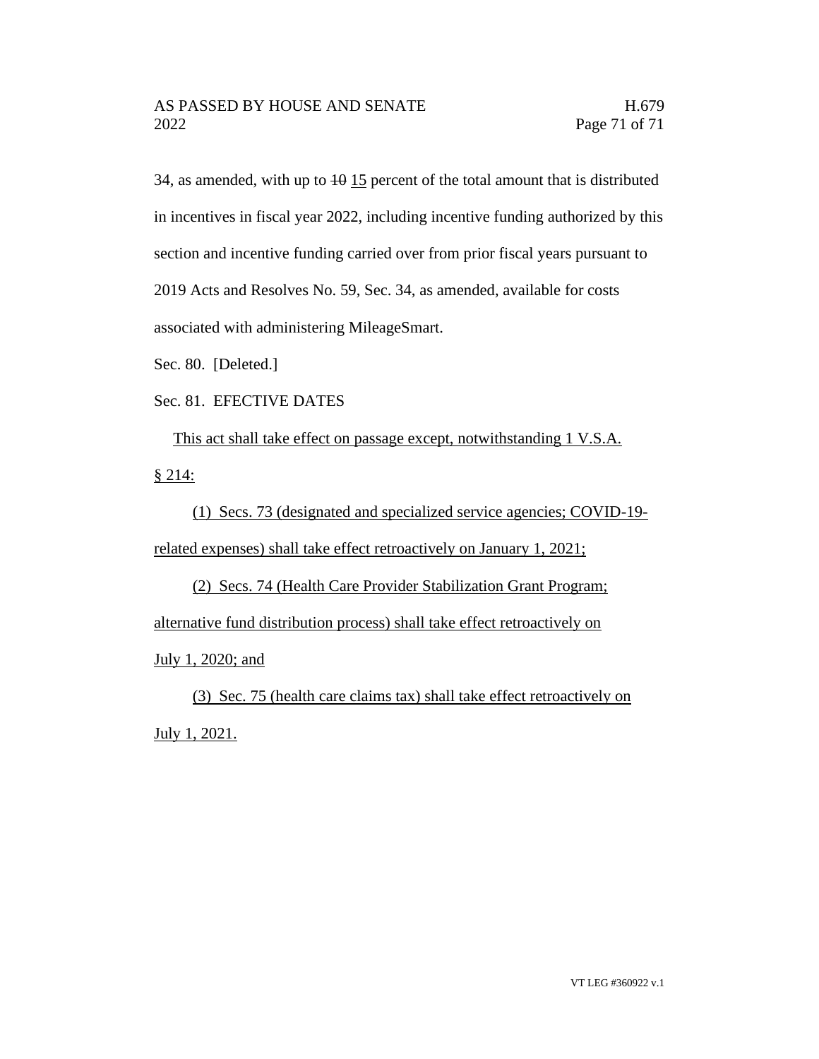34, as amended, with up to ~~10~~ <u>15</u> percent of the total amount that is distributed in incentives in fiscal year 2022, including incentive funding authorized by this section and incentive funding carried over from prior fiscal years pursuant to 2019 Acts and Resolves No. 59, Sec. 34, as amended, available for costs associated with administering MileageSmart.

Sec. 80. [Deleted.]

Sec. 81. EFECTIVE DATES

<u>This act shall take effect on passage except, notwithstanding 1 V.S.A. § 214:</u>

<u>(1) Secs. 73 (designated and specialized service agencies; COVID-19-related expenses) shall take effect retroactively on January 1, 2021;</u>

<u>(2) Secs. 74 (Health Care Provider Stabilization Grant Program; alternative fund distribution process) shall take effect retroactively on July 1, 2020; and</u>

<u>(3) Sec. 75 (health care claims tax) shall take effect retroactively on July 1, 2021.</u>